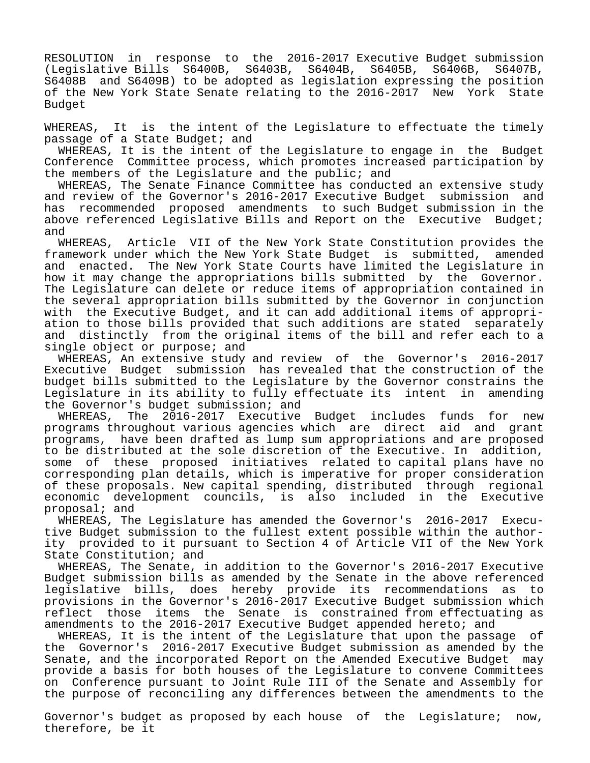RESOLUTION in response to the 2016-2017 Executive Budget submission (Legislative Bills S6400B, S6403B, S6404B, S6405B, S6406B, S6407B, S6408B and S6409B) to be adopted as legislation expressing the position of the New York State Senate relating to the 2016-2017 New York State Budget

WHEREAS, It is the intent of the Legislature to effectuate the timely passage of a State Budget; and

WHEREAS, It is the intent of the Legislature to engage in the Budget Conference Committee process, which promotes increased participation by the members of the Legislature and the public; and

WHEREAS, The Senate Finance Committee has conducted an extensive study and review of the Governor's 2016-2017 Executive Budget submission and has recommended proposed amendments to such Budget submission in the above referenced Legislative Bills and Report on the Executive Budget; and

WHEREAS, Article VII of the New York State Constitution provides the framework under which the New York State Budget is submitted, amended and enacted. The New York State Courts have limited the Legislature in how it may change the appropriations bills submitted by the Governor. The Legislature can delete or reduce items of appropriation contained in the several appropriation bills submitted by the Governor in conjunction with the Executive Budget, and it can add additional items of appropriation to those bills provided that such additions are stated separately and distinctly from the original items of the bill and refer each to a single object or purpose; and

WHEREAS, An extensive study and review of the Governor's 2016-2017 Executive Budget submission has revealed that the construction of the budget bills submitted to the Legislature by the Governor constrains the Legislature in its ability to fully effectuate its intent in amending the Governor's budget submission; and

WHEREAS, The 2016-2017 Executive Budget includes funds for new programs throughout various agencies which are direct aid and grant programs, have been drafted as lump sum appropriations and are proposed to be distributed at the sole discretion of the Executive. In addition, some of these proposed initiatives related to capital plans have no corresponding plan details, which is imperative for proper consideration of these proposals. New capital spending, distributed through regional economic development councils, is also included in the Executive proposal; and

WHEREAS, The Legislature has amended the Governor's 2016-2017 Executive Budget submission to the fullest extent possible within the authority provided to it pursuant to Section 4 of Article VII of the New York State Constitution; and

WHEREAS, The Senate, in addition to the Governor's 2016-2017 Executive Budget submission bills as amended by the Senate in the above referenced legislative bills, does hereby provide its recommendations as to provisions in the Governor's 2016-2017 Executive Budget submission which reflect those items the Senate is constrained from effectuating as amendments to the 2016-2017 Executive Budget appended hereto; and

WHEREAS, It is the intent of the Legislature that upon the passage of the Governor's 2016-2017 Executive Budget submission as amended by the Senate, and the incorporated Report on the Amended Executive Budget may provide a basis for both houses of the Legislature to convene Committees on Conference pursuant to Joint Rule III of the Senate and Assembly for the purpose of reconciling any differences between the amendments to the Governor's budget as proposed by each house of the Legislature; now, therefore, be it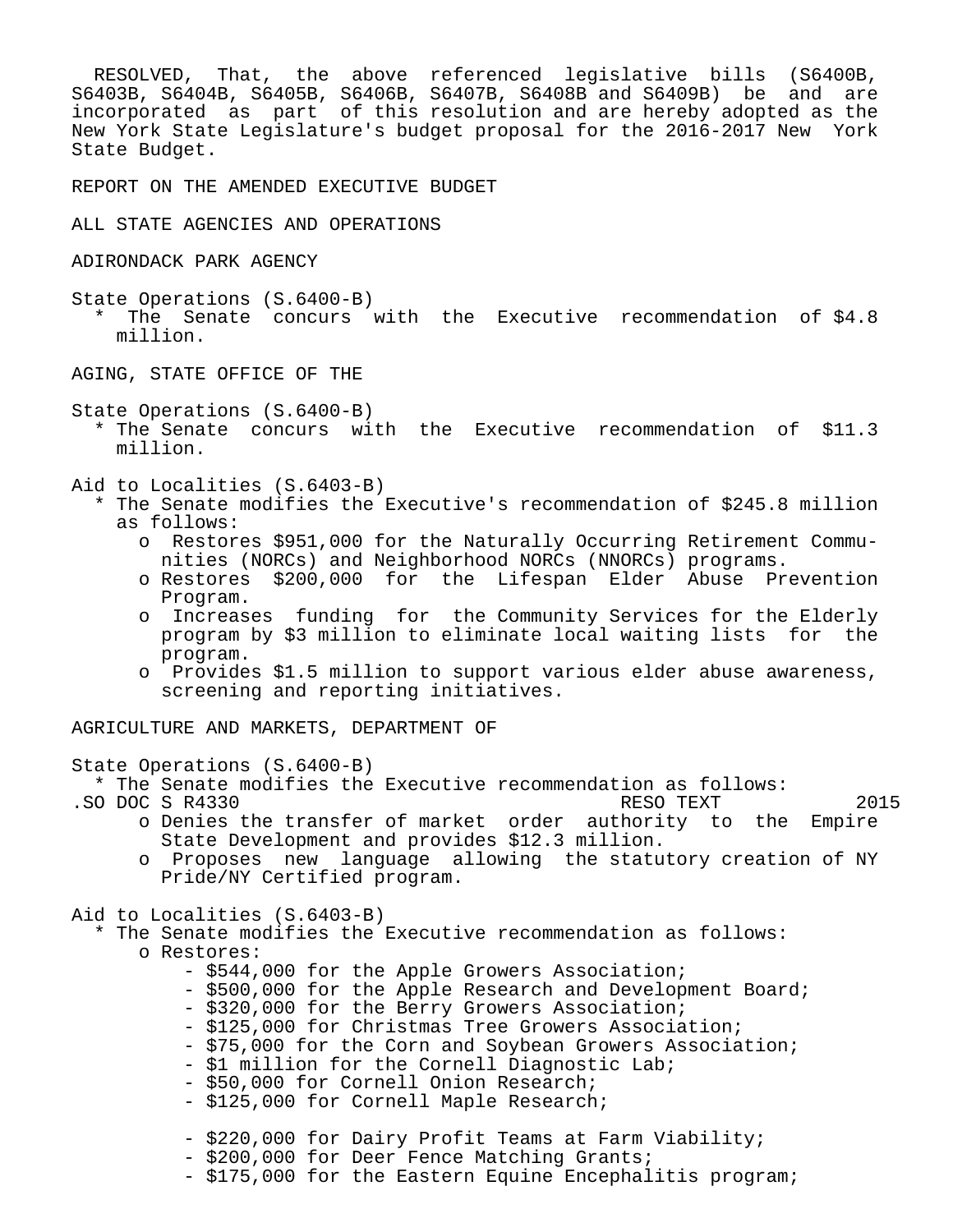RESOLVED, That, the above referenced legislative bills (S6400B, S6403B, S6404B, S6405B, S6406B, S6407B, S6408B and S6409B) be and are incorporated as part of this resolution and are hereby adopted as the New York State Legislature's budget proposal for the 2016-2017 New York State Budget.

REPORT ON THE AMENDED EXECUTIVE BUDGET

ALL STATE AGENCIES AND OPERATIONS

ADIRONDACK PARK AGENCY

State Operations (S.6400-B)

* The Senate concurs with the Executive recommendation of $4.8 million.

AGING, STATE OFFICE OF THE

State Operations (S.6400-B)

* The Senate concurs with the Executive recommendation of $11.3 million.

Aid to Localities (S.6403-B)

* The Senate modifies the Executive's recommendation of $245.8 million as follows:
  - o Restores $951,000 for the Naturally Occurring Retirement Communities (NORCs) and Neighborhood NORCs (NNORCs) programs.
  - o Restores $200,000 for the Lifespan Elder Abuse Prevention Program.
  - o Increases funding for the Community Services for the Elderly program by $3 million to eliminate local waiting lists for the program.
  - o Provides $1.5 million to support various elder abuse awareness, screening and reporting initiatives.

AGRICULTURE AND MARKETS, DEPARTMENT OF

State Operations (S.6400-B)

* The Senate modifies the Executive recommendation as follows:
  - o Denies the transfer of market order authority to the Empire State Development and provides $12.3 million.
  - o Proposes new language allowing the statutory creation of NY Pride/NY Certified program.

Aid to Localities (S.6403-B)

* The Senate modifies the Executive recommendation as follows:
  - o Restores:
    - $544,000 for the Apple Growers Association;
    - $500,000 for the Apple Research and Development Board;
    - $320,000 for the Berry Growers Association;
    - $125,000 for Christmas Tree Growers Association;
    - $75,000 for the Corn and Soybean Growers Association;
    - $1 million for the Cornell Diagnostic Lab;
    - $50,000 for Cornell Onion Research;
    - $125,000 for Cornell Maple Research;
    - $220,000 for Dairy Profit Teams at Farm Viability;
    - $200,000 for Deer Fence Matching Grants;
    - $175,000 for the Eastern Equine Encephalitis program;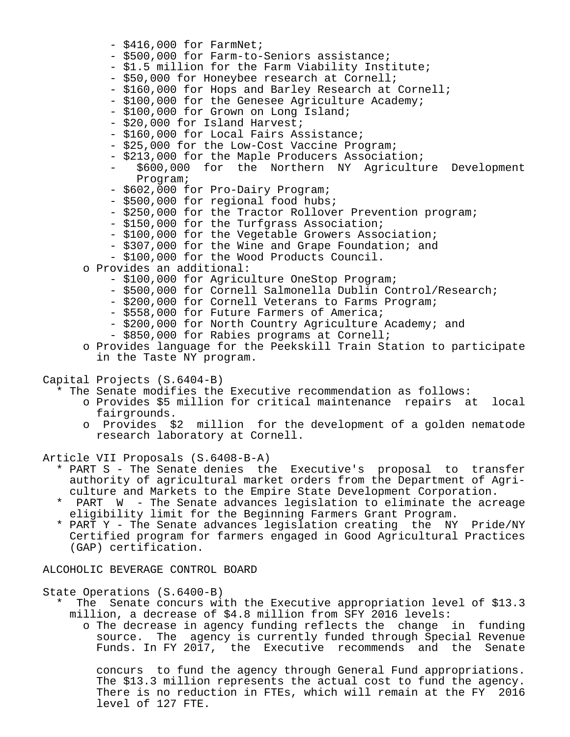- $416,000 for FarmNet;
- $500,000 for Farm-to-Seniors assistance;
- $1.5 million for the Farm Viability Institute;
- $50,000 for Honeybee research at Cornell;
- $160,000 for Hops and Barley Research at Cornell;
- $100,000 for the Genesee Agriculture Academy;
- $100,000 for Grown on Long Island;
- $20,000 for Island Harvest;
- $160,000 for Local Fairs Assistance;
- $25,000 for the Low-Cost Vaccine Program;
- $213,000 for the Maple Producers Association;
- $600,000 for the Northern NY Agriculture Development Program;
- $602,000 for Pro-Dairy Program;
- $500,000 for regional food hubs;
- $250,000 for the Tractor Rollover Prevention program;
- $150,000 for the Turfgrass Association;
- $100,000 for the Vegetable Growers Association;
- $307,000 for the Wine and Grape Foundation; and
- $100,000 for the Wood Products Council.

o Provides an additional:
- $100,000 for Agriculture OneStop Program;
- $500,000 for Cornell Salmonella Dublin Control/Research;
- $200,000 for Cornell Veterans to Farms Program;
- $558,000 for Future Farmers of America;
- $200,000 for North Country Agriculture Academy; and
- $850,000 for Rabies programs at Cornell;

o Provides language for the Peekskill Train Station to participate in the Taste NY program.

Capital Projects (S.6404-B)

* The Senate modifies the Executive recommendation as follows:
  - o Provides $5 million for critical maintenance repairs at local fairgrounds.
  - o Provides $2 million for the development of a golden nematode research laboratory at Cornell.

Article VII Proposals (S.6408-B-A)

* PART S - The Senate denies the Executive's proposal to transfer authority of agricultural market orders from the Department of Agriculture and Markets to the Empire State Development Corporation.
* PART W - The Senate advances legislation to eliminate the acreage eligibility limit for the Beginning Farmers Grant Program.
* PART Y - The Senate advances legislation creating the NY Pride/NY Certified program for farmers engaged in Good Agricultural Practices (GAP) certification.

ALCOHOLIC BEVERAGE CONTROL BOARD

State Operations (S.6400-B)

* The Senate concurs with the Executive appropriation level of $13.3 million, a decrease of $4.8 million from SFY 2016 levels:
  - o The decrease in agency funding reflects the change in funding source. The agency is currently funded through Special Revenue Funds. In FY 2017, the Executive recommends and the Senate concurs to fund the agency through General Fund appropriations. The $13.3 million represents the actual cost to fund the agency. There is no reduction in FTEs, which will remain at the FY 2016 level of 127 FTE.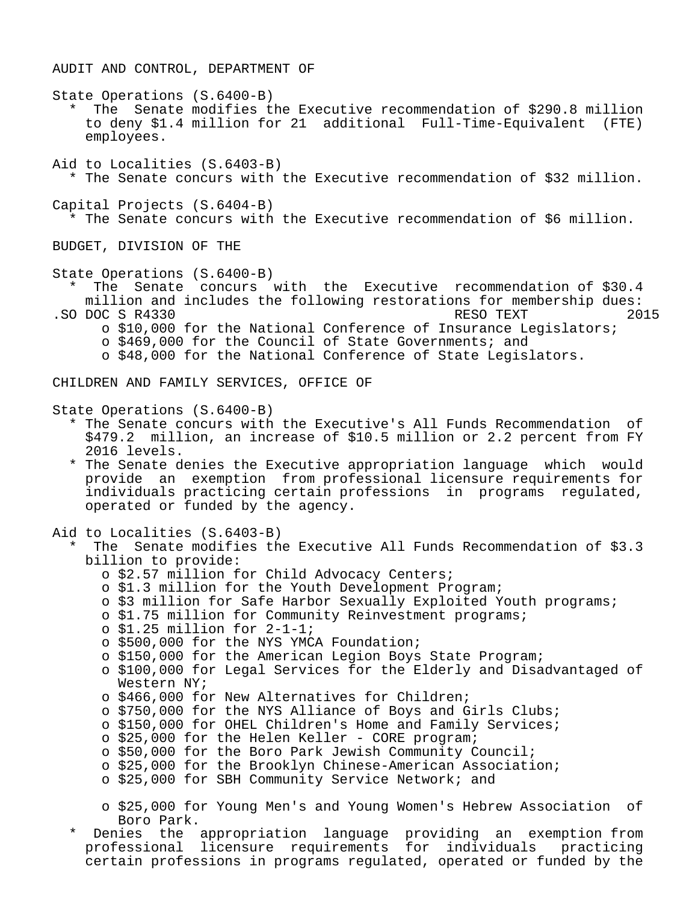## AUDIT AND CONTROL, DEPARTMENT OF

### State Operations (S.6400-B)

* The Senate modifies the Executive recommendation of $290.8 million to deny $1.4 million for 21 additional Full-Time-Equivalent (FTE) employees.

### Aid to Localities (S.6403-B)

* The Senate concurs with the Executive recommendation of $32 million.

### Capital Projects (S.6404-B)

* The Senate concurs with the Executive recommendation of $6 million.

## BUDGET, DIVISION OF THE

### State Operations (S.6400-B)

* The Senate concurs with the Executive recommendation of $30.4 million and includes the following restorations for membership dues:
  - o $10,000 for the National Conference of Insurance Legislators;
  - o $469,000 for the Council of State Governments; and
  - o $48,000 for the National Conference of State Legislators.

## CHILDREN AND FAMILY SERVICES, OFFICE OF

### State Operations (S.6400-B)

* The Senate concurs with the Executive's All Funds Recommendation of $479.2 million, an increase of $10.5 million or 2.2 percent from FY 2016 levels.
* The Senate denies the Executive appropriation language which would provide an exemption from professional licensure requirements for individuals practicing certain professions in programs regulated, operated or funded by the agency.

### Aid to Localities (S.6403-B)

* The Senate modifies the Executive All Funds Recommendation of $3.3 billion to provide:
  - o $2.57 million for Child Advocacy Centers;
  - o $1.3 million for the Youth Development Program;
  - o $3 million for Safe Harbor Sexually Exploited Youth programs;
  - o $1.75 million for Community Reinvestment programs;
  - o $1.25 million for 2-1-1;
  - o $500,000 for the NYS YMCA Foundation;
  - o $150,000 for the American Legion Boys State Program;
  - o $100,000 for Legal Services for the Elderly and Disadvantaged of Western NY;
  - o $466,000 for New Alternatives for Children;
  - o $750,000 for the NYS Alliance of Boys and Girls Clubs;
  - o $150,000 for OHEL Children's Home and Family Services;
  - o $25,000 for the Helen Keller - CORE program;
  - o $50,000 for the Boro Park Jewish Community Council;
  - o $25,000 for the Brooklyn Chinese-American Association;
  - o $25,000 for SBH Community Service Network; and
  - o $25,000 for Young Men's and Young Women's Hebrew Association of Boro Park.
* Denies the appropriation language providing an exemption from professional licensure requirements for individuals practicing certain professions in programs regulated, operated or funded by the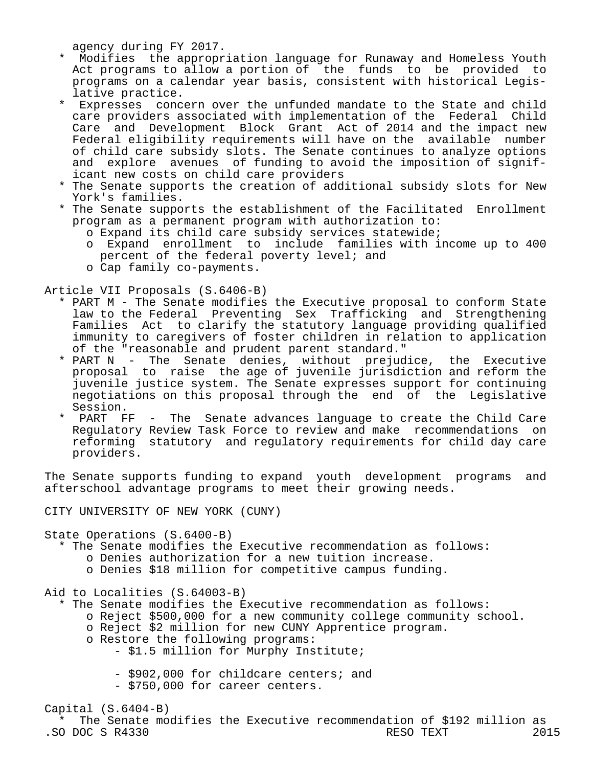agency during FY 2017.

* Modifies the appropriation language for Runaway and Homeless Youth Act programs to allow a portion of the funds to be provided to programs on a calendar year basis, consistent with historical Legislative practice.
* Expresses concern over the unfunded mandate to the State and child care providers associated with implementation of the Federal Child Care and Development Block Grant Act of 2014 and the impact new Federal eligibility requirements will have on the available number of child care subsidy slots. The Senate continues to analyze options and explore avenues of funding to avoid the imposition of significant new costs on child care providers
* The Senate supports the creation of additional subsidy slots for New York's families.
* The Senate supports the establishment of the Facilitated Enrollment program as a permanent program with authorization to:
  - o Expand its child care subsidy services statewide;
  - o Expand enrollment to include families with income up to 400 percent of the federal poverty level; and
  - o Cap family co-payments.

Article VII Proposals (S.6406-B)

* PART M - The Senate modifies the Executive proposal to conform State law to the Federal Preventing Sex Trafficking and Strengthening Families Act to clarify the statutory language providing qualified immunity to caregivers of foster children in relation to application of the "reasonable and prudent parent standard."
* PART N - The Senate denies, without prejudice, the Executive proposal to raise the age of juvenile jurisdiction and reform the juvenile justice system. The Senate expresses support for continuing negotiations on this proposal through the end of the Legislative Session.
* PART FF - The Senate advances language to create the Child Care Regulatory Review Task Force to review and make recommendations on reforming statutory and regulatory requirements for child day care providers.

The Senate supports funding to expand youth development programs and afterschool advantage programs to meet their growing needs.

CITY UNIVERSITY OF NEW YORK (CUNY)

State Operations (S.6400-B)

* The Senate modifies the Executive recommendation as follows:
  - o Denies authorization for a new tuition increase.
  - o Denies $18 million for competitive campus funding.

Aid to Localities (S.64003-B)

* The Senate modifies the Executive recommendation as follows:
  - o Reject $500,000 for a new community college community school.
  - o Reject $2 million for new CUNY Apprentice program.
  - o Restore the following programs:
    - $1.5 million for Murphy Institute;
    - $902,000 for childcare centers; and
    - $750,000 for career centers.

Capital (S.6404-B)

* The Senate modifies the Executive recommendation of $192 million as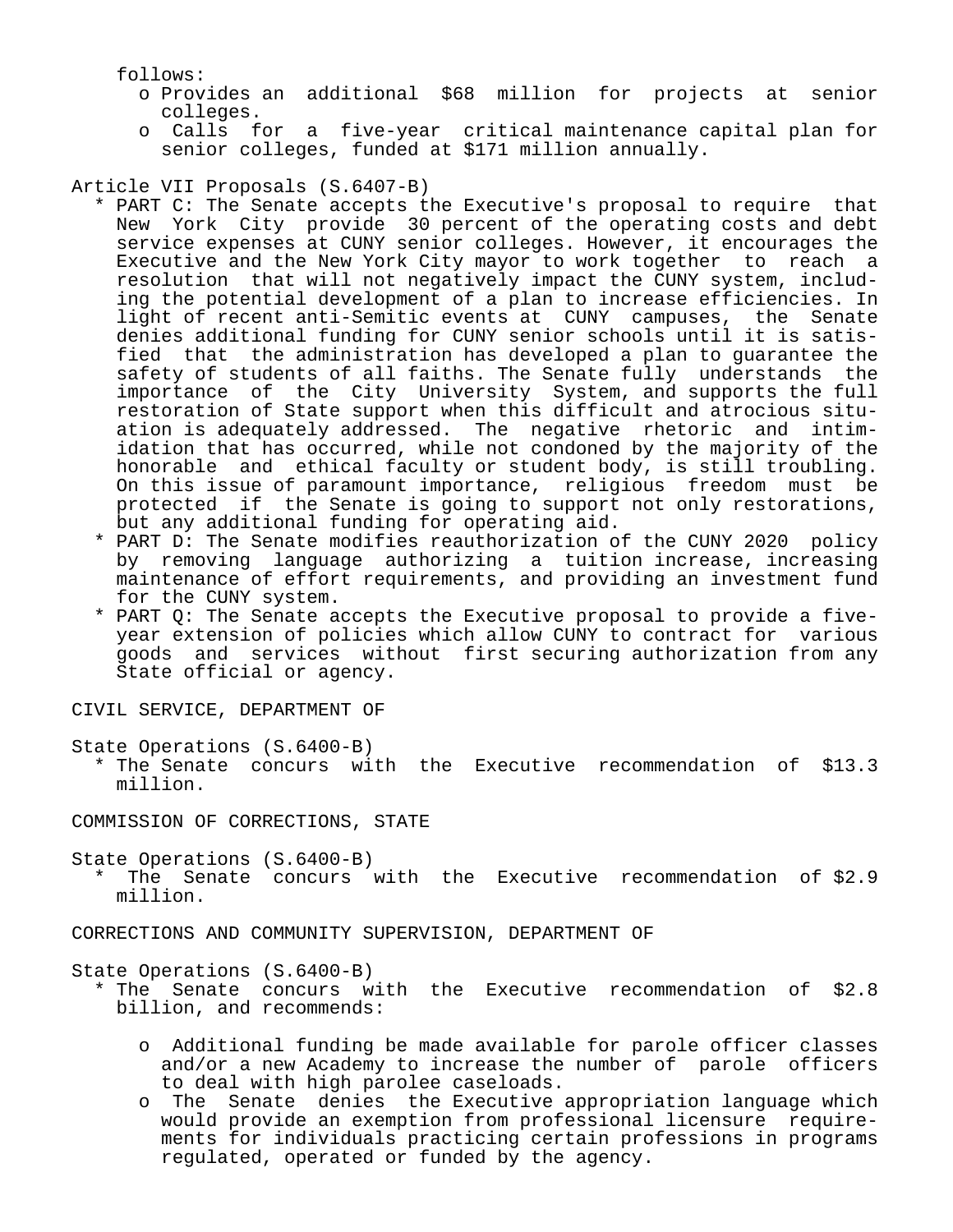follows:

- o Provides an additional $68 million for projects at senior colleges.
- o Calls for a five-year critical maintenance capital plan for senior colleges, funded at $171 million annually.

Article VII Proposals (S.6407-B)

- * PART C: The Senate accepts the Executive's proposal to require that New York City provide 30 percent of the operating costs and debt service expenses at CUNY senior colleges. However, it encourages the Executive and the New York City mayor to work together to reach a resolution that will not negatively impact the CUNY system, including the potential development of a plan to increase efficiencies. In light of recent anti-Semitic events at CUNY campuses, the Senate denies additional funding for CUNY senior schools until it is satisfied that the administration has developed a plan to guarantee the safety of students of all faiths. The Senate fully understands the importance of the City University System, and supports the full restoration of State support when this difficult and atrocious situation is adequately addressed. The negative rhetoric and intimidation that has occurred, while not condoned by the majority of the honorable and ethical faculty or student body, is still troubling. On this issue of paramount importance, religious freedom must be protected if the Senate is going to support not only restorations, but any additional funding for operating aid.
- * PART D: The Senate modifies reauthorization of the CUNY 2020 policy by removing language authorizing a tuition increase, increasing maintenance of effort requirements, and providing an investment fund for the CUNY system.
- * PART Q: The Senate accepts the Executive proposal to provide a five-year extension of policies which allow CUNY to contract for various goods and services without first securing authorization from any State official or agency.

CIVIL SERVICE, DEPARTMENT OF

State Operations (S.6400-B)

- * The Senate concurs with the Executive recommendation of $13.3 million.

COMMISSION OF CORRECTIONS, STATE

State Operations (S.6400-B)

- * The Senate concurs with the Executive recommendation of $2.9 million.

CORRECTIONS AND COMMUNITY SUPERVISION, DEPARTMENT OF

State Operations (S.6400-B)

- * The Senate concurs with the Executive recommendation of $2.8 billion, and recommends:
  - o Additional funding be made available for parole officer classes and/or a new Academy to increase the number of parole officers to deal with high parolee caseloads.
  - o The Senate denies the Executive appropriation language which would provide an exemption from professional licensure requirements for individuals practicing certain professions in programs regulated, operated or funded by the agency.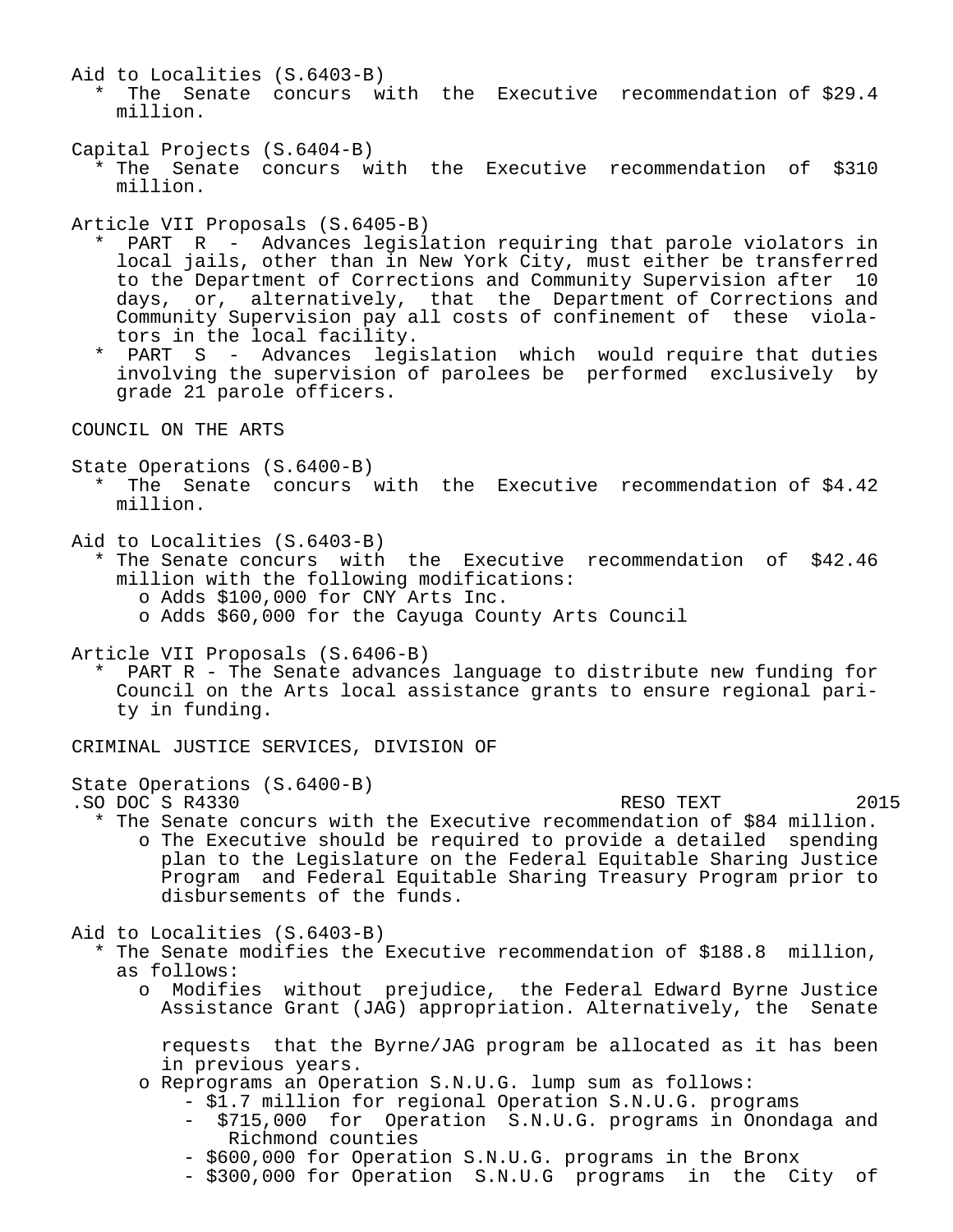Aid to Localities (S.6403-B)

* The Senate concurs with the Executive recommendation of $29.4 million.

Capital Projects (S.6404-B)

* The Senate concurs with the Executive recommendation of $310 million.

Article VII Proposals (S.6405-B)

* PART R - Advances legislation requiring that parole violators in local jails, other than in New York City, must either be transferred to the Department of Corrections and Community Supervision after 10 days, or, alternatively, that the Department of Corrections and Community Supervision pay all costs of confinement of these violators in the local facility.
* PART S - Advances legislation which would require that duties involving the supervision of parolees be performed exclusively by grade 21 parole officers.

COUNCIL ON THE ARTS

State Operations (S.6400-B)

* The Senate concurs with the Executive recommendation of $4.42 million.

Aid to Localities (S.6403-B)

* The Senate concurs with the Executive recommendation of $42.46 million with the following modifications:
  - o Adds $100,000 for CNY Arts Inc.
  - o Adds $60,000 for the Cayuga County Arts Council

Article VII Proposals (S.6406-B)

* PART R - The Senate advances language to distribute new funding for Council on the Arts local assistance grants to ensure regional parity in funding.

CRIMINAL JUSTICE SERVICES, DIVISION OF

State Operations (S.6400-B)

* The Senate concurs with the Executive recommendation of $84 million.
  - o The Executive should be required to provide a detailed spending plan to the Legislature on the Federal Equitable Sharing Justice Program and Federal Equitable Sharing Treasury Program prior to disbursements of the funds.

Aid to Localities (S.6403-B)

* The Senate modifies the Executive recommendation of $188.8 million, as follows:
  - o Modifies without prejudice, the Federal Edward Byrne Justice Assistance Grant (JAG) appropriation. Alternatively, the Senate requests that the Byrne/JAG program be allocated as it has been in previous years.
  - o Reprograms an Operation S.N.U.G. lump sum as follows:
    - \- $1.7 million for regional Operation S.N.U.G. programs
    - \- $715,000 for Operation S.N.U.G. programs in Onondaga and Richmond counties
    - \- $600,000 for Operation S.N.U.G. programs in the Bronx
    - \- $300,000 for Operation S.N.U.G programs in the City of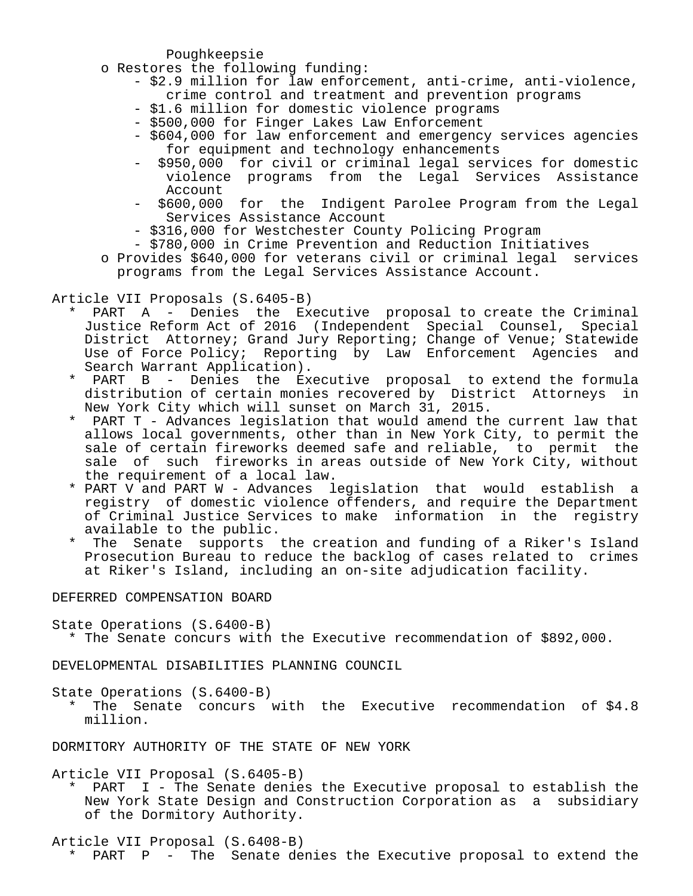Poughkeepsie

- o Restores the following funding:
  - $2.9 million for law enforcement, anti-crime, anti-violence, crime control and treatment and prevention programs
  - $1.6 million for domestic violence programs
  - $500,000 for Finger Lakes Law Enforcement
  - $604,000 for law enforcement and emergency services agencies for equipment and technology enhancements
  - $950,000 for civil or criminal legal services for domestic violence programs from the Legal Services Assistance Account
  - $600,000 for the Indigent Parolee Program from the Legal Services Assistance Account
  - $316,000 for Westchester County Policing Program
  - $780,000 in Crime Prevention and Reduction Initiatives
- o Provides $640,000 for veterans civil or criminal legal services programs from the Legal Services Assistance Account.

Article VII Proposals (S.6405-B)

- * PART A - Denies the Executive proposal to create the Criminal Justice Reform Act of 2016 (Independent Special Counsel, Special District Attorney; Grand Jury Reporting; Change of Venue; Statewide Use of Force Policy; Reporting by Law Enforcement Agencies and Search Warrant Application).
- * PART B - Denies the Executive proposal to extend the formula distribution of certain monies recovered by District Attorneys in New York City which will sunset on March 31, 2015.
- * PART T - Advances legislation that would amend the current law that allows local governments, other than in New York City, to permit the sale of certain fireworks deemed safe and reliable, to permit the sale of such fireworks in areas outside of New York City, without the requirement of a local law.
- * PART V and PART W - Advances legislation that would establish a registry of domestic violence offenders, and require the Department of Criminal Justice Services to make information in the registry available to the public.
- * The Senate supports the creation and funding of a Riker's Island Prosecution Bureau to reduce the backlog of cases related to crimes at Riker's Island, including an on-site adjudication facility.

DEFERRED COMPENSATION BOARD

State Operations (S.6400-B)

- * The Senate concurs with the Executive recommendation of $892,000.

DEVELOPMENTAL DISABILITIES PLANNING COUNCIL

State Operations (S.6400-B)

- * The Senate concurs with the Executive recommendation of $4.8 million.

DORMITORY AUTHORITY OF THE STATE OF NEW YORK

Article VII Proposal (S.6405-B)

- * PART I - The Senate denies the Executive proposal to establish the New York State Design and Construction Corporation as a subsidiary of the Dormitory Authority.

Article VII Proposal (S.6408-B)

- * PART P - The Senate denies the Executive proposal to extend the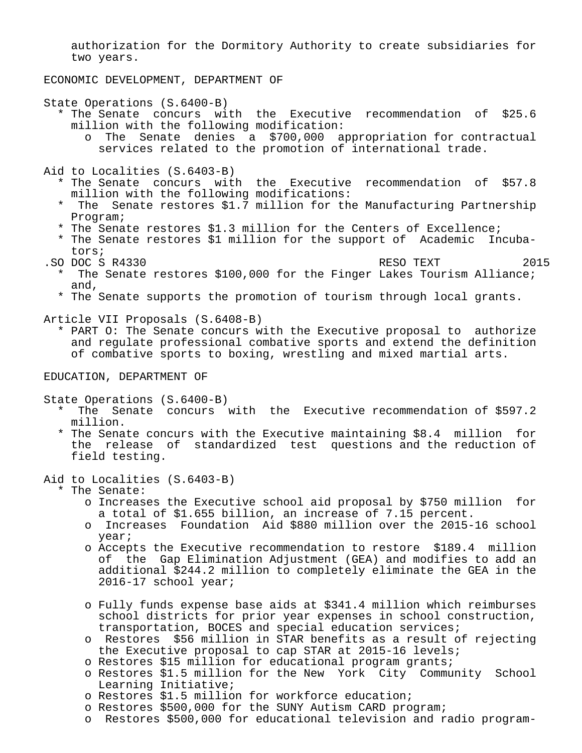authorization for the Dormitory Authority to create subsidiaries for two years.

ECONOMIC DEVELOPMENT, DEPARTMENT OF

State Operations (S.6400-B)

* The Senate concurs with the Executive recommendation of $25.6 million with the following modification:
  - o The Senate denies a $700,000 appropriation for contractual services related to the promotion of international trade.

Aid to Localities (S.6403-B)

* The Senate concurs with the Executive recommendation of $57.8 million with the following modifications:
* The Senate restores $1.7 million for the Manufacturing Partnership Program;
* The Senate restores $1.3 million for the Centers of Excellence;
* The Senate restores $1 million for the support of Academic Incubators;
* The Senate restores $100,000 for the Finger Lakes Tourism Alliance; and,
* The Senate supports the promotion of tourism through local grants.

Article VII Proposals (S.6408-B)

* PART O: The Senate concurs with the Executive proposal to authorize and regulate professional combative sports and extend the definition of combative sports to boxing, wrestling and mixed martial arts.

EDUCATION, DEPARTMENT OF

State Operations (S.6400-B)

* The Senate concurs with the Executive recommendation of $597.2 million.
* The Senate concurs with the Executive maintaining $8.4 million for the release of standardized test questions and the reduction of field testing.

Aid to Localities (S.6403-B)

* The Senate:
  - o Increases the Executive school aid proposal by $750 million for a total of $1.655 billion, an increase of 7.15 percent.
  - o Increases Foundation Aid $880 million over the 2015-16 school year;
  - o Accepts the Executive recommendation to restore $189.4 million of the Gap Elimination Adjustment (GEA) and modifies to add an additional $244.2 million to completely eliminate the GEA in the 2016-17 school year;
  - o Fully funds expense base aids at $341.4 million which reimburses school districts for prior year expenses in school construction, transportation, BOCES and special education services;
  - o Restores $56 million in STAR benefits as a result of rejecting the Executive proposal to cap STAR at 2015-16 levels;
  - o Restores $15 million for educational program grants;
  - o Restores $1.5 million for the New York City Community School Learning Initiative;
  - o Restores $1.5 million for workforce education;
  - o Restores $500,000 for the SUNY Autism CARD program;
  - o Restores $500,000 for educational television and radio program-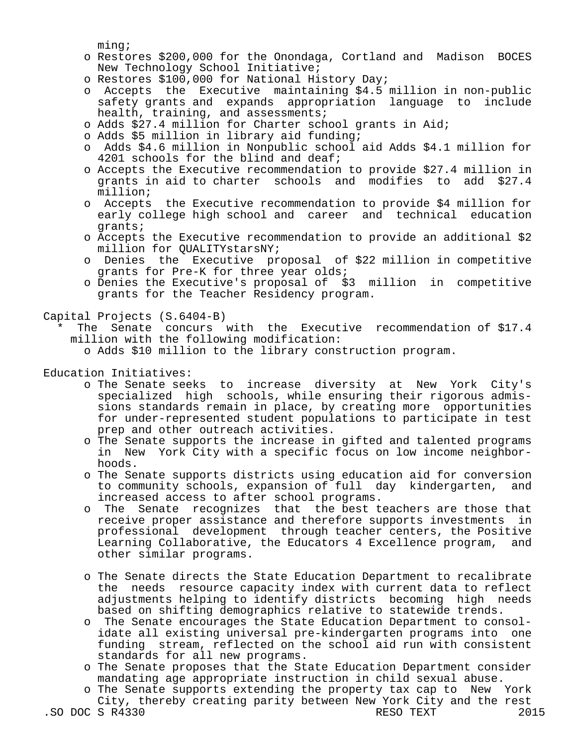ming;

- Restores $200,000 for the Onondaga, Cortland and Madison BOCES New Technology School Initiative;
- Restores $100,000 for National History Day;
- Accepts the Executive maintaining $4.5 million in non-public safety grants and expands appropriation language to include health, training, and assessments;
- Adds $27.4 million for Charter school grants in Aid;
- Adds $5 million in library aid funding;
- Adds $4.6 million in Nonpublic school aid Adds $4.1 million for 4201 schools for the blind and deaf;
- Accepts the Executive recommendation to provide $27.4 million in grants in aid to charter schools and modifies to add $27.4 million;
- Accepts the Executive recommendation to provide $4 million for early college high school and career and technical education grants;
- Accepts the Executive recommendation to provide an additional $2 million for QUALITYstarsNY;
- Denies the Executive proposal of $22 million in competitive grants for Pre-K for three year olds;
- Denies the Executive's proposal of $3 million in competitive grants for the Teacher Residency program.

Capital Projects (S.6404-B)

* The Senate concurs with the Executive recommendation of $17.4 million with the following modification:
  - Adds $10 million to the library construction program.

Education Initiatives:

- The Senate seeks to increase diversity at New York City's specialized high schools, while ensuring their rigorous admissions standards remain in place, by creating more opportunities for under-represented student populations to participate in test prep and other outreach activities.
- The Senate supports the increase in gifted and talented programs in New York City with a specific focus on low income neighborhoods.
- The Senate supports districts using education aid for conversion to community schools, expansion of full day kindergarten, and increased access to after school programs.
- The Senate recognizes that the best teachers are those that receive proper assistance and therefore supports investments in professional development through teacher centers, the Positive Learning Collaborative, the Educators 4 Excellence program, and other similar programs.

- The Senate directs the State Education Department to recalibrate the needs resource capacity index with current data to reflect adjustments helping to identify districts becoming high needs based on shifting demographics relative to statewide trends.
- The Senate encourages the State Education Department to consolidate all existing universal pre-kindergarten programs into one funding stream, reflected on the school aid run with consistent standards for all new programs.
- The Senate proposes that the State Education Department consider mandating age appropriate instruction in child sexual abuse.
- The Senate supports extending the property tax cap to New York City, thereby creating parity between New York City and the rest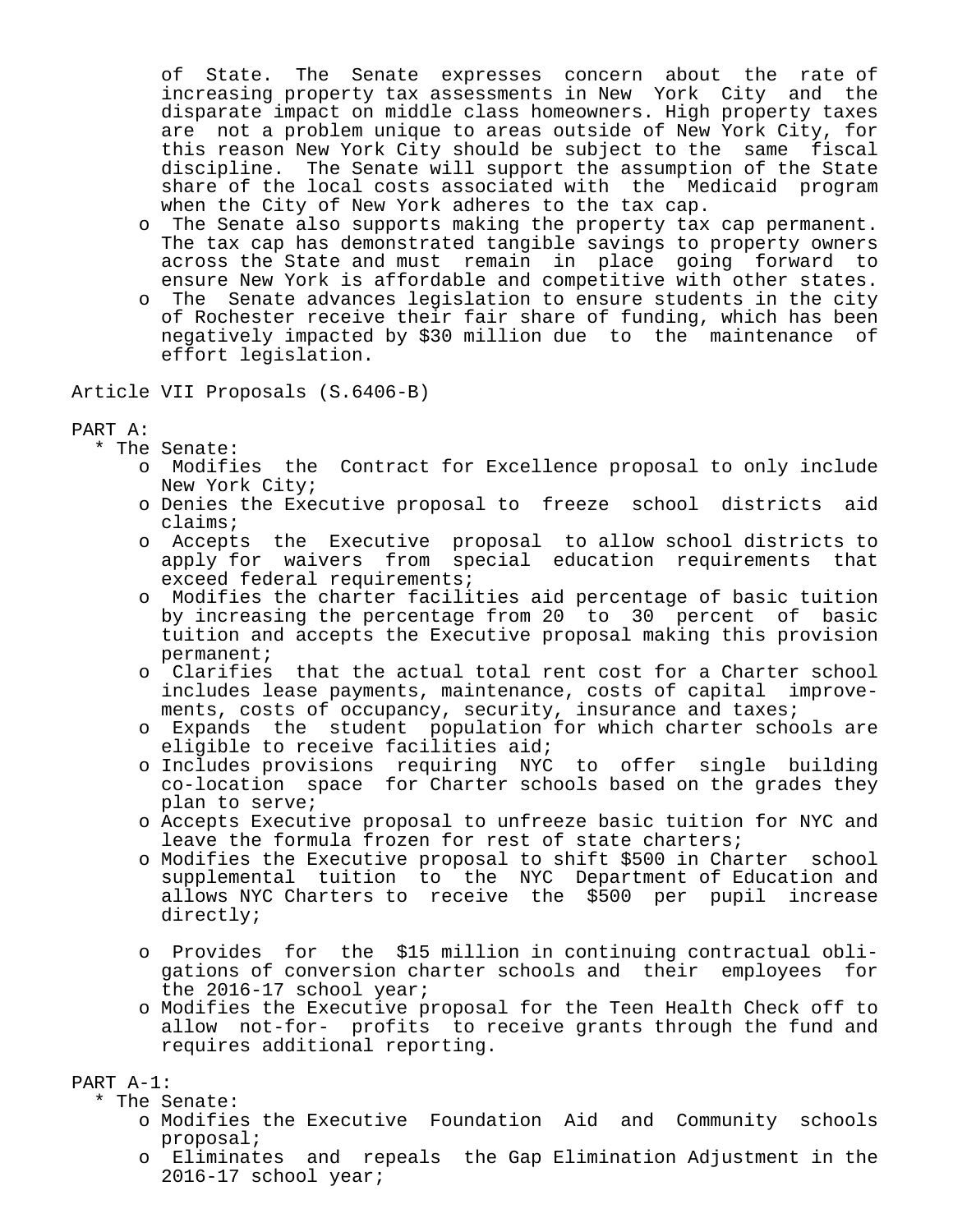of State. The Senate expresses concern about the rate of increasing property tax assessments in New York City and the disparate impact on middle class homeowners. High property taxes are not a problem unique to areas outside of New York City, for this reason New York City should be subject to the same fiscal discipline. The Senate will support the assumption of the State share of the local costs associated with the Medicaid program when the City of New York adheres to the tax cap.

- The Senate also supports making the property tax cap permanent. The tax cap has demonstrated tangible savings to property owners across the State and must remain in place going forward to ensure New York is affordable and competitive with other states.
- The Senate advances legislation to ensure students in the city of Rochester receive their fair share of funding, which has been negatively impacted by $30 million due to the maintenance of effort legislation.

Article VII Proposals (S.6406-B)

PART A:

* The Senate:
  - Modifies the Contract for Excellence proposal to only include New York City;
  - Denies the Executive proposal to freeze school districts aid claims;
  - Accepts the Executive proposal to allow school districts to apply for waivers from special education requirements that exceed federal requirements;
  - Modifies the charter facilities aid percentage of basic tuition by increasing the percentage from 20 to 30 percent of basic tuition and accepts the Executive proposal making this provision permanent;
  - Clarifies that the actual total rent cost for a Charter school includes lease payments, maintenance, costs of capital improvements, costs of occupancy, security, insurance and taxes;
  - Expands the student population for which charter schools are eligible to receive facilities aid;
  - Includes provisions requiring NYC to offer single building co-location space for Charter schools based on the grades they plan to serve;
  - Accepts Executive proposal to unfreeze basic tuition for NYC and leave the formula frozen for rest of state charters;
  - Modifies the Executive proposal to shift $500 in Charter school supplemental tuition to the NYC Department of Education and allows NYC Charters to receive the $500 per pupil increase directly;
  - Provides for the $15 million in continuing contractual obligations of conversion charter schools and their employees for the 2016-17 school year;
  - Modifies the Executive proposal for the Teen Health Check off to allow not-for- profits to receive grants through the fund and requires additional reporting.

PART A-1:

* The Senate:
  - Modifies the Executive Foundation Aid and Community schools proposal;
  - Eliminates and repeals the Gap Elimination Adjustment in the 2016-17 school year;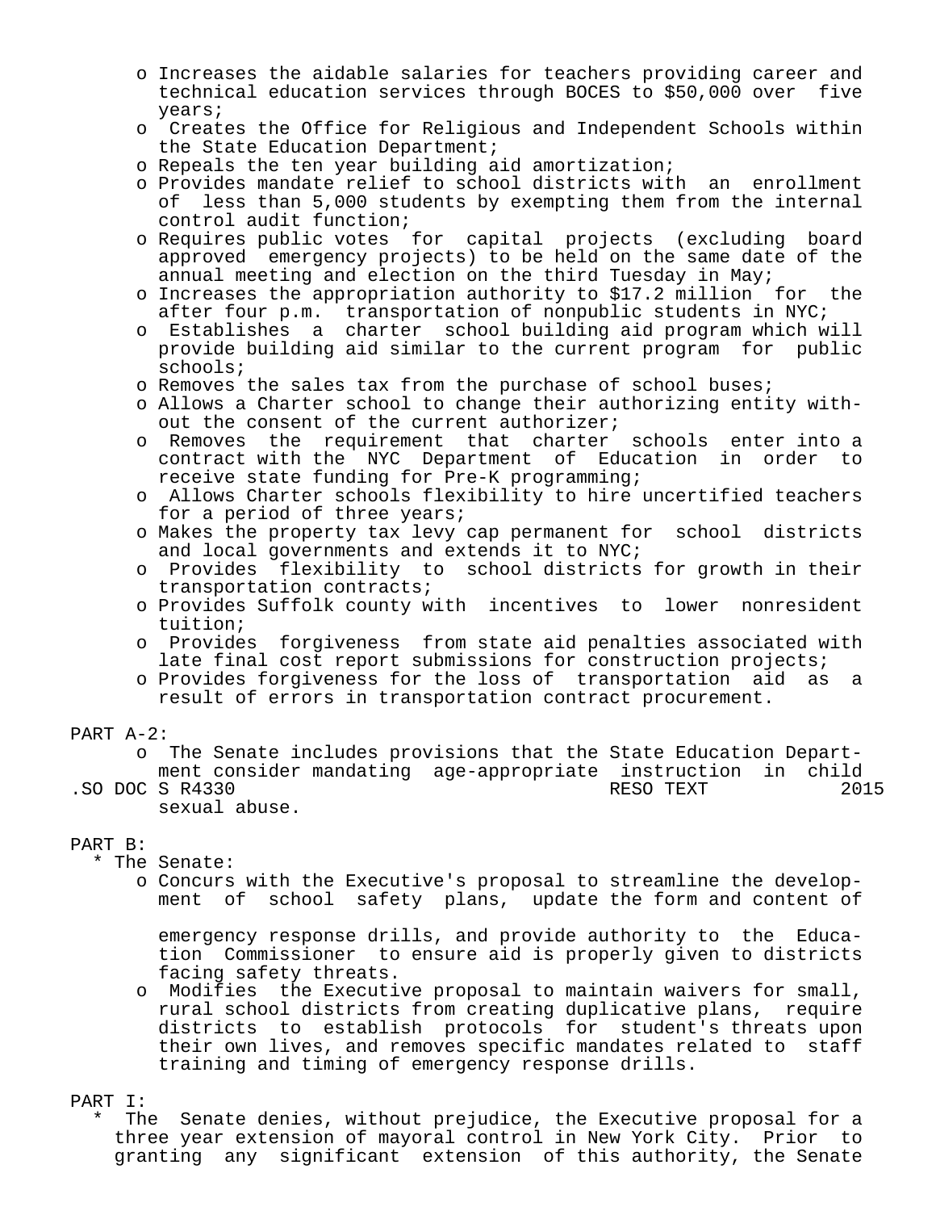- Increases the aidable salaries for teachers providing career and technical education services through BOCES to $50,000 over five years;
- Creates the Office for Religious and Independent Schools within the State Education Department;
- Repeals the ten year building aid amortization;
- Provides mandate relief to school districts with an enrollment of less than 5,000 students by exempting them from the internal control audit function;
- Requires public votes for capital projects (excluding board approved emergency projects) to be held on the same date of the annual meeting and election on the third Tuesday in May;
- Increases the appropriation authority to $17.2 million for the after four p.m. transportation of nonpublic students in NYC;
- Establishes a charter school building aid program which will provide building aid similar to the current program for public schools;
- Removes the sales tax from the purchase of school buses;
- Allows a Charter school to change their authorizing entity without the consent of the current authorizer;
- Removes the requirement that charter schools enter into a contract with the NYC Department of Education in order to receive state funding for Pre-K programming;
- Allows Charter schools flexibility to hire uncertified teachers for a period of three years;
- Makes the property tax levy cap permanent for school districts and local governments and extends it to NYC;
- Provides flexibility to school districts for growth in their transportation contracts;
- Provides Suffolk county with incentives to lower nonresident tuition;
- Provides forgiveness from state aid penalties associated with late final cost report submissions for construction projects;
- Provides forgiveness for the loss of transportation aid as a result of errors in transportation contract procurement.

PART A-2:

- The Senate includes provisions that the State Education Department consider mandating age-appropriate instruction in child sexual abuse.

PART B:

* The Senate:
  - Concurs with the Executive's proposal to streamline the development of school safety plans, update the form and content of emergency response drills, and provide authority to the Education Commissioner to ensure aid is properly given to districts facing safety threats.
  - Modifies the Executive proposal to maintain waivers for small, rural school districts from creating duplicative plans, require districts to establish protocols for student's threats upon their own lives, and removes specific mandates related to staff training and timing of emergency response drills.

PART I:

* The Senate denies, without prejudice, the Executive proposal for a three year extension of mayoral control in New York City. Prior to granting any significant extension of this authority, the Senate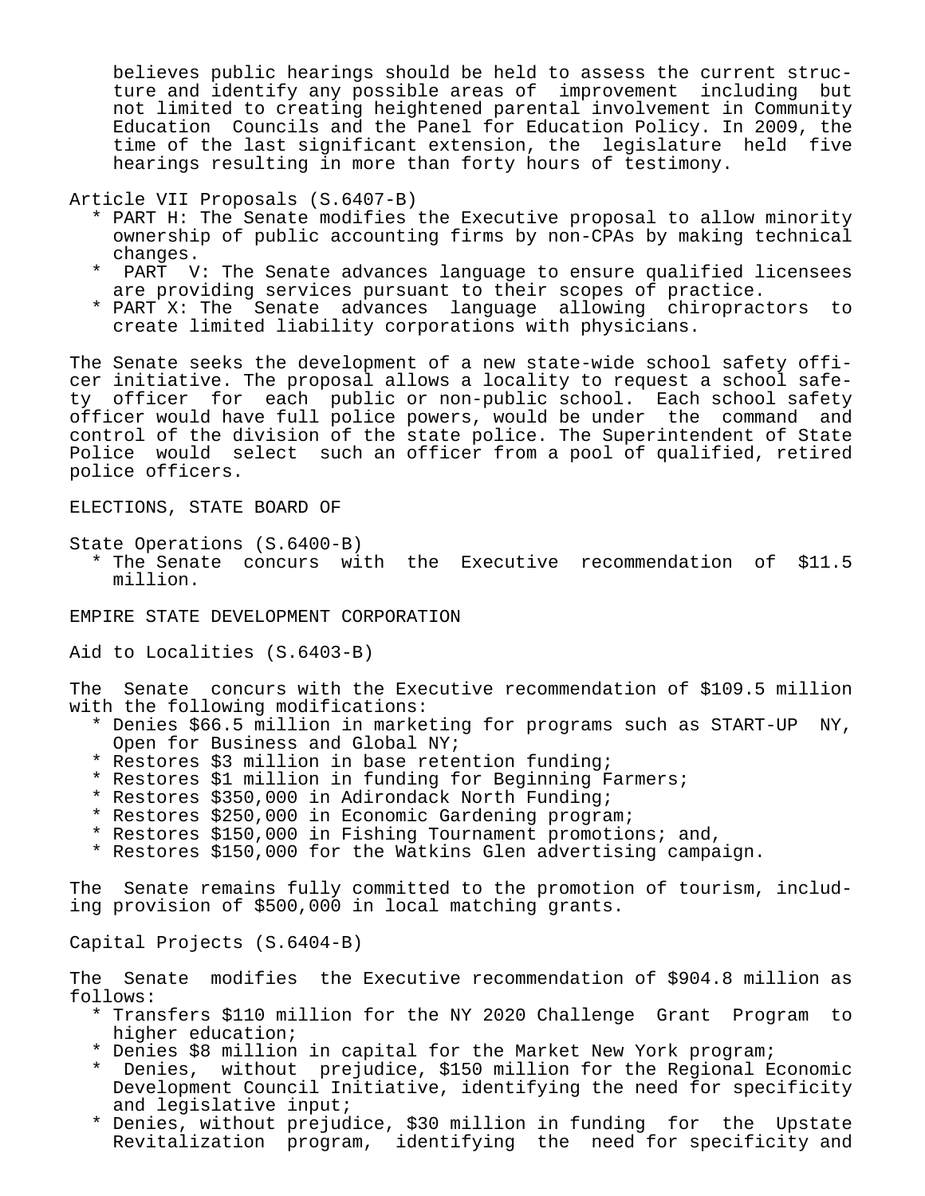believes public hearings should be held to assess the current structure and identify any possible areas of improvement including but not limited to creating heightened parental involvement in Community Education Councils and the Panel for Education Policy. In 2009, the time of the last significant extension, the legislature held five hearings resulting in more than forty hours of testimony.

Article VII Proposals (S.6407-B)

* PART H: The Senate modifies the Executive proposal to allow minority ownership of public accounting firms by non-CPAs by making technical changes.
* PART V: The Senate advances language to ensure qualified licensees are providing services pursuant to their scopes of practice.
* PART X: The Senate advances language allowing chiropractors to create limited liability corporations with physicians.

The Senate seeks the development of a new state-wide school safety officer initiative. The proposal allows a locality to request a school safety officer for each public or non-public school. Each school safety officer would have full police powers, would be under the command and control of the division of the state police. The Superintendent of State Police would select such an officer from a pool of qualified, retired police officers.

ELECTIONS, STATE BOARD OF

State Operations (S.6400-B)

* The Senate concurs with the Executive recommendation of $11.5 million.

EMPIRE STATE DEVELOPMENT CORPORATION

Aid to Localities (S.6403-B)

The Senate concurs with the Executive recommendation of $109.5 million with the following modifications:

* Denies $66.5 million in marketing for programs such as START-UP NY, Open for Business and Global NY;
* Restores $3 million in base retention funding;
* Restores $1 million in funding for Beginning Farmers;
* Restores $350,000 in Adirondack North Funding;
* Restores $250,000 in Economic Gardening program;
* Restores $150,000 in Fishing Tournament promotions; and,
* Restores $150,000 for the Watkins Glen advertising campaign.

The Senate remains fully committed to the promotion of tourism, including provision of $500,000 in local matching grants.

Capital Projects (S.6404-B)

The Senate modifies the Executive recommendation of $904.8 million as follows:

* Transfers $110 million for the NY 2020 Challenge Grant Program to higher education;
* Denies $8 million in capital for the Market New York program;
* Denies, without prejudice, $150 million for the Regional Economic Development Council Initiative, identifying the need for specificity and legislative input;
* Denies, without prejudice, $30 million in funding for the Upstate Revitalization program, identifying the need for specificity and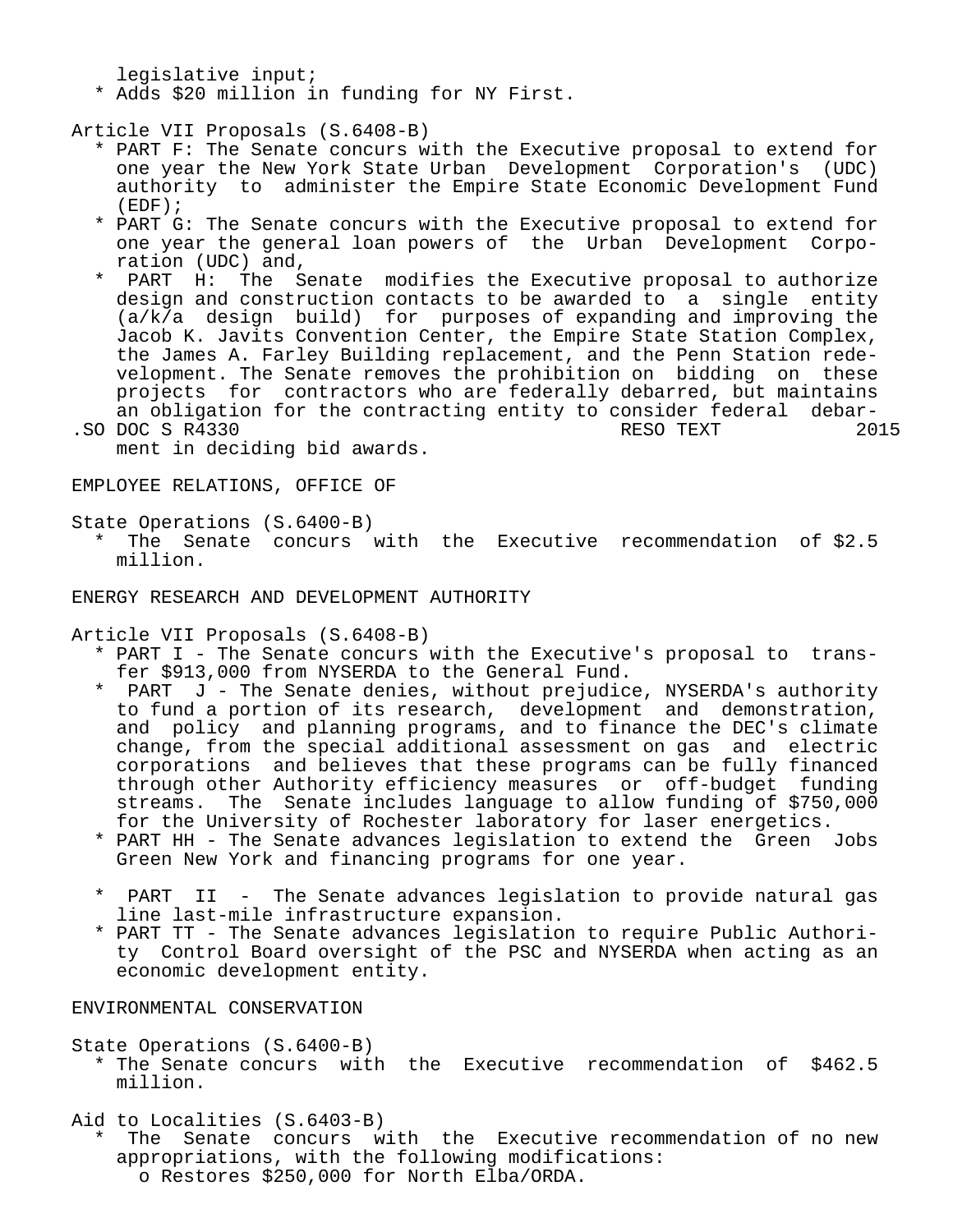legislative input;
* Adds $20 million in funding for NY First.

Article VII Proposals (S.6408-B)
* PART F: The Senate concurs with the Executive proposal to extend for one year the New York State Urban Development Corporation's (UDC) authority to administer the Empire State Economic Development Fund (EDF);
* PART G: The Senate concurs with the Executive proposal to extend for one year the general loan powers of the Urban Development Corporation (UDC) and,
* PART H: The Senate modifies the Executive proposal to authorize design and construction contacts to be awarded to a single entity (a/k/a design build) for purposes of expanding and improving the Jacob K. Javits Convention Center, the Empire State Station Complex, the James A. Farley Building replacement, and the Penn Station redevelopment. The Senate removes the prohibition on bidding on these projects for contractors who are federally debarred, but maintains an obligation for the contracting entity to consider federal debarment in deciding bid awards.

EMPLOYEE RELATIONS, OFFICE OF

State Operations (S.6400-B)
* The Senate concurs with the Executive recommendation of $2.5 million.

ENERGY RESEARCH AND DEVELOPMENT AUTHORITY

Article VII Proposals (S.6408-B)
* PART I - The Senate concurs with the Executive's proposal to transfer $913,000 from NYSERDA to the General Fund.
* PART J - The Senate denies, without prejudice, NYSERDA's authority to fund a portion of its research, development and demonstration, and policy and planning programs, and to finance the DEC's climate change, from the special additional assessment on gas and electric corporations and believes that these programs can be fully financed through other Authority efficiency measures or off-budget funding streams. The Senate includes language to allow funding of $750,000 for the University of Rochester laboratory for laser energetics.
* PART HH - The Senate advances legislation to extend the Green Jobs Green New York and financing programs for one year.
* PART II - The Senate advances legislation to provide natural gas line last-mile infrastructure expansion.
* PART TT - The Senate advances legislation to require Public Authority Control Board oversight of the PSC and NYSERDA when acting as an economic development entity.

ENVIRONMENTAL CONSERVATION

State Operations (S.6400-B)
* The Senate concurs with the Executive recommendation of $462.5 million.

Aid to Localities (S.6403-B)
* The Senate concurs with the Executive recommendation of no new appropriations, with the following modifications:
  * Restores $250,000 for North Elba/ORDA.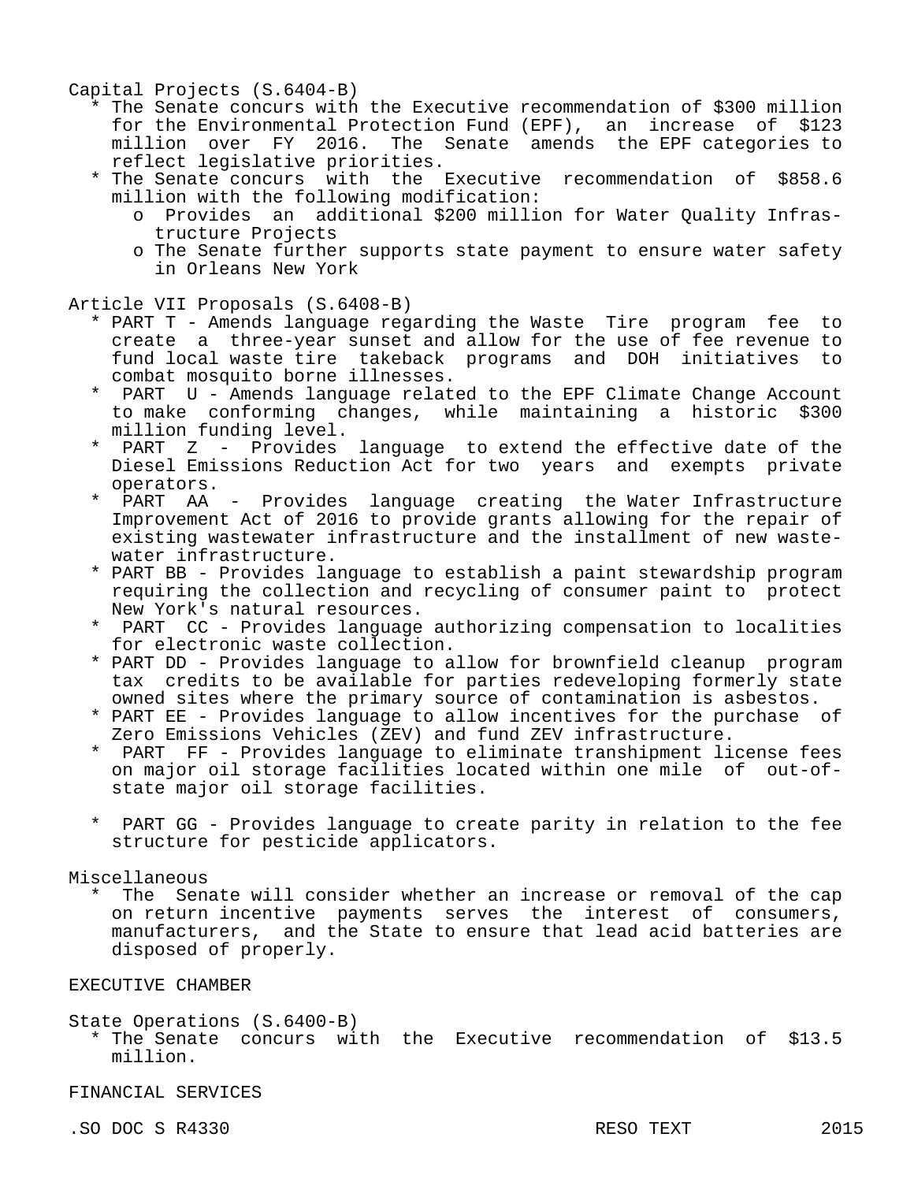Capital Projects (S.6404-B)

* The Senate concurs with the Executive recommendation of $300 million for the Environmental Protection Fund (EPF), an increase of $123 million over FY 2016. The Senate amends the EPF categories to reflect legislative priorities.
* The Senate concurs with the Executive recommendation of $858.6 million with the following modification:
  - o Provides an additional $200 million for Water Quality Infrastructure Projects
  - o The Senate further supports state payment to ensure water safety in Orleans New York

Article VII Proposals (S.6408-B)

* PART T - Amends language regarding the Waste Tire program fee to create a three-year sunset and allow for the use of fee revenue to fund local waste tire takeback programs and DOH initiatives to combat mosquito borne illnesses.
* PART U - Amends language related to the EPF Climate Change Account to make conforming changes, while maintaining a historic $300 million funding level.
* PART Z - Provides language to extend the effective date of the Diesel Emissions Reduction Act for two years and exempts private operators.
* PART AA - Provides language creating the Water Infrastructure Improvement Act of 2016 to provide grants allowing for the repair of existing wastewater infrastructure and the installment of new wastewater infrastructure.
* PART BB - Provides language to establish a paint stewardship program requiring the collection and recycling of consumer paint to protect New York's natural resources.
* PART CC - Provides language authorizing compensation to localities for electronic waste collection.
* PART DD - Provides language to allow for brownfield cleanup program tax credits to be available for parties redeveloping formerly state owned sites where the primary source of contamination is asbestos.
* PART EE - Provides language to allow incentives for the purchase of Zero Emissions Vehicles (ZEV) and fund ZEV infrastructure.
* PART FF - Provides language to eliminate transhipment license fees on major oil storage facilities located within one mile of out-of-state major oil storage facilities.
* PART GG - Provides language to create parity in relation to the fee structure for pesticide applicators.

Miscellaneous

* The Senate will consider whether an increase or removal of the cap on return incentive payments serves the interest of consumers, manufacturers, and the State to ensure that lead acid batteries are disposed of properly.

EXECUTIVE CHAMBER

State Operations (S.6400-B)

* The Senate concurs with the Executive recommendation of $13.5 million.

FINANCIAL SERVICES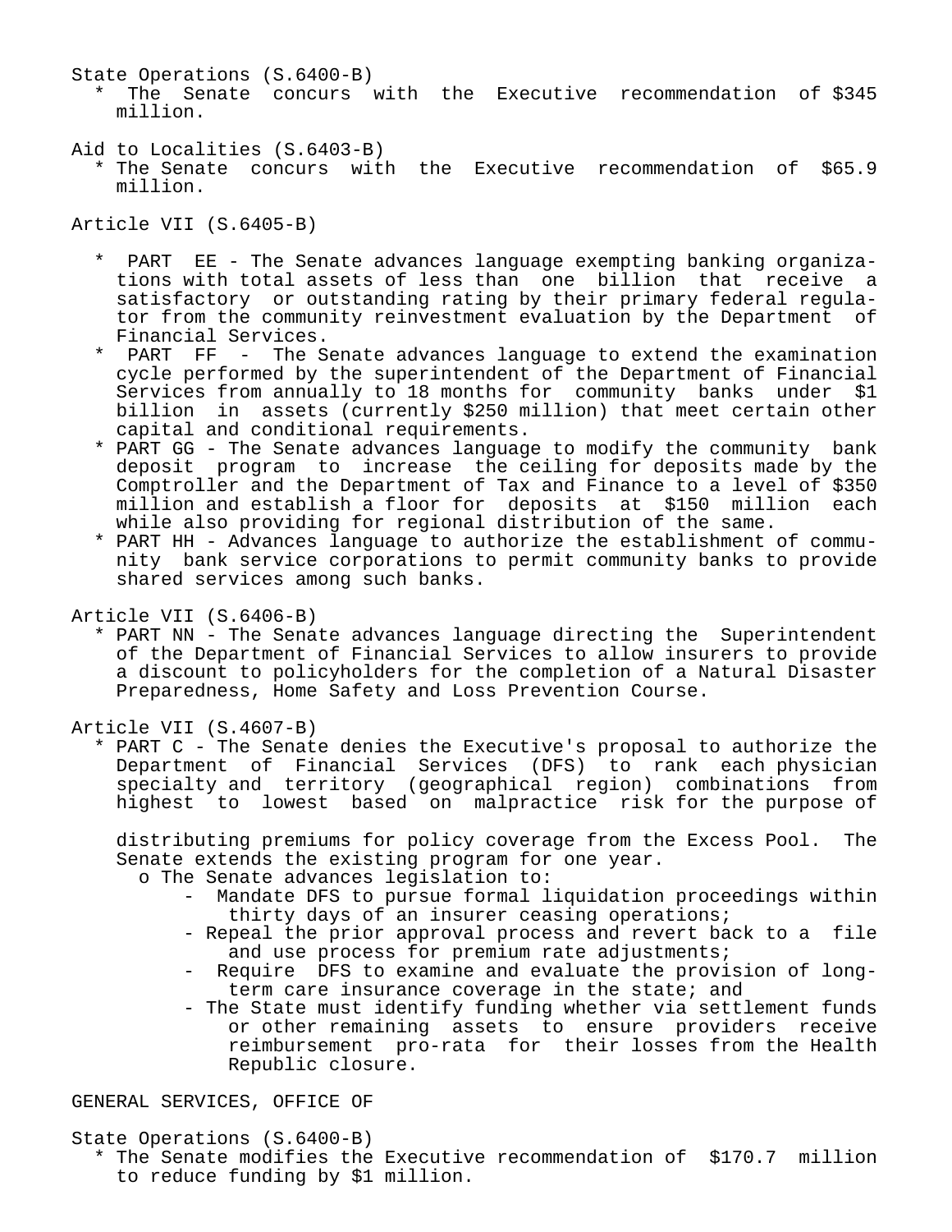State Operations (S.6400-B)

* The Senate concurs with the Executive recommendation of $345 million.

Aid to Localities (S.6403-B)

* The Senate concurs with the Executive recommendation of $65.9 million.

Article VII (S.6405-B)

* PART EE - The Senate advances language exempting banking organizations with total assets of less than one billion that receive a satisfactory or outstanding rating by their primary federal regulator from the community reinvestment evaluation by the Department of Financial Services.
* PART FF - The Senate advances language to extend the examination cycle performed by the superintendent of the Department of Financial Services from annually to 18 months for community banks under $1 billion in assets (currently $250 million) that meet certain other capital and conditional requirements.
* PART GG - The Senate advances language to modify the community bank deposit program to increase the ceiling for deposits made by the Comptroller and the Department of Tax and Finance to a level of $350 million and establish a floor for deposits at $150 million each while also providing for regional distribution of the same.
* PART HH - Advances language to authorize the establishment of community bank service corporations to permit community banks to provide shared services among such banks.

Article VII (S.6406-B)

* PART NN - The Senate advances language directing the Superintendent of the Department of Financial Services to allow insurers to provide a discount to policyholders for the completion of a Natural Disaster Preparedness, Home Safety and Loss Prevention Course.

Article VII (S.4607-B)

* PART C - The Senate denies the Executive's proposal to authorize the Department of Financial Services (DFS) to rank each physician specialty and territory (geographical region) combinations from highest to lowest based on malpractice risk for the purpose of distributing premiums for policy coverage from the Excess Pool. The Senate extends the existing program for one year.
  - o The Senate advances legislation to:
    - Mandate DFS to pursue formal liquidation proceedings within thirty days of an insurer ceasing operations;
    - Repeal the prior approval process and revert back to a file and use process for premium rate adjustments;
    - Require DFS to examine and evaluate the provision of long-term care insurance coverage in the state; and
    - The State must identify funding whether via settlement funds or other remaining assets to ensure providers receive reimbursement pro-rata for their losses from the Health Republic closure.

GENERAL SERVICES, OFFICE OF

State Operations (S.6400-B)

* The Senate modifies the Executive recommendation of $170.7 million to reduce funding by $1 million.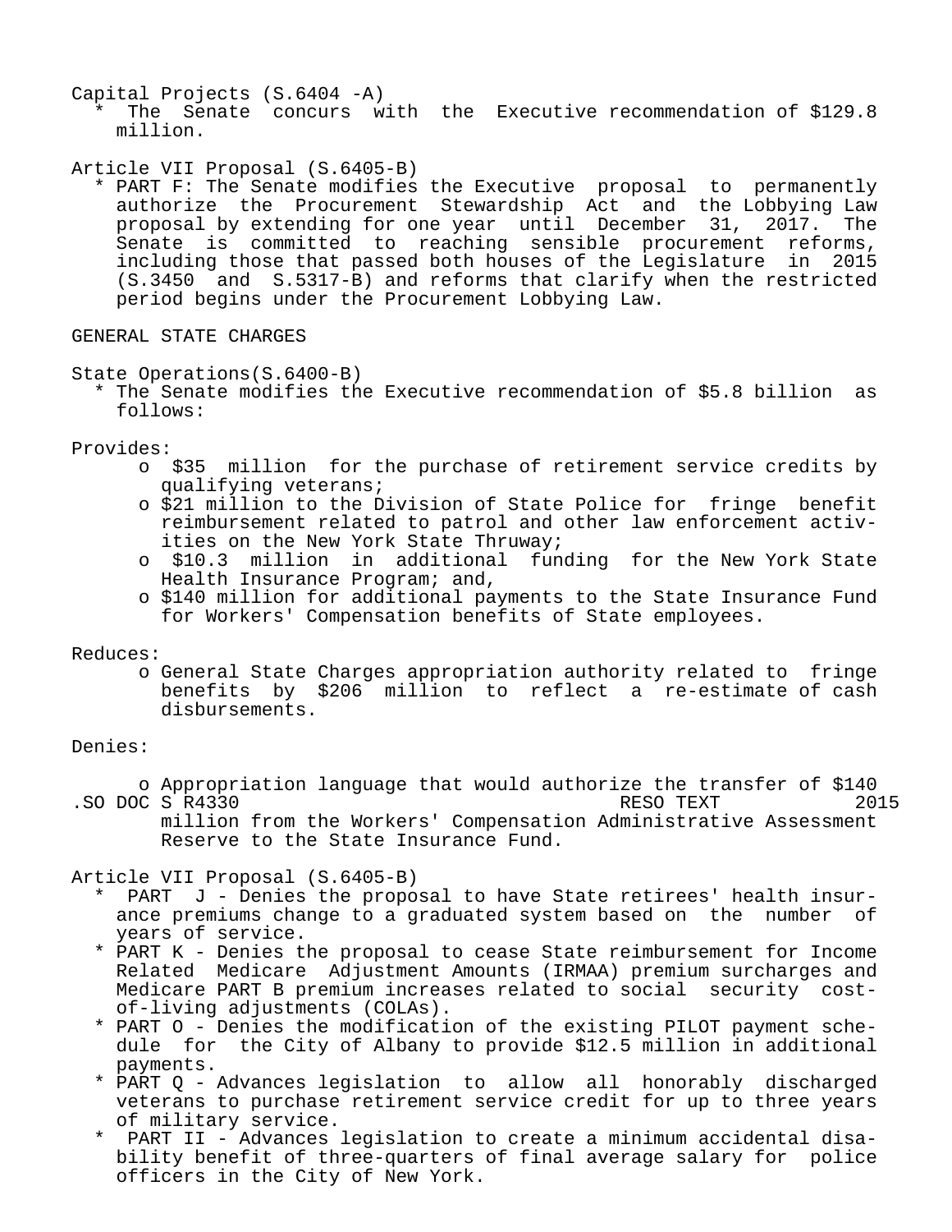Capital Projects (S.6404 -A)

* The Senate concurs with the Executive recommendation of $129.8 million.

Article VII Proposal (S.6405-B)

* PART F: The Senate modifies the Executive proposal to permanently authorize the Procurement Stewardship Act and the Lobbying Law proposal by extending for one year until December 31, 2017. The Senate is committed to reaching sensible procurement reforms, including those that passed both houses of the Legislature in 2015 (S.3450 and S.5317-B) and reforms that clarify when the restricted period begins under the Procurement Lobbying Law.

GENERAL STATE CHARGES

State Operations(S.6400-B)

* The Senate modifies the Executive recommendation of $5.8 billion as follows:

Provides:

- o $35 million for the purchase of retirement service credits by qualifying veterans;
- o $21 million to the Division of State Police for fringe benefit reimbursement related to patrol and other law enforcement activities on the New York State Thruway;
- o $10.3 million in additional funding for the New York State Health Insurance Program; and,
- o $140 million for additional payments to the State Insurance Fund for Workers' Compensation benefits of State employees.

Reduces:

- o General State Charges appropriation authority related to fringe benefits by $206 million to reflect a re-estimate of cash disbursements.

Denies:

- o Appropriation language that would authorize the transfer of $140 million from the Workers' Compensation Administrative Assessment Reserve to the State Insurance Fund.

Article VII Proposal (S.6405-B)

* PART J - Denies the proposal to have State retirees' health insurance premiums change to a graduated system based on the number of years of service.
* PART K - Denies the proposal to cease State reimbursement for Income Related Medicare Adjustment Amounts (IRMAA) premium surcharges and Medicare PART B premium increases related to social security cost-of-living adjustments (COLAs).
* PART O - Denies the modification of the existing PILOT payment schedule for the City of Albany to provide $12.5 million in additional payments.
* PART Q - Advances legislation to allow all honorably discharged veterans to purchase retirement service credit for up to three years of military service.
* PART II - Advances legislation to create a minimum accidental disability benefit of three-quarters of final average salary for police officers in the City of New York.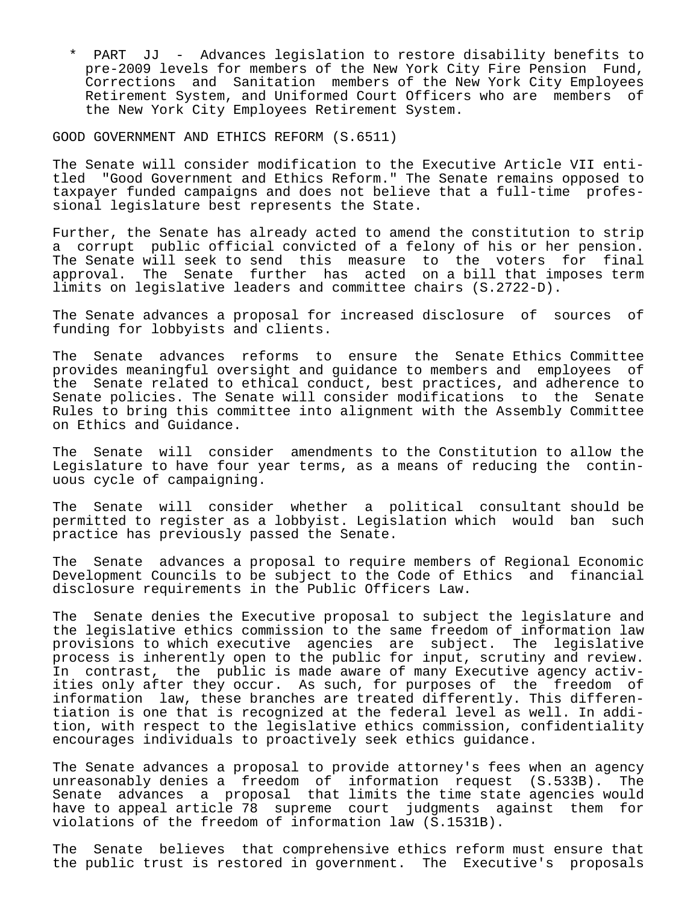* PART JJ - Advances legislation to restore disability benefits to pre-2009 levels for members of the New York City Fire Pension Fund, Corrections and Sanitation members of the New York City Employees Retirement System, and Uniformed Court Officers who are members of the New York City Employees Retirement System.

GOOD GOVERNMENT AND ETHICS REFORM (S.6511)

The Senate will consider modification to the Executive Article VII entitled "Good Government and Ethics Reform." The Senate remains opposed to taxpayer funded campaigns and does not believe that a full-time professional legislature best represents the State.

Further, the Senate has already acted to amend the constitution to strip a corrupt public official convicted of a felony of his or her pension. The Senate will seek to send this measure to the voters for final approval. The Senate further has acted on a bill that imposes term limits on legislative leaders and committee chairs (S.2722-D).

The Senate advances a proposal for increased disclosure of sources of funding for lobbyists and clients.

The Senate advances reforms to ensure the Senate Ethics Committee provides meaningful oversight and guidance to members and employees of the Senate related to ethical conduct, best practices, and adherence to Senate policies. The Senate will consider modifications to the Senate Rules to bring this committee into alignment with the Assembly Committee on Ethics and Guidance.

The Senate will consider amendments to the Constitution to allow the Legislature to have four year terms, as a means of reducing the continuous cycle of campaigning.

The Senate will consider whether a political consultant should be permitted to register as a lobbyist. Legislation which would ban such practice has previously passed the Senate.

The Senate advances a proposal to require members of Regional Economic Development Councils to be subject to the Code of Ethics and financial disclosure requirements in the Public Officers Law.

The Senate denies the Executive proposal to subject the legislature and the legislative ethics commission to the same freedom of information law provisions to which executive agencies are subject. The legislative process is inherently open to the public for input, scrutiny and review. In contrast, the public is made aware of many Executive agency activities only after they occur. As such, for purposes of the freedom of information law, these branches are treated differently. This differentiation is one that is recognized at the federal level as well. In addition, with respect to the legislative ethics commission, confidentiality encourages individuals to proactively seek ethics guidance.

The Senate advances a proposal to provide attorney's fees when an agency unreasonably denies a freedom of information request (S.533B). The Senate advances a proposal that limits the time state agencies would have to appeal article 78 supreme court judgments against them for violations of the freedom of information law (S.1531B).

The Senate believes that comprehensive ethics reform must ensure that the public trust is restored in government. The Executive's proposals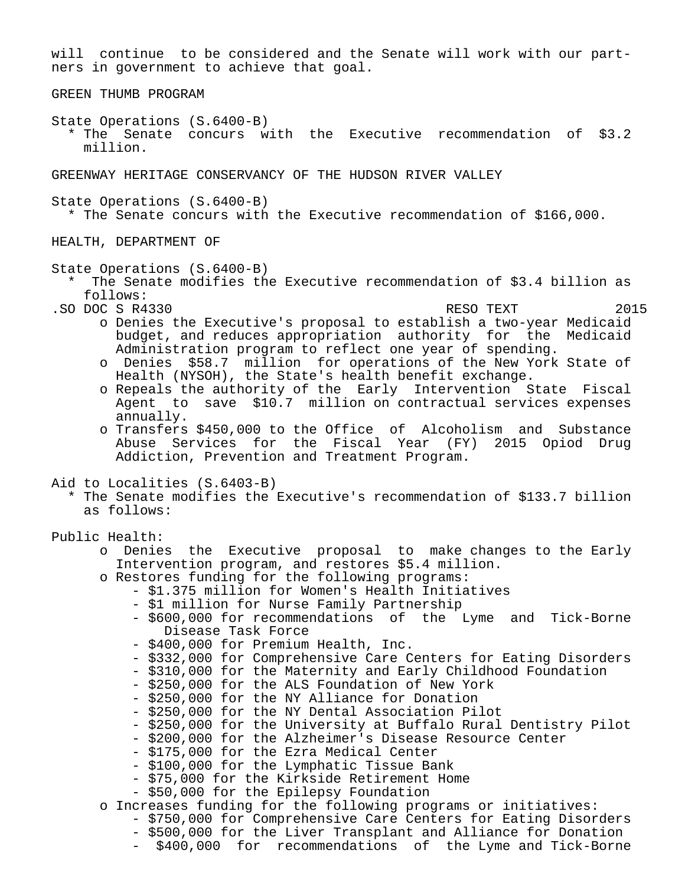will continue to be considered and the Senate will work with our partners in government to achieve that goal.

GREEN THUMB PROGRAM

State Operations (S.6400-B)

* The Senate concurs with the Executive recommendation of $3.2 million.

GREENWAY HERITAGE CONSERVANCY OF THE HUDSON RIVER VALLEY

State Operations (S.6400-B)

* The Senate concurs with the Executive recommendation of $166,000.

HEALTH, DEPARTMENT OF

State Operations (S.6400-B)

* The Senate modifies the Executive recommendation of $3.4 billion as follows:
  - o Denies the Executive's proposal to establish a two-year Medicaid budget, and reduces appropriation authority for the Medicaid Administration program to reflect one year of spending.
  - o Denies $58.7 million for operations of the New York State of Health (NYSOH), the State's health benefit exchange.
  - o Repeals the authority of the Early Intervention State Fiscal Agent to save $10.7 million on contractual services expenses annually.
  - o Transfers $450,000 to the Office of Alcoholism and Substance Abuse Services for the Fiscal Year (FY) 2015 Opiod Drug Addiction, Prevention and Treatment Program.

Aid to Localities (S.6403-B)

* The Senate modifies the Executive's recommendation of $133.7 billion as follows:

Public Health:

- o Denies the Executive proposal to make changes to the Early Intervention program, and restores $5.4 million.
- o Restores funding for the following programs:
  - $1.375 million for Women's Health Initiatives
  - $1 million for Nurse Family Partnership
  - $600,000 for recommendations of the Lyme and Tick-Borne Disease Task Force
  - $400,000 for Premium Health, Inc.
  - $332,000 for Comprehensive Care Centers for Eating Disorders
  - $310,000 for the Maternity and Early Childhood Foundation
  - $250,000 for the ALS Foundation of New York
  - $250,000 for the NY Alliance for Donation
  - $250,000 for the NY Dental Association Pilot
  - $250,000 for the University at Buffalo Rural Dentistry Pilot
  - $200,000 for the Alzheimer's Disease Resource Center
  - $175,000 for the Ezra Medical Center
  - $100,000 for the Lymphatic Tissue Bank
  - $75,000 for the Kirkside Retirement Home
  - $50,000 for the Epilepsy Foundation
- o Increases funding for the following programs or initiatives:
  - $750,000 for Comprehensive Care Centers for Eating Disorders
  - $500,000 for the Liver Transplant and Alliance for Donation
  - $400,000 for recommendations of the Lyme and Tick-Borne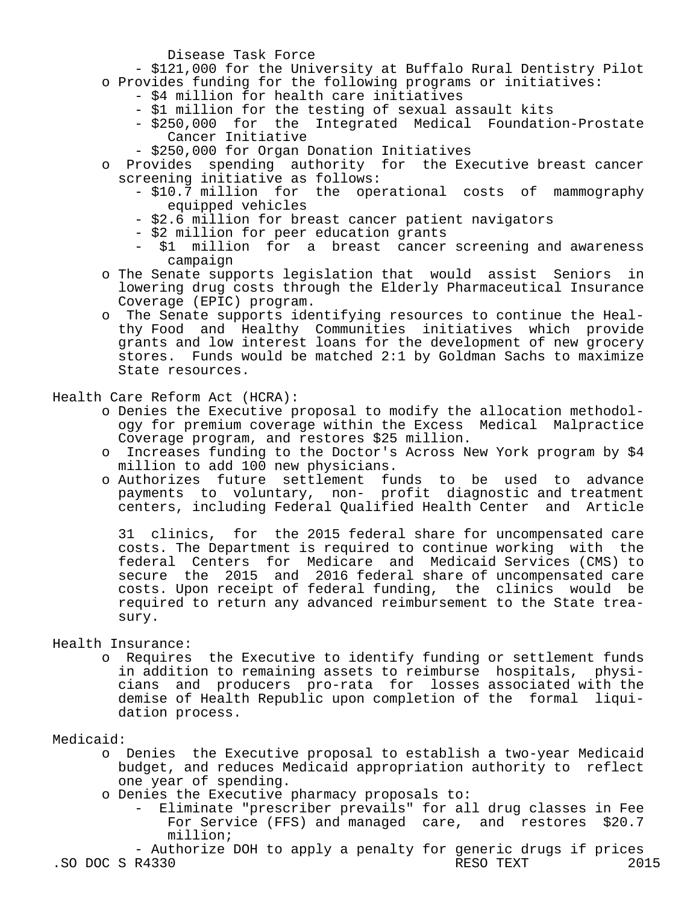Disease Task Force
   - $121,000 for the University at Buffalo Rural Dentistry Pilot
- Provides funding for the following programs or initiatives:
   - $4 million for health care initiatives
   - $1 million for the testing of sexual assault kits
   - $250,000 for the Integrated Medical Foundation-Prostate Cancer Initiative
   - $250,000 for Organ Donation Initiatives
- Provides spending authority for the Executive breast cancer screening initiative as follows:
   - $10.7 million for the operational costs of mammography equipped vehicles
   - $2.6 million for breast cancer patient navigators
   - $2 million for peer education grants
   - $1 million for a breast cancer screening and awareness campaign
- The Senate supports legislation that would assist Seniors in lowering drug costs through the Elderly Pharmaceutical Insurance Coverage (EPIC) program.
- The Senate supports identifying resources to continue the Healthy Food and Healthy Communities initiatives which provide grants and low interest loans for the development of new grocery stores. Funds would be matched 2:1 by Goldman Sachs to maximize State resources.

Health Care Reform Act (HCRA):
- Denies the Executive proposal to modify the allocation methodology for premium coverage within the Excess Medical Malpractice Coverage program, and restores $25 million.
- Increases funding to the Doctor's Across New York program by $4 million to add 100 new physicians.
- Authorizes future settlement funds to be used to advance payments to voluntary, non- profit diagnostic and treatment centers, including Federal Qualified Health Center and Article 31 clinics, for the 2015 federal share for uncompensated care costs. The Department is required to continue working with the federal Centers for Medicare and Medicaid Services (CMS) to secure the 2015 and 2016 federal share of uncompensated care costs. Upon receipt of federal funding, the clinics would be required to return any advanced reimbursement to the State treasury.

Health Insurance:
- Requires the Executive to identify funding or settlement funds in addition to remaining assets to reimburse hospitals, physicians and producers pro-rata for losses associated with the demise of Health Republic upon completion of the formal liquidation process.

Medicaid:
- Denies the Executive proposal to establish a two-year Medicaid budget, and reduces Medicaid appropriation authority to reflect one year of spending.
- Denies the Executive pharmacy proposals to:
   - Eliminate "prescriber prevails" for all drug classes in Fee For Service (FFS) and managed care, and restores $20.7 million;
   - Authorize DOH to apply a penalty for generic drugs if prices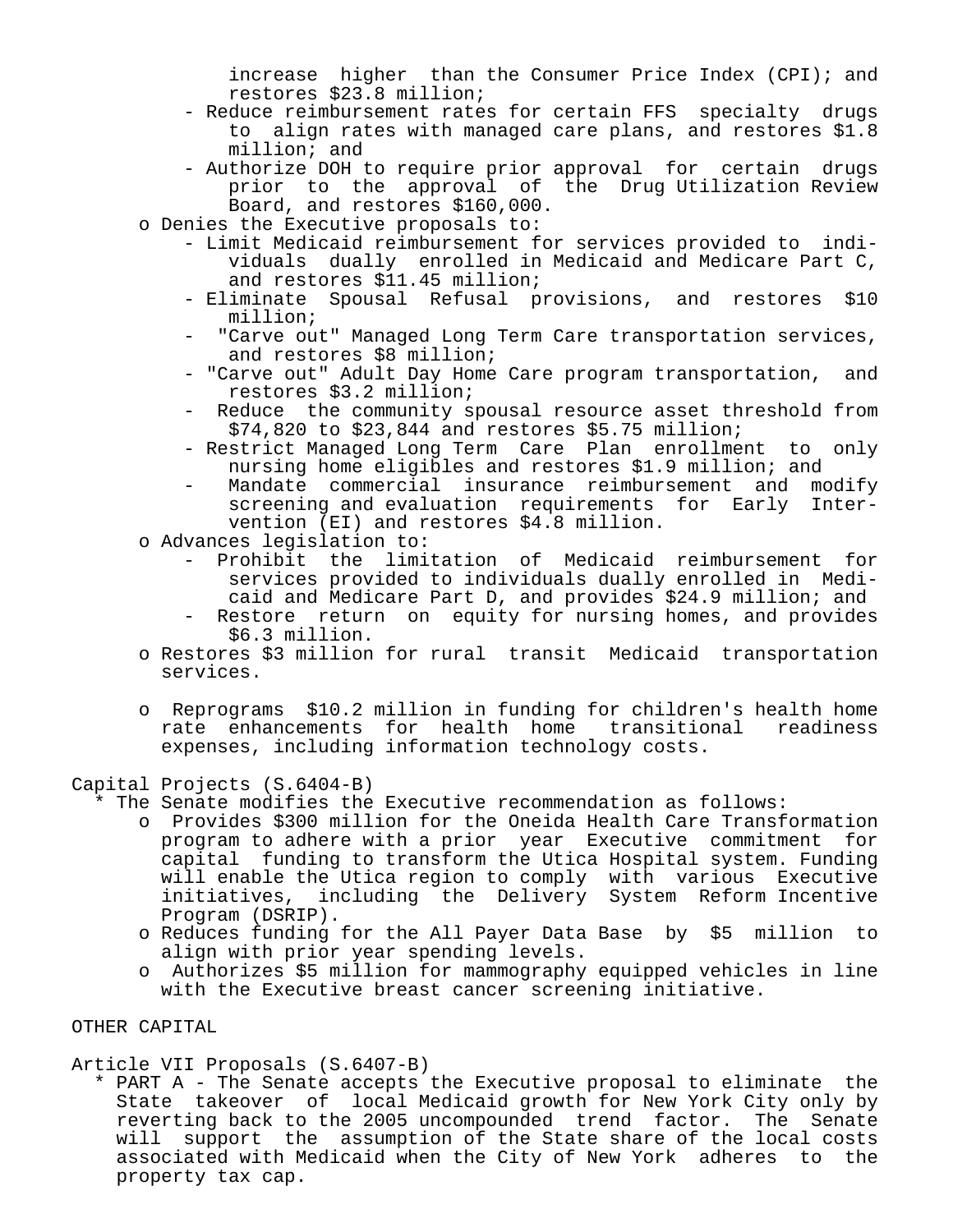increase higher than the Consumer Price Index (CPI); and restores $23.8 million;
- Reduce reimbursement rates for certain FFS specialty drugs to align rates with managed care plans, and restores $1.8 million; and
- Authorize DOH to require prior approval for certain drugs prior to the approval of the Drug Utilization Review Board, and restores $160,000.

o Denies the Executive proposals to:
- Limit Medicaid reimbursement for services provided to individuals dually enrolled in Medicaid and Medicare Part C, and restores $11.45 million;
- Eliminate Spousal Refusal provisions, and restores $10 million;
- "Carve out" Managed Long Term Care transportation services, and restores $8 million;
- "Carve out" Adult Day Home Care program transportation, and restores $3.2 million;
- Reduce the community spousal resource asset threshold from $74,820 to $23,844 and restores $5.75 million;
- Restrict Managed Long Term Care Plan enrollment to only nursing home eligibles and restores $1.9 million; and
- Mandate commercial insurance reimbursement and modify screening and evaluation requirements for Early Intervention (EI) and restores $4.8 million.

o Advances legislation to:
- Prohibit the limitation of Medicaid reimbursement for services provided to individuals dually enrolled in Medicaid and Medicare Part D, and provides $24.9 million; and
- Restore return on equity for nursing homes, and provides $6.3 million.

o Restores $3 million for rural transit Medicaid transportation services.

o Reprograms $10.2 million in funding for children's health home rate enhancements for health home transitional readiness expenses, including information technology costs.

Capital Projects (S.6404-B)

* The Senate modifies the Executive recommendation as follows:
  o Provides $300 million for the Oneida Health Care Transformation program to adhere with a prior year Executive commitment for capital funding to transform the Utica Hospital system. Funding will enable the Utica region to comply with various Executive initiatives, including the Delivery System Reform Incentive Program (DSRIP).
  o Reduces funding for the All Payer Data Base by $5 million to align with prior year spending levels.
  o Authorizes $5 million for mammography equipped vehicles in line with the Executive breast cancer screening initiative.

OTHER CAPITAL

Article VII Proposals (S.6407-B)

* PART A - The Senate accepts the Executive proposal to eliminate the State takeover of local Medicaid growth for New York City only by reverting back to the 2005 uncompounded trend factor. The Senate will support the assumption of the State share of the local costs associated with Medicaid when the City of New York adheres to the property tax cap.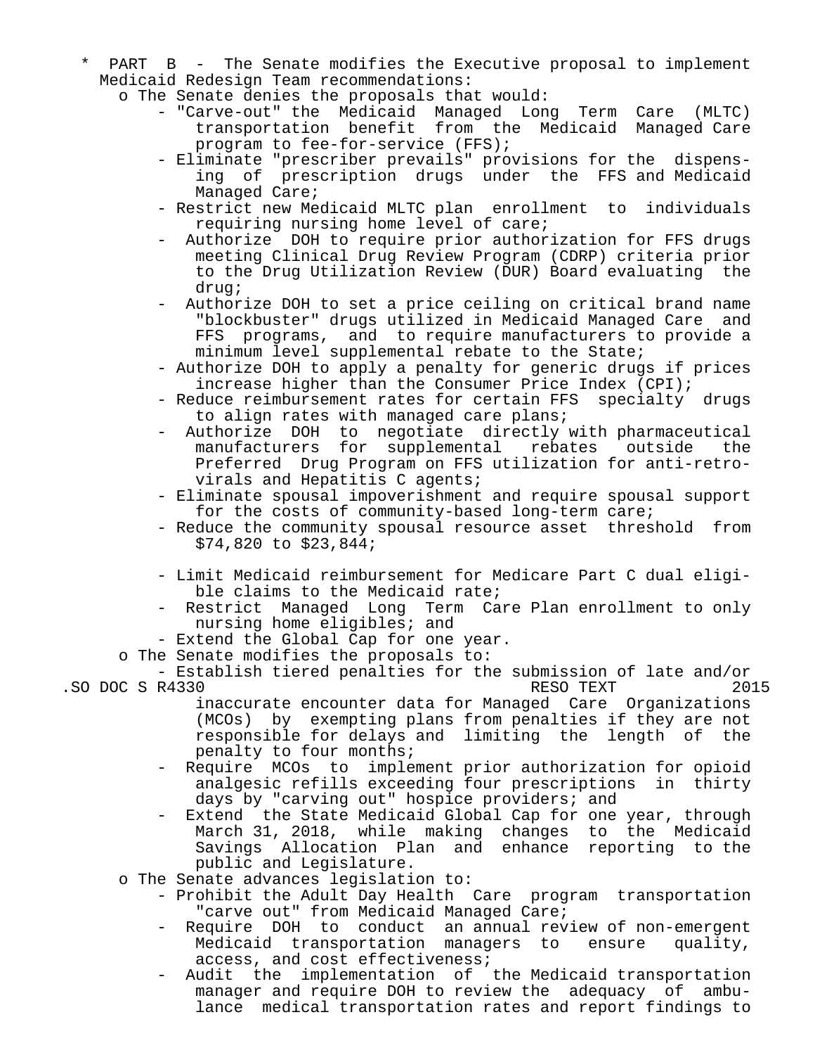* PART B - The Senate modifies the Executive proposal to implement Medicaid Redesign Team recommendations:
  - o The Senate denies the proposals that would:
    - "Carve-out" the Medicaid Managed Long Term Care (MLTC) transportation benefit from the Medicaid Managed Care program to fee-for-service (FFS);
    - Eliminate "prescriber prevails" provisions for the dispensing of prescription drugs under the FFS and Medicaid Managed Care;
    - Restrict new Medicaid MLTC plan enrollment to individuals requiring nursing home level of care;
    - Authorize DOH to require prior authorization for FFS drugs meeting Clinical Drug Review Program (CDRP) criteria prior to the Drug Utilization Review (DUR) Board evaluating the drug;
    - Authorize DOH to set a price ceiling on critical brand name "blockbuster" drugs utilized in Medicaid Managed Care and FFS programs, and to require manufacturers to provide a minimum level supplemental rebate to the State;
    - Authorize DOH to apply a penalty for generic drugs if prices increase higher than the Consumer Price Index (CPI);
    - Reduce reimbursement rates for certain FFS specialty drugs to align rates with managed care plans;
    - Authorize DOH to negotiate directly with pharmaceutical manufacturers for supplemental rebates outside the Preferred Drug Program on FFS utilization for anti-retrovirals and Hepatitis C agents;
    - Eliminate spousal impoverishment and require spousal support for the costs of community-based long-term care;
    - Reduce the community spousal resource asset threshold from $74,820 to $23,844;
    - Limit Medicaid reimbursement for Medicare Part C dual eligible claims to the Medicaid rate;
    - Restrict Managed Long Term Care Plan enrollment to only nursing home eligibles; and
    - Extend the Global Cap for one year.
  - o The Senate modifies the proposals to:
    - Establish tiered penalties for the submission of late and/or inaccurate encounter data for Managed Care Organizations (MCOs) by exempting plans from penalties if they are not responsible for delays and limiting the length of the penalty to four months;
    - Require MCOs to implement prior authorization for opioid analgesic refills exceeding four prescriptions in thirty days by "carving out" hospice providers; and
    - Extend the State Medicaid Global Cap for one year, through March 31, 2018, while making changes to the Medicaid Savings Allocation Plan and enhance reporting to the public and Legislature.
  - o The Senate advances legislation to:
    - Prohibit the Adult Day Health Care program transportation "carve out" from Medicaid Managed Care;
    - Require DOH to conduct an annual review of non-emergent Medicaid transportation managers to ensure quality, access, and cost effectiveness;
    - Audit the implementation of the Medicaid transportation manager and require DOH to review the adequacy of ambulance medical transportation rates and report findings to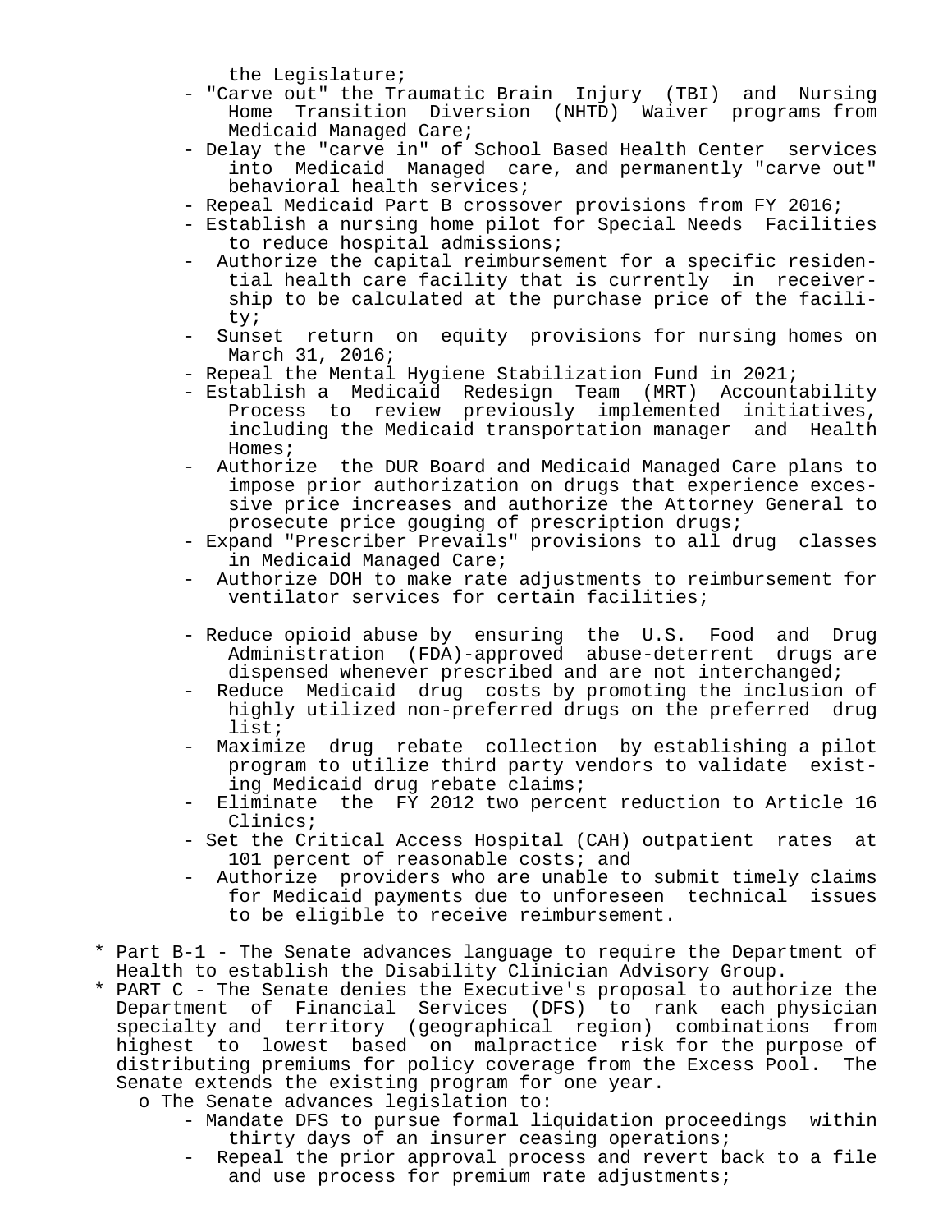the Legislature;

- "Carve out" the Traumatic Brain Injury (TBI) and Nursing Home Transition Diversion (NHTD) Waiver programs from Medicaid Managed Care;
- Delay the "carve in" of School Based Health Center services into Medicaid Managed care, and permanently "carve out" behavioral health services;
- Repeal Medicaid Part B crossover provisions from FY 2016;
- Establish a nursing home pilot for Special Needs Facilities to reduce hospital admissions;
- Authorize the capital reimbursement for a specific residential health care facility that is currently in receivership to be calculated at the purchase price of the facility;
- Sunset return on equity provisions for nursing homes on March 31, 2016;
- Repeal the Mental Hygiene Stabilization Fund in 2021;
- Establish a Medicaid Redesign Team (MRT) Accountability Process to review previously implemented initiatives, including the Medicaid transportation manager and Health Homes;
- Authorize the DUR Board and Medicaid Managed Care plans to impose prior authorization on drugs that experience excessive price increases and authorize the Attorney General to prosecute price gouging of prescription drugs;
- Expand "Prescriber Prevails" provisions to all drug classes in Medicaid Managed Care;
- Authorize DOH to make rate adjustments to reimbursement for ventilator services for certain facilities;
- Reduce opioid abuse by ensuring the U.S. Food and Drug Administration (FDA)-approved abuse-deterrent drugs are dispensed whenever prescribed and are not interchanged;
- Reduce Medicaid drug costs by promoting the inclusion of highly utilized non-preferred drugs on the preferred drug list;
- Maximize drug rebate collection by establishing a pilot program to utilize third party vendors to validate existing Medicaid drug rebate claims;
- Eliminate the FY 2012 two percent reduction to Article 16 Clinics;
- Set the Critical Access Hospital (CAH) outpatient rates at 101 percent of reasonable costs; and
- Authorize providers who are unable to submit timely claims for Medicaid payments due to unforeseen technical issues to be eligible to receive reimbursement.

* Part B-1 - The Senate advances language to require the Department of Health to establish the Disability Clinician Advisory Group.
* PART C - The Senate denies the Executive's proposal to authorize the Department of Financial Services (DFS) to rank each physician specialty and territory (geographical region) combinations from highest to lowest based on malpractice risk for the purpose of distributing premiums for policy coverage from the Excess Pool. The Senate extends the existing program for one year.
  - o The Senate advances legislation to:
    - Mandate DFS to pursue formal liquidation proceedings within thirty days of an insurer ceasing operations;
    - Repeal the prior approval process and revert back to a file and use process for premium rate adjustments;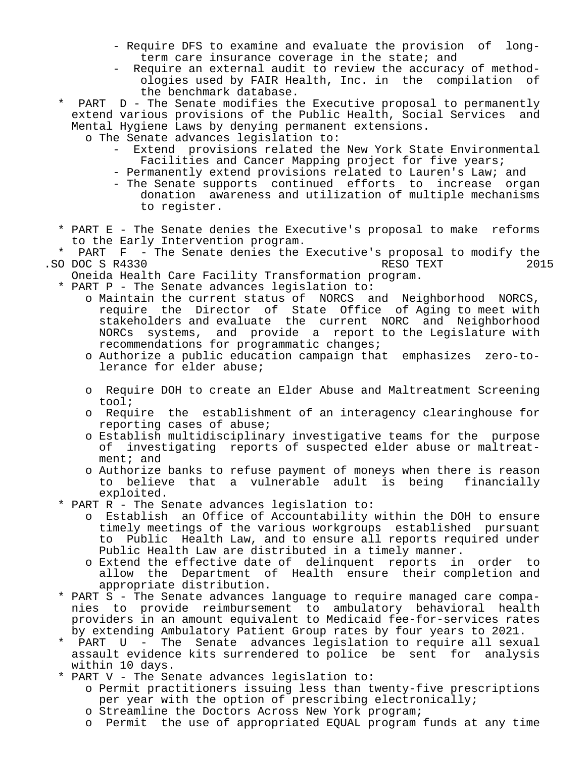- Require DFS to examine and evaluate the provision of long-term care insurance coverage in the state; and
  - Require an external audit to review the accuracy of methodologies used by FAIR Health, Inc. in the compilation of the benchmark database.

* PART D - The Senate modifies the Executive proposal to permanently extend various provisions of the Public Health, Social Services and Mental Hygiene Laws by denying permanent extensions.
  - o The Senate advances legislation to:
    - Extend provisions related the New York State Environmental Facilities and Cancer Mapping project for five years;
    - Permanently extend provisions related to Lauren's Law; and
    - The Senate supports continued efforts to increase organ donation awareness and utilization of multiple mechanisms to register.

* PART E - The Senate denies the Executive's proposal to make reforms to the Early Intervention program.
* PART F - The Senate denies the Executive's proposal to modify the Oneida Health Care Facility Transformation program.
* PART P - The Senate advances legislation to:
  - o Maintain the current status of NORCS and Neighborhood NORCS, require the Director of State Office of Aging to meet with stakeholders and evaluate the current NORC and Neighborhood NORCs systems, and provide a report to the Legislature with recommendations for programmatic changes;
  - o Authorize a public education campaign that emphasizes zero-tolerance for elder abuse;
  - o Require DOH to create an Elder Abuse and Maltreatment Screening tool;
  - o Require the establishment of an interagency clearinghouse for reporting cases of abuse;
  - o Establish multidisciplinary investigative teams for the purpose of investigating reports of suspected elder abuse or maltreatment; and
  - o Authorize banks to refuse payment of moneys when there is reason to believe that a vulnerable adult is being financially exploited.
* PART R - The Senate advances legislation to:
  - o Establish an Office of Accountability within the DOH to ensure timely meetings of the various workgroups established pursuant to Public Health Law, and to ensure all reports required under Public Health Law are distributed in a timely manner.
  - o Extend the effective date of delinquent reports in order to allow the Department of Health ensure their completion and appropriate distribution.
* PART S - The Senate advances language to require managed care companies to provide reimbursement to ambulatory behavioral health providers in an amount equivalent to Medicaid fee-for-services rates by extending Ambulatory Patient Group rates by four years to 2021.
* PART U - The Senate advances legislation to require all sexual assault evidence kits surrendered to police be sent for analysis within 10 days.
* PART V - The Senate advances legislation to:
  - o Permit practitioners issuing less than twenty-five prescriptions per year with the option of prescribing electronically;
  - o Streamline the Doctors Across New York program;
  - o Permit the use of appropriated EQUAL program funds at any time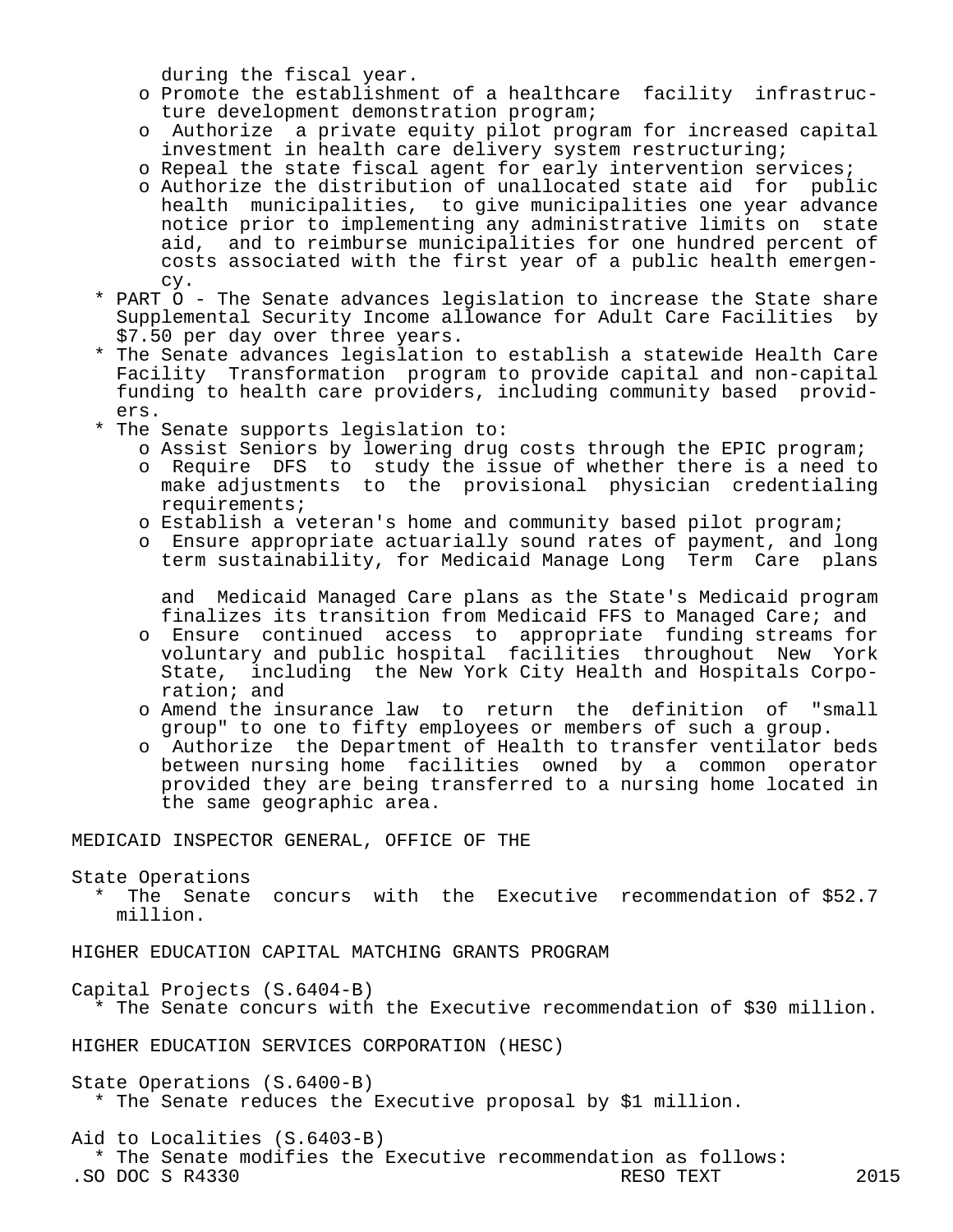during the fiscal year.

- Promote the establishment of a healthcare facility infrastructure development demonstration program;
- Authorize a private equity pilot program for increased capital investment in health care delivery system restructuring;
- Repeal the state fiscal agent for early intervention services;
- Authorize the distribution of unallocated state aid for public health municipalities, to give municipalities one year advance notice prior to implementing any administrative limits on state aid, and to reimburse municipalities for one hundred percent of costs associated with the first year of a public health emergency.

* PART O - The Senate advances legislation to increase the State share Supplemental Security Income allowance for Adult Care Facilities by $7.50 per day over three years.
* The Senate advances legislation to establish a statewide Health Care Facility Transformation program to provide capital and non-capital funding to health care providers, including community based providers.
* The Senate supports legislation to:
  - Assist Seniors by lowering drug costs through the EPIC program;
  - Require DFS to study the issue of whether there is a need to make adjustments to the provisional physician credentialing requirements;
  - Establish a veteran's home and community based pilot program;
  - Ensure appropriate actuarially sound rates of payment, and long term sustainability, for Medicaid Manage Long Term Care plans and Medicaid Managed Care plans as the State's Medicaid program finalizes its transition from Medicaid FFS to Managed Care; and
  - Ensure continued access to appropriate funding streams for voluntary and public hospital facilities throughout New York State, including the New York City Health and Hospitals Corporation; and
  - Amend the insurance law to return the definition of "small group" to one to fifty employees or members of such a group.
  - Authorize the Department of Health to transfer ventilator beds between nursing home facilities owned by a common operator provided they are being transferred to a nursing home located in the same geographic area.

MEDICAID INSPECTOR GENERAL, OFFICE OF THE

State Operations
* The Senate concurs with the Executive recommendation of $52.7 million.

HIGHER EDUCATION CAPITAL MATCHING GRANTS PROGRAM

Capital Projects (S.6404-B)
* The Senate concurs with the Executive recommendation of $30 million.

HIGHER EDUCATION SERVICES CORPORATION (HESC)

State Operations (S.6400-B)
* The Senate reduces the Executive proposal by $1 million.

Aid to Localities (S.6403-B)
* The Senate modifies the Executive recommendation as follows: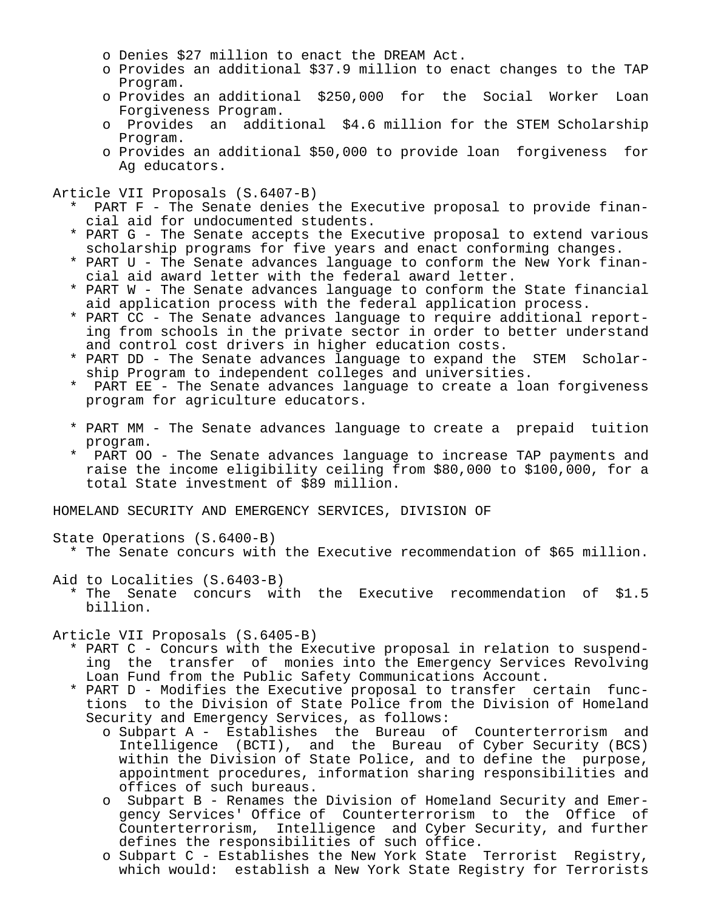- o Denies $27 million to enact the DREAM Act.
- o Provides an additional $37.9 million to enact changes to the TAP Program.
- o Provides an additional $250,000 for the Social Worker Loan Forgiveness Program.
- o Provides an additional $4.6 million for the STEM Scholarship Program.
- o Provides an additional $50,000 to provide loan forgiveness for Ag educators.

Article VII Proposals (S.6407-B)

- * PART F - The Senate denies the Executive proposal to provide financial aid for undocumented students.
- * PART G - The Senate accepts the Executive proposal to extend various scholarship programs for five years and enact conforming changes.
- * PART U - The Senate advances language to conform the New York financial aid award letter with the federal award letter.
- * PART W - The Senate advances language to conform the State financial aid application process with the federal application process.
- * PART CC - The Senate advances language to require additional reporting from schools in the private sector in order to better understand and control cost drivers in higher education costs.
- * PART DD - The Senate advances language to expand the STEM Scholarship Program to independent colleges and universities.
- * PART EE - The Senate advances language to create a loan forgiveness program for agriculture educators.

- * PART MM - The Senate advances language to create a prepaid tuition program.
- * PART OO - The Senate advances language to increase TAP payments and raise the income eligibility ceiling from $80,000 to $100,000, for a total State investment of $89 million.

HOMELAND SECURITY AND EMERGENCY SERVICES, DIVISION OF

State Operations (S.6400-B)

- * The Senate concurs with the Executive recommendation of $65 million.

Aid to Localities (S.6403-B)

- * The Senate concurs with the Executive recommendation of $1.5 billion.

Article VII Proposals (S.6405-B)

- * PART C - Concurs with the Executive proposal in relation to suspending the transfer of monies into the Emergency Services Revolving Loan Fund from the Public Safety Communications Account.
- * PART D - Modifies the Executive proposal to transfer certain functions to the Division of State Police from the Division of Homeland Security and Emergency Services, as follows:
  - o Subpart A - Establishes the Bureau of Counterterrorism and Intelligence (BCTI), and the Bureau of Cyber Security (BCS) within the Division of State Police, and to define the purpose, appointment procedures, information sharing responsibilities and offices of such bureaus.
  - o Subpart B - Renames the Division of Homeland Security and Emergency Services' Office of Counterterrorism to the Office of Counterterrorism, Intelligence and Cyber Security, and further defines the responsibilities of such office.
  - o Subpart C - Establishes the New York State Terrorist Registry, which would: establish a New York State Registry for Terrorists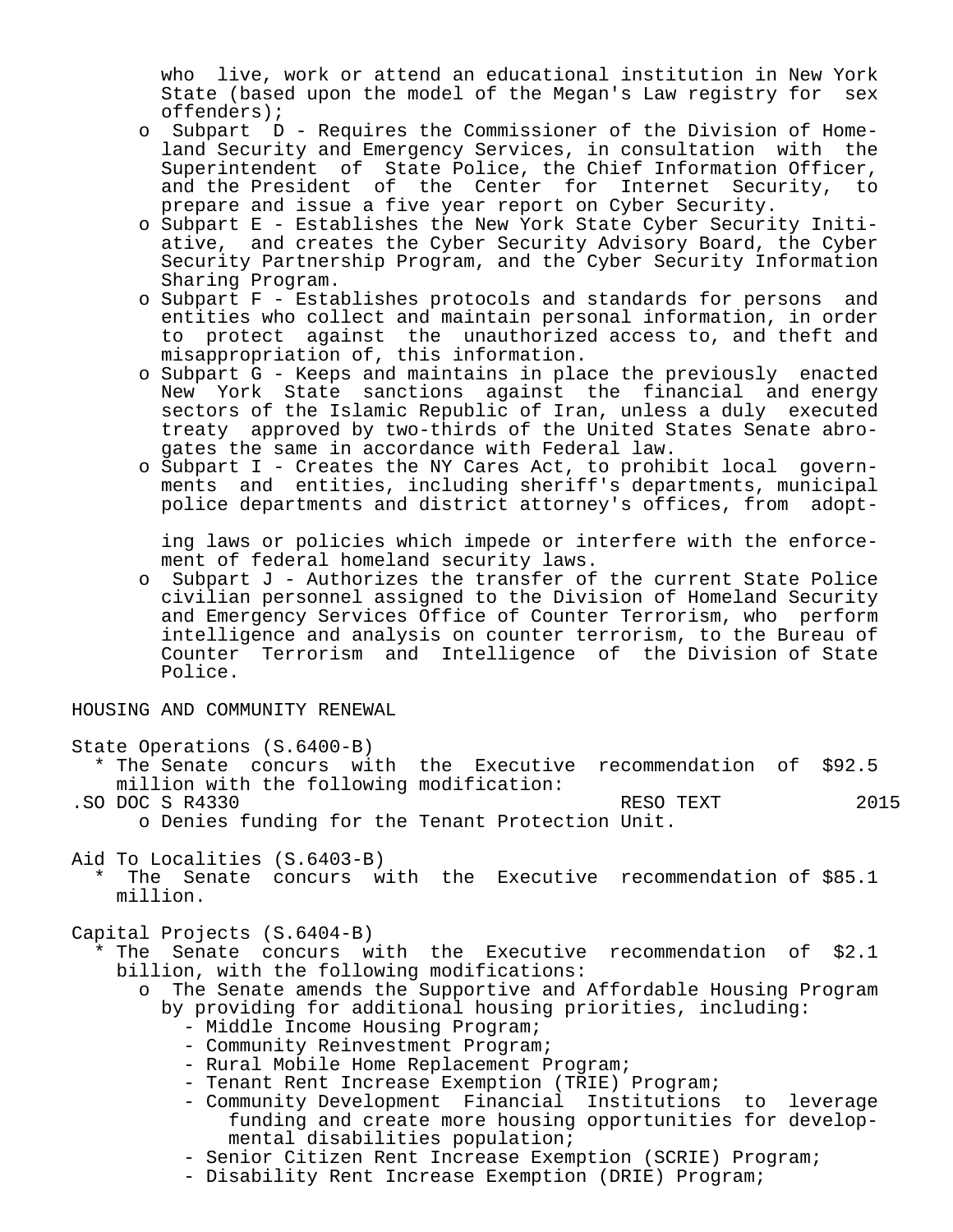who live, work or attend an educational institution in New York State (based upon the model of the Megan's Law registry for sex offenders);

- o Subpart D - Requires the Commissioner of the Division of Homeland Security and Emergency Services, in consultation with the Superintendent of State Police, the Chief Information Officer, and the President of the Center for Internet Security, to prepare and issue a five year report on Cyber Security.
- o Subpart E - Establishes the New York State Cyber Security Initiative, and creates the Cyber Security Advisory Board, the Cyber Security Partnership Program, and the Cyber Security Information Sharing Program.
- o Subpart F - Establishes protocols and standards for persons and entities who collect and maintain personal information, in order to protect against the unauthorized access to, and theft and misappropriation of, this information.
- o Subpart G - Keeps and maintains in place the previously enacted New York State sanctions against the financial and energy sectors of the Islamic Republic of Iran, unless a duly executed treaty approved by two-thirds of the United States Senate abrogates the same in accordance with Federal law.
- o Subpart I - Creates the NY Cares Act, to prohibit local governments and entities, including sheriff's departments, municipal police departments and district attorney's offices, from adopting laws or policies which impede or interfere with the enforcement of federal homeland security laws.
- o Subpart J - Authorizes the transfer of the current State Police civilian personnel assigned to the Division of Homeland Security and Emergency Services Office of Counter Terrorism, who perform intelligence and analysis on counter terrorism, to the Bureau of Counter Terrorism and Intelligence of the Division of State Police.

## HOUSING AND COMMUNITY RENEWAL

State Operations (S.6400-B)

- * The Senate concurs with the Executive recommendation of $92.5 million with the following modification:
  - o Denies funding for the Tenant Protection Unit.

Aid To Localities (S.6403-B)

- * The Senate concurs with the Executive recommendation of $85.1 million.

Capital Projects (S.6404-B)

- * The Senate concurs with the Executive recommendation of $2.1 billion, with the following modifications:
  - o The Senate amends the Supportive and Affordable Housing Program by providing for additional housing priorities, including:
    - - Middle Income Housing Program;
    - - Community Reinvestment Program;
    - - Rural Mobile Home Replacement Program;
    - - Tenant Rent Increase Exemption (TRIE) Program;
    - - Community Development Financial Institutions to leverage funding and create more housing opportunities for developmental disabilities population;
    - - Senior Citizen Rent Increase Exemption (SCRIE) Program;
    - - Disability Rent Increase Exemption (DRIE) Program;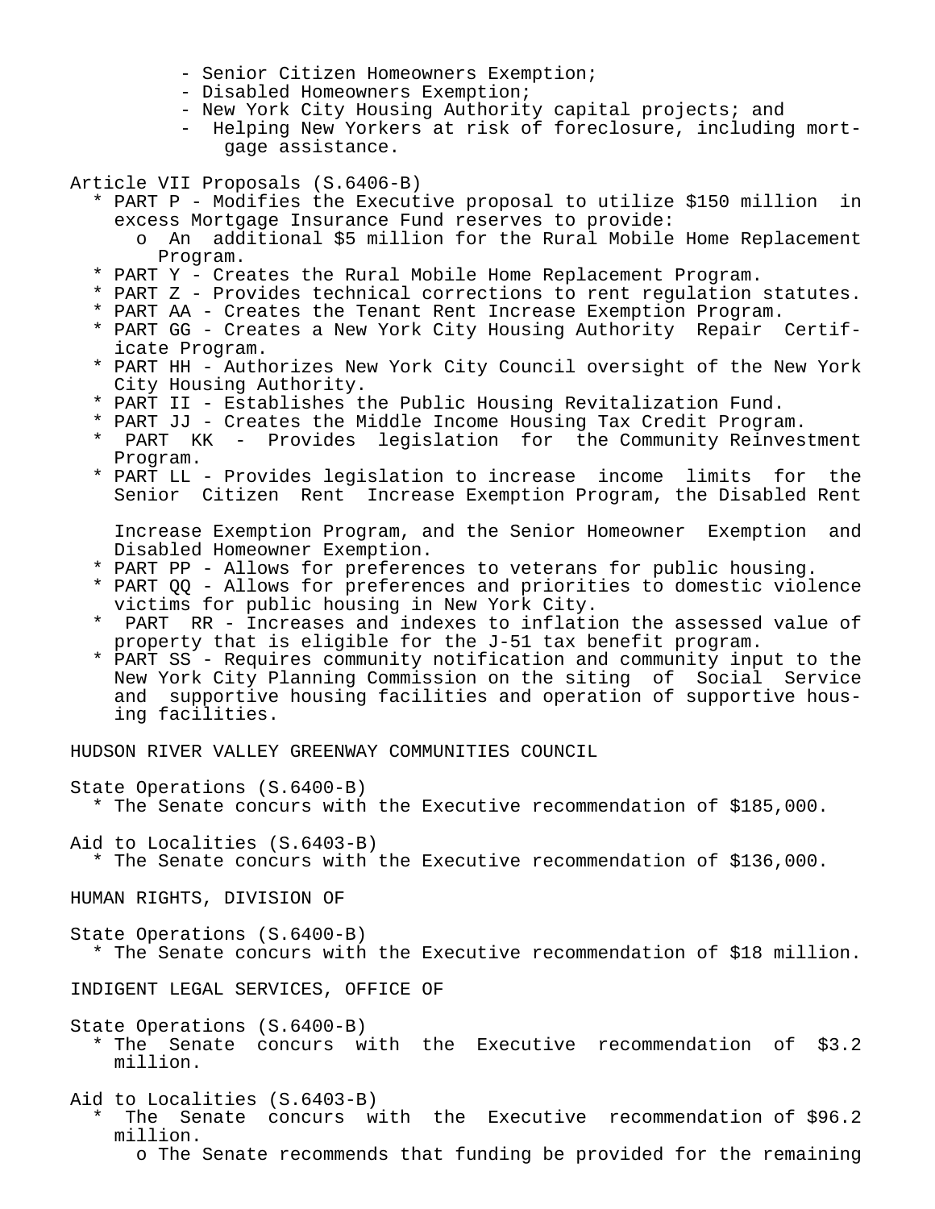- Senior Citizen Homeowners Exemption;
- Disabled Homeowners Exemption;
- New York City Housing Authority capital projects; and
- Helping New Yorkers at risk of foreclosure, including mortgage assistance.

Article VII Proposals (S.6406-B)

* PART P - Modifies the Executive proposal to utilize $150 million in excess Mortgage Insurance Fund reserves to provide:
  - o An additional $5 million for the Rural Mobile Home Replacement Program.
* PART Y - Creates the Rural Mobile Home Replacement Program.
* PART Z - Provides technical corrections to rent regulation statutes.
* PART AA - Creates the Tenant Rent Increase Exemption Program.
* PART GG - Creates a New York City Housing Authority Repair Certificate Program.
* PART HH - Authorizes New York City Council oversight of the New York City Housing Authority.
* PART II - Establishes the Public Housing Revitalization Fund.
* PART JJ - Creates the Middle Income Housing Tax Credit Program.
* PART KK - Provides legislation for the Community Reinvestment Program.
* PART LL - Provides legislation to increase income limits for the Senior Citizen Rent Increase Exemption Program, the Disabled Rent Increase Exemption Program, and the Senior Homeowner Exemption and Disabled Homeowner Exemption.
* PART PP - Allows for preferences to veterans for public housing.
* PART QQ - Allows for preferences and priorities to domestic violence victims for public housing in New York City.
* PART RR - Increases and indexes to inflation the assessed value of property that is eligible for the J-51 tax benefit program.
* PART SS - Requires community notification and community input to the New York City Planning Commission on the siting of Social Service and supportive housing facilities and operation of supportive housing facilities.

HUDSON RIVER VALLEY GREENWAY COMMUNITIES COUNCIL

State Operations (S.6400-B)

* The Senate concurs with the Executive recommendation of $185,000.

Aid to Localities (S.6403-B)

* The Senate concurs with the Executive recommendation of $136,000.

HUMAN RIGHTS, DIVISION OF

State Operations (S.6400-B)

* The Senate concurs with the Executive recommendation of $18 million.

INDIGENT LEGAL SERVICES, OFFICE OF

State Operations (S.6400-B)

* The Senate concurs with the Executive recommendation of $3.2 million.

Aid to Localities (S.6403-B)

* The Senate concurs with the Executive recommendation of $96.2 million.
  - o The Senate recommends that funding be provided for the remaining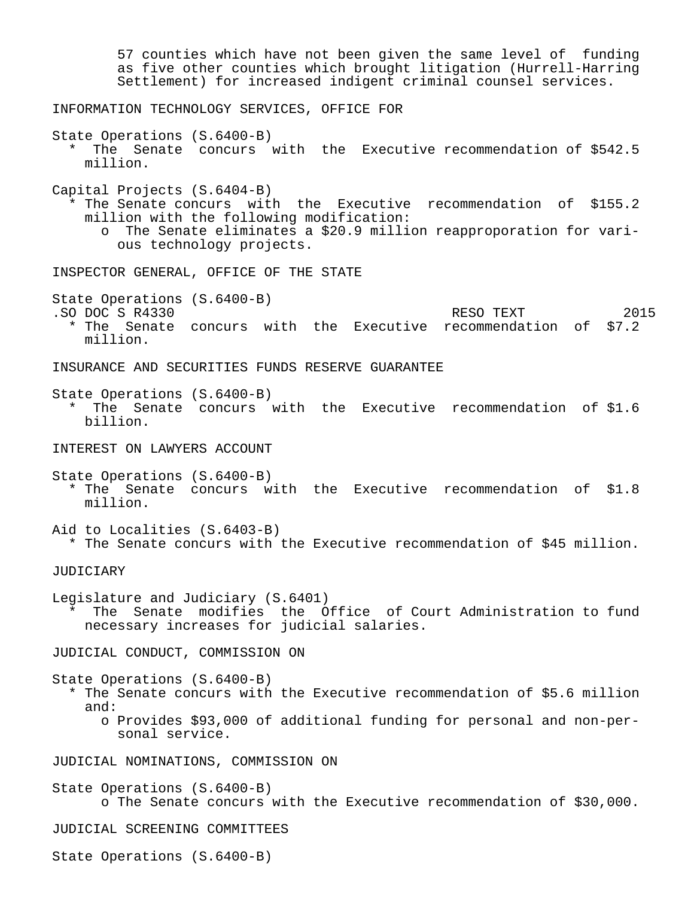57 counties which have not been given the same level of funding as five other counties which brought litigation (Hurrell-Harring Settlement) for increased indigent criminal counsel services.

INFORMATION TECHNOLOGY SERVICES, OFFICE FOR

State Operations (S.6400-B)

* The Senate concurs with the Executive recommendation of $542.5 million.

Capital Projects (S.6404-B)

* The Senate concurs with the Executive recommendation of $155.2 million with the following modification:
  - o The Senate eliminates a $20.9 million reapproporation for various technology projects.

INSPECTOR GENERAL, OFFICE OF THE STATE

State Operations (S.6400-B)

* The Senate concurs with the Executive recommendation of $7.2 million.

INSURANCE AND SECURITIES FUNDS RESERVE GUARANTEE

State Operations (S.6400-B)

* The Senate concurs with the Executive recommendation of $1.6 billion.

INTEREST ON LAWYERS ACCOUNT

State Operations (S.6400-B)

* The Senate concurs with the Executive recommendation of $1.8 million.

Aid to Localities (S.6403-B)

* The Senate concurs with the Executive recommendation of $45 million.

JUDICIARY

Legislature and Judiciary (S.6401)

* The Senate modifies the Office of Court Administration to fund necessary increases for judicial salaries.

JUDICIAL CONDUCT, COMMISSION ON

State Operations (S.6400-B)

* The Senate concurs with the Executive recommendation of $5.6 million and:
  - o Provides $93,000 of additional funding for personal and non-personal service.

JUDICIAL NOMINATIONS, COMMISSION ON

State Operations (S.6400-B)

- o The Senate concurs with the Executive recommendation of $30,000.

JUDICIAL SCREENING COMMITTEES

State Operations (S.6400-B)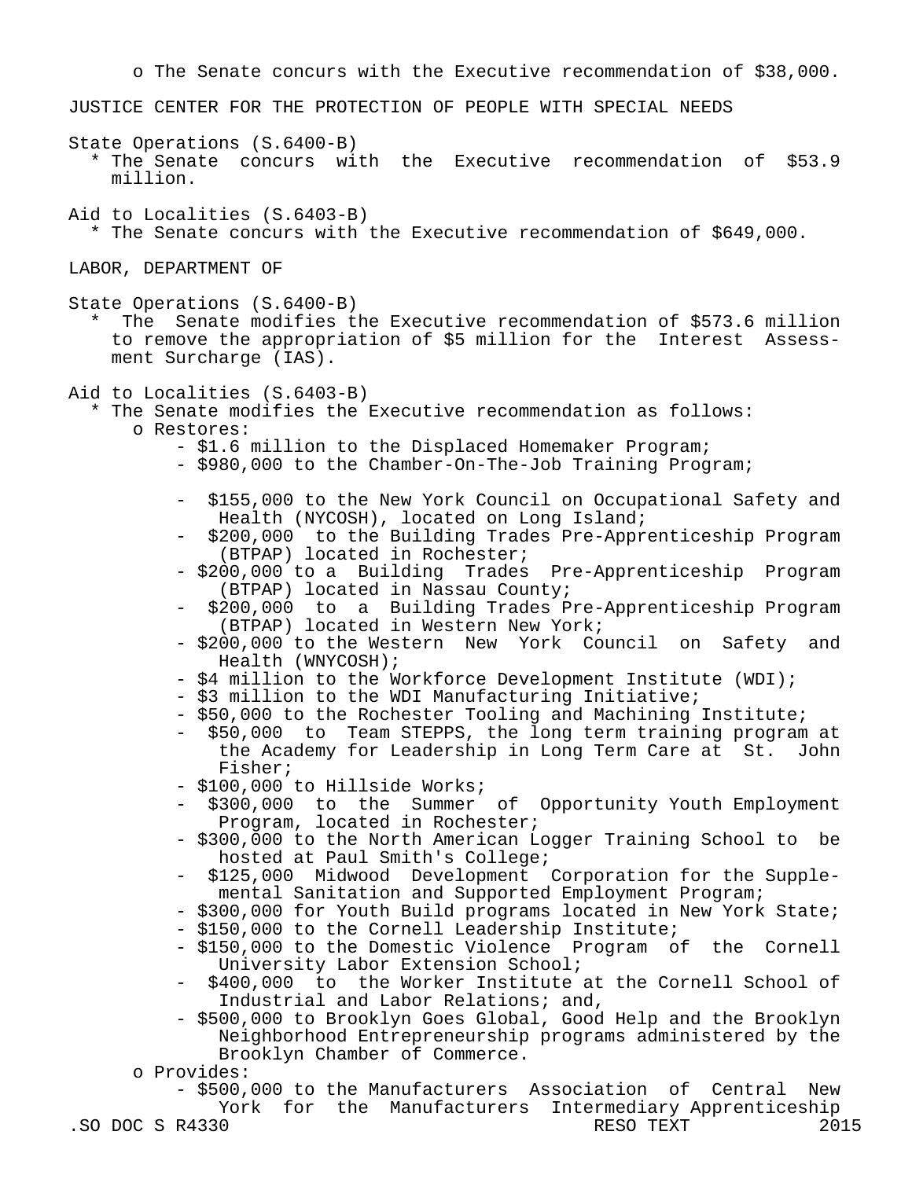o The Senate concurs with the Executive recommendation of $38,000.

JUSTICE CENTER FOR THE PROTECTION OF PEOPLE WITH SPECIAL NEEDS

State Operations (S.6400-B)

* The Senate concurs with the Executive recommendation of $53.9 million.

Aid to Localities (S.6403-B)

* The Senate concurs with the Executive recommendation of $649,000.

LABOR, DEPARTMENT OF

State Operations (S.6400-B)

* The Senate modifies the Executive recommendation of $573.6 million to remove the appropriation of $5 million for the Interest Assessment Surcharge (IAS).

Aid to Localities (S.6403-B)

* The Senate modifies the Executive recommendation as follows:
  - o Restores:
    - $1.6 million to the Displaced Homemaker Program;
    - $980,000 to the Chamber-On-The-Job Training Program;
    - $155,000 to the New York Council on Occupational Safety and Health (NYCOSH), located on Long Island;
    - $200,000 to the Building Trades Pre-Apprenticeship Program (BTPAP) located in Rochester;
    - $200,000 to a Building Trades Pre-Apprenticeship Program (BTPAP) located in Nassau County;
    - $200,000 to a Building Trades Pre-Apprenticeship Program (BTPAP) located in Western New York;
    - $200,000 to the Western New York Council on Safety and Health (WNYCOSH);
    - $4 million to the Workforce Development Institute (WDI);
    - $3 million to the WDI Manufacturing Initiative;
    - $50,000 to the Rochester Tooling and Machining Institute;
    - $50,000 to Team STEPPS, the long term training program at the Academy for Leadership in Long Term Care at St. John Fisher;
    - $100,000 to Hillside Works;
    - $300,000 to the Summer of Opportunity Youth Employment Program, located in Rochester;
    - $300,000 to the North American Logger Training School to be hosted at Paul Smith's College;
    - $125,000 Midwood Development Corporation for the Supplemental Sanitation and Supported Employment Program;
    - $300,000 for Youth Build programs located in New York State;
    - $150,000 to the Cornell Leadership Institute;
    - $150,000 to the Domestic Violence Program of the Cornell University Labor Extension School;
    - $400,000 to the Worker Institute at the Cornell School of Industrial and Labor Relations; and,
    - $500,000 to Brooklyn Goes Global, Good Help and the Brooklyn Neighborhood Entrepreneurship programs administered by the Brooklyn Chamber of Commerce.
  - o Provides:
    - $500,000 to the Manufacturers Association of Central New York for the Manufacturers Intermediary Apprenticeship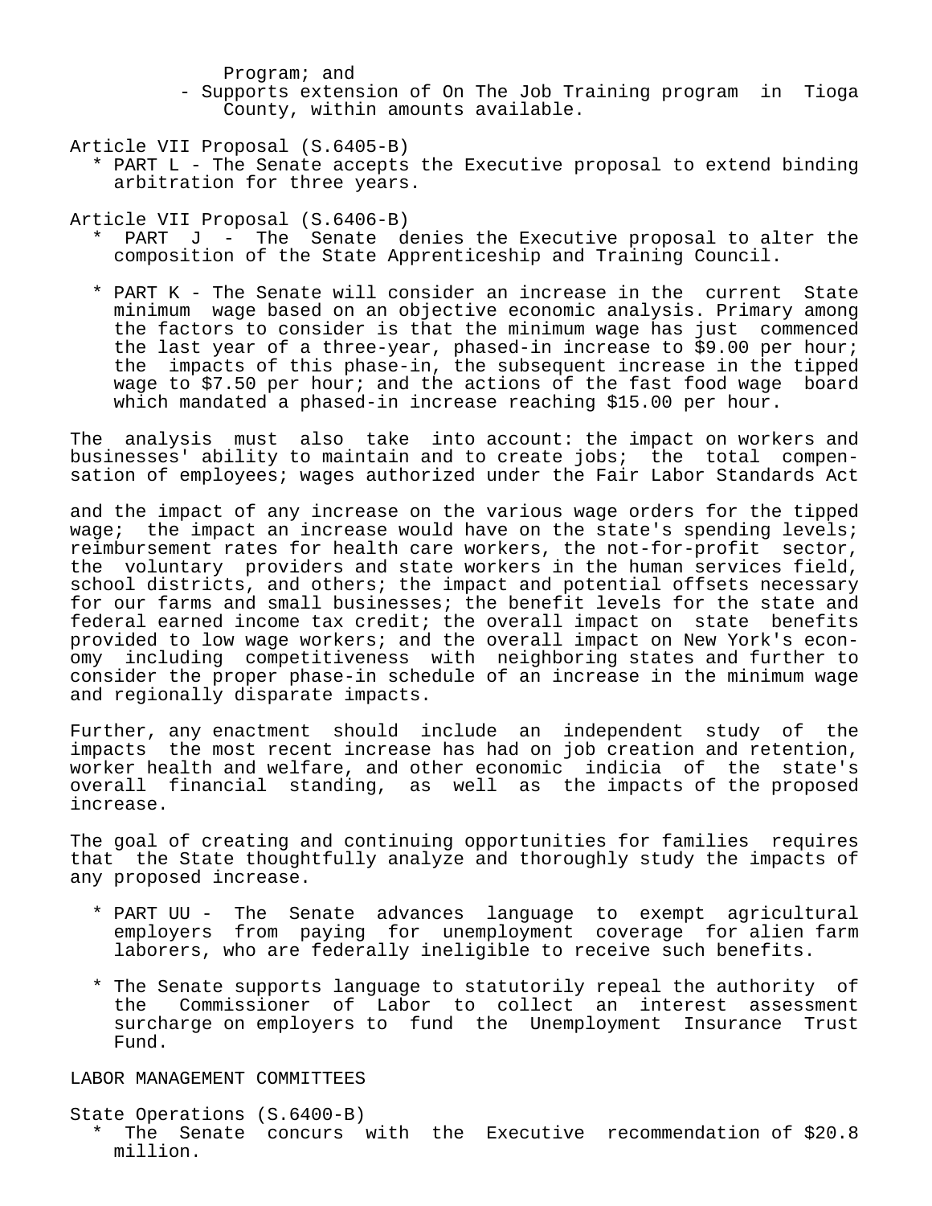Program; and
- Supports extension of On The Job Training program in Tioga County, within amounts available.

Article VII Proposal (S.6405-B)

* PART L - The Senate accepts the Executive proposal to extend binding arbitration for three years.

Article VII Proposal (S.6406-B)

* PART J - The Senate denies the Executive proposal to alter the composition of the State Apprenticeship and Training Council.

* PART K - The Senate will consider an increase in the current State minimum wage based on an objective economic analysis. Primary among the factors to consider is that the minimum wage has just commenced the last year of a three-year, phased-in increase to $9.00 per hour; the impacts of this phase-in, the subsequent increase in the tipped wage to $7.50 per hour; and the actions of the fast food wage board which mandated a phased-in increase reaching $15.00 per hour.

The analysis must also take into account: the impact on workers and businesses' ability to maintain and to create jobs; the total compensation of employees; wages authorized under the Fair Labor Standards Act

and the impact of any increase on the various wage orders for the tipped wage; the impact an increase would have on the state's spending levels; reimbursement rates for health care workers, the not-for-profit sector, the voluntary providers and state workers in the human services field, school districts, and others; the impact and potential offsets necessary for our farms and small businesses; the benefit levels for the state and federal earned income tax credit; the overall impact on state benefits provided to low wage workers; and the overall impact on New York's economy including competitiveness with neighboring states and further to consider the proper phase-in schedule of an increase in the minimum wage and regionally disparate impacts.

Further, any enactment should include an independent study of the impacts the most recent increase has had on job creation and retention, worker health and welfare, and other economic indicia of the state's overall financial standing, as well as the impacts of the proposed increase.

The goal of creating and continuing opportunities for families requires that the State thoughtfully analyze and thoroughly study the impacts of any proposed increase.

* PART UU - The Senate advances language to exempt agricultural employers from paying for unemployment coverage for alien farm laborers, who are federally ineligible to receive such benefits.

* The Senate supports language to statutorily repeal the authority of the Commissioner of Labor to collect an interest assessment surcharge on employers to fund the Unemployment Insurance Trust Fund.

LABOR MANAGEMENT COMMITTEES

State Operations (S.6400-B)

* The Senate concurs with the Executive recommendation of $20.8 million.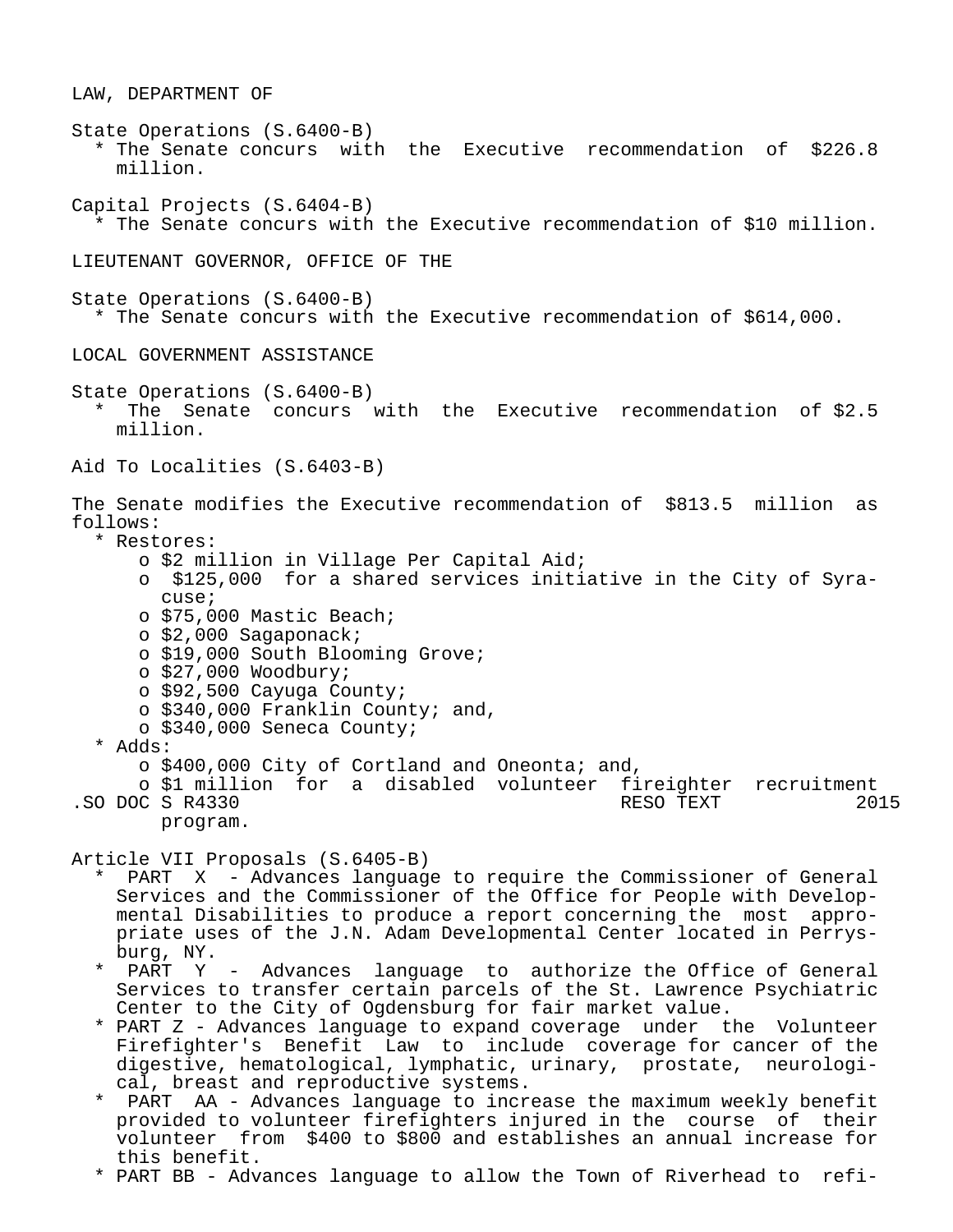LAW, DEPARTMENT OF

State Operations (S.6400-B)

* The Senate concurs with the Executive recommendation of $226.8 million.

Capital Projects (S.6404-B)

* The Senate concurs with the Executive recommendation of $10 million.

LIEUTENANT GOVERNOR, OFFICE OF THE

State Operations (S.6400-B)

* The Senate concurs with the Executive recommendation of $614,000.

LOCAL GOVERNMENT ASSISTANCE

State Operations (S.6400-B)

* The Senate concurs with the Executive recommendation of $2.5 million.

Aid To Localities (S.6403-B)

The Senate modifies the Executive recommendation of $813.5 million as follows:

* Restores:
  - o $2 million in Village Per Capital Aid;
  - o $125,000 for a shared services initiative in the City of Syracuse;
  - o $75,000 Mastic Beach;
  - o $2,000 Sagaponack;
  - o $19,000 South Blooming Grove;
  - o $27,000 Woodbury;
  - o $92,500 Cayuga County;
  - o $340,000 Franklin County; and,
  - o $340,000 Seneca County;
* Adds:
  - o $400,000 City of Cortland and Oneonta; and,
  - o $1 million for a disabled volunteer fireighter recruitment program.

Article VII Proposals (S.6405-B)

* PART X - Advances language to require the Commissioner of General Services and the Commissioner of the Office for People with Developmental Disabilities to produce a report concerning the most appropriate uses of the J.N. Adam Developmental Center located in Perrysburg, NY.
* PART Y - Advances language to authorize the Office of General Services to transfer certain parcels of the St. Lawrence Psychiatric Center to the City of Ogdensburg for fair market value.
* PART Z - Advances language to expand coverage under the Volunteer Firefighter's Benefit Law to include coverage for cancer of the digestive, hematological, lymphatic, urinary, prostate, neurological, breast and reproductive systems.
* PART AA - Advances language to increase the maximum weekly benefit provided to volunteer firefighters injured in the course of their volunteer from $400 to $800 and establishes an annual increase for this benefit.
* PART BB - Advances language to allow the Town of Riverhead to refi-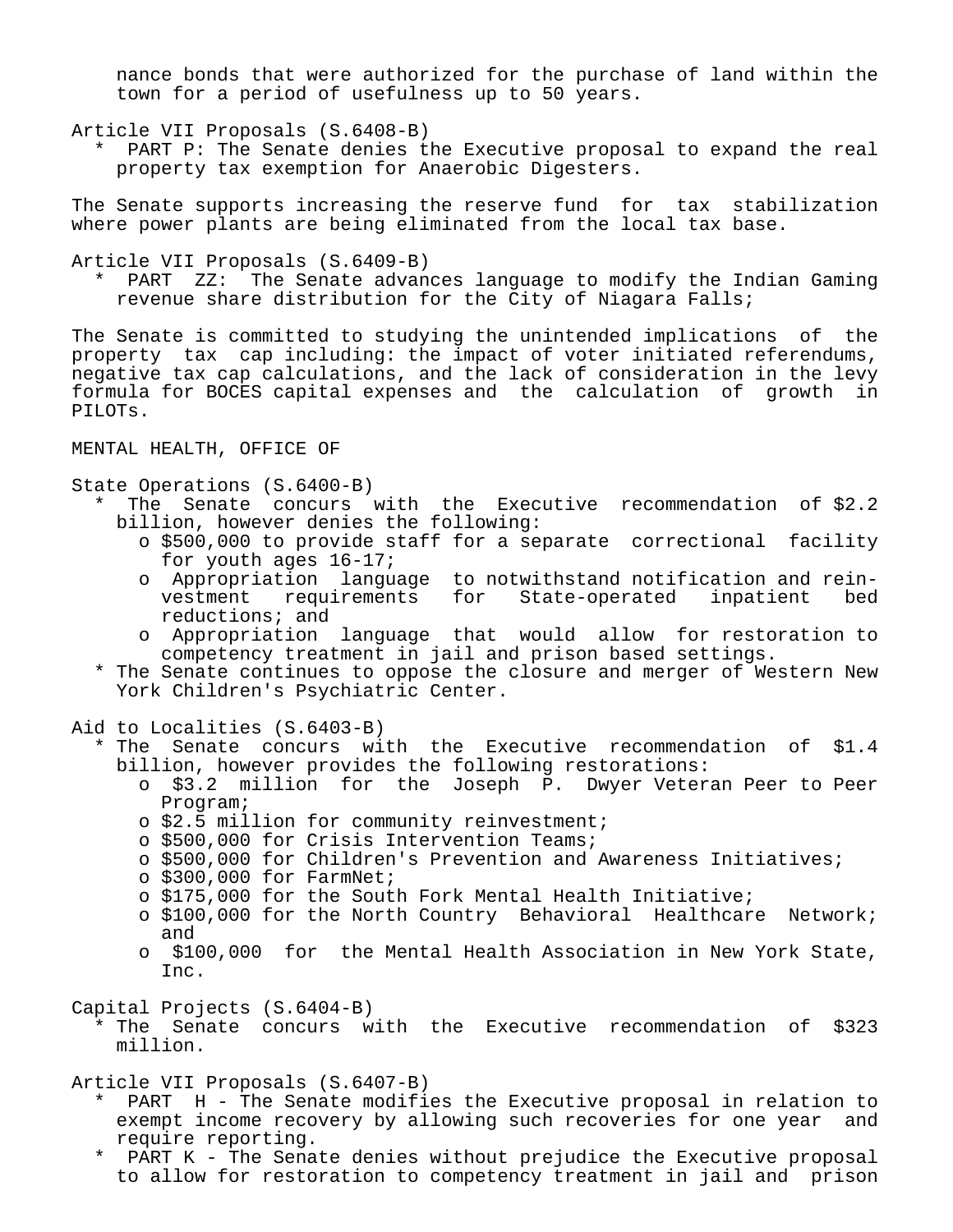nance bonds that were authorized for the purchase of land within the town for a period of usefulness up to 50 years.

Article VII Proposals (S.6408-B)

* PART P: The Senate denies the Executive proposal to expand the real property tax exemption for Anaerobic Digesters.

The Senate supports increasing the reserve fund for tax stabilization where power plants are being eliminated from the local tax base.

Article VII Proposals (S.6409-B)

* PART ZZ: The Senate advances language to modify the Indian Gaming revenue share distribution for the City of Niagara Falls;

The Senate is committed to studying the unintended implications of the property tax cap including: the impact of voter initiated referendums, negative tax cap calculations, and the lack of consideration in the levy formula for BOCES capital expenses and the calculation of growth in PILOTs.

## MENTAL HEALTH, OFFICE OF

State Operations (S.6400-B)

* The Senate concurs with the Executive recommendation of $2.2 billion, however denies the following:
  - $500,000 to provide staff for a separate correctional facility for youth ages 16-17;
  - Appropriation language to notwithstand notification and reinvestment requirements for State-operated inpatient bed reductions; and
  - Appropriation language that would allow for restoration to competency treatment in jail and prison based settings.
* The Senate continues to oppose the closure and merger of Western New York Children's Psychiatric Center.

Aid to Localities (S.6403-B)

* The Senate concurs with the Executive recommendation of $1.4 billion, however provides the following restorations:
  - $3.2 million for the Joseph P. Dwyer Veteran Peer to Peer Program;
  - $2.5 million for community reinvestment;
  - $500,000 for Crisis Intervention Teams;
  - $500,000 for Children's Prevention and Awareness Initiatives;
  - $300,000 for FarmNet;
  - $175,000 for the South Fork Mental Health Initiative;
  - $100,000 for the North Country Behavioral Healthcare Network; and
  - $100,000 for the Mental Health Association in New York State, Inc.

Capital Projects (S.6404-B)

* The Senate concurs with the Executive recommendation of $323 million.

Article VII Proposals (S.6407-B)

* PART H - The Senate modifies the Executive proposal in relation to exempt income recovery by allowing such recoveries for one year and require reporting.
* PART K - The Senate denies without prejudice the Executive proposal to allow for restoration to competency treatment in jail and prison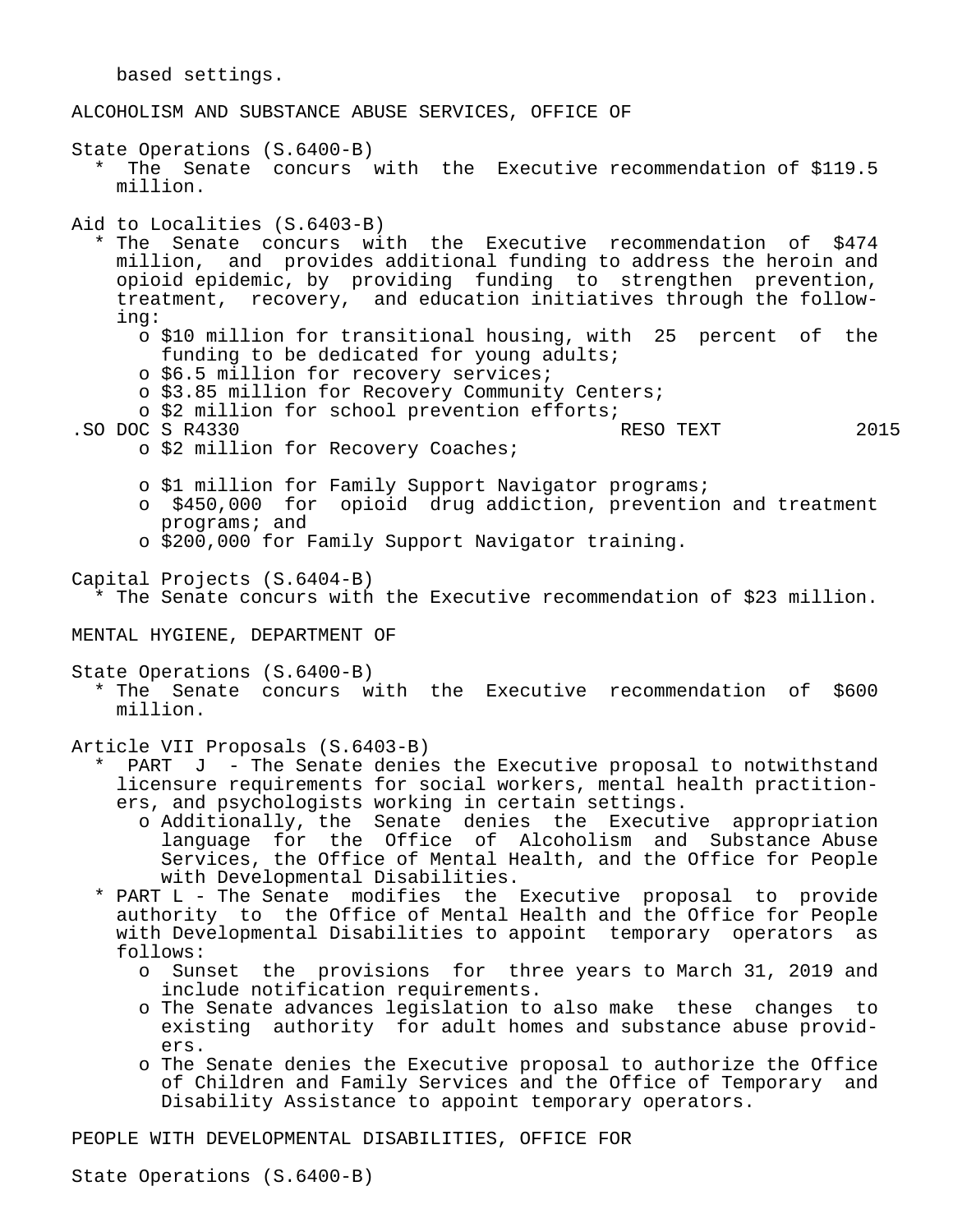based settings.

## ALCOHOLISM AND SUBSTANCE ABUSE SERVICES, OFFICE OF

State Operations (S.6400-B)

* The Senate concurs with the Executive recommendation of $119.5 million.

Aid to Localities (S.6403-B)

* The Senate concurs with the Executive recommendation of $474 million, and provides additional funding to address the heroin and opioid epidemic, by providing funding to strengthen prevention, treatment, recovery, and education initiatives through the following:
  - $10 million for transitional housing, with 25 percent of the funding to be dedicated for young adults;
  - $6.5 million for recovery services;
  - $3.85 million for Recovery Community Centers;
  - $2 million for school prevention efforts;
  - $2 million for Recovery Coaches;
  - $1 million for Family Support Navigator programs;
  - $450,000 for opioid drug addiction, prevention and treatment programs; and
  - $200,000 for Family Support Navigator training.

Capital Projects (S.6404-B)

* The Senate concurs with the Executive recommendation of $23 million.

## MENTAL HYGIENE, DEPARTMENT OF

State Operations (S.6400-B)

* The Senate concurs with the Executive recommendation of $600 million.

Article VII Proposals (S.6403-B)

* PART J - The Senate denies the Executive proposal to notwithstand licensure requirements for social workers, mental health practitioners, and psychologists working in certain settings.
  - Additionally, the Senate denies the Executive appropriation language for the Office of Alcoholism and Substance Abuse Services, the Office of Mental Health, and the Office for People with Developmental Disabilities.
* PART L - The Senate modifies the Executive proposal to provide authority to the Office of Mental Health and the Office for People with Developmental Disabilities to appoint temporary operators as follows:
  - Sunset the provisions for three years to March 31, 2019 and include notification requirements.
  - The Senate advances legislation to also make these changes to existing authority for adult homes and substance abuse providers.
  - The Senate denies the Executive proposal to authorize the Office of Children and Family Services and the Office of Temporary and Disability Assistance to appoint temporary operators.

## PEOPLE WITH DEVELOPMENTAL DISABILITIES, OFFICE FOR

State Operations (S.6400-B)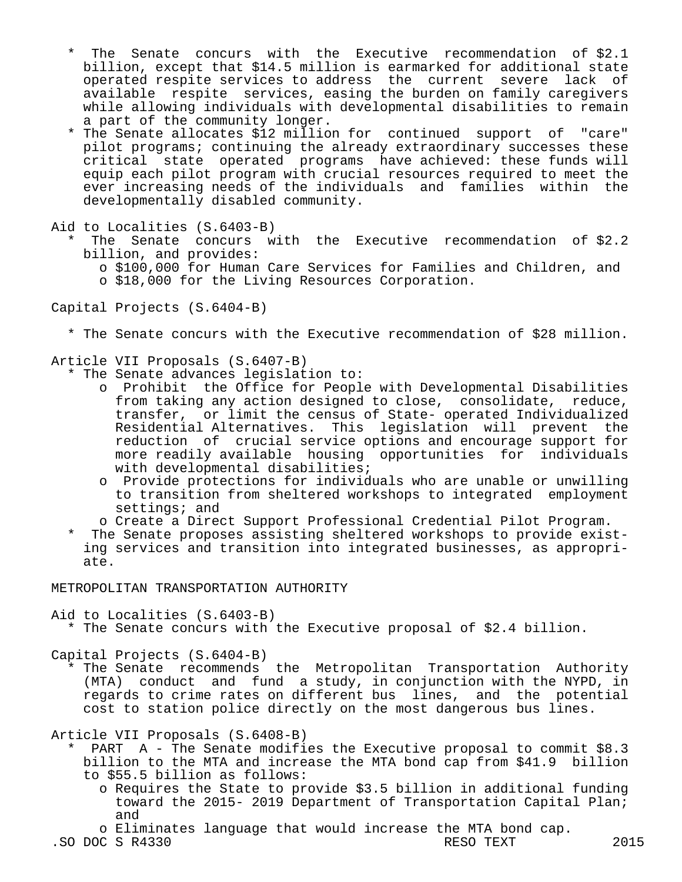* The Senate concurs with the Executive recommendation of $2.1 billion, except that $14.5 million is earmarked for additional state operated respite services to address the current severe lack of available respite services, easing the burden on family caregivers while allowing individuals with developmental disabilities to remain a part of the community longer.
* The Senate allocates $12 million for continued support of "care" pilot programs; continuing the already extraordinary successes these critical state operated programs have achieved: these funds will equip each pilot program with crucial resources required to meet the ever increasing needs of the individuals and families within the developmentally disabled community.

Aid to Localities (S.6403-B)

* The Senate concurs with the Executive recommendation of $2.2 billion, and provides:
  - o $100,000 for Human Care Services for Families and Children, and
  - o $18,000 for the Living Resources Corporation.

Capital Projects (S.6404-B)

* The Senate concurs with the Executive recommendation of $28 million.

Article VII Proposals (S.6407-B)

* The Senate advances legislation to:
  - o Prohibit the Office for People with Developmental Disabilities from taking any action designed to close, consolidate, reduce, transfer, or limit the census of State- operated Individualized Residential Alternatives. This legislation will prevent the reduction of crucial service options and encourage support for more readily available housing opportunities for individuals with developmental disabilities;
  - o Provide protections for individuals who are unable or unwilling to transition from sheltered workshops to integrated employment settings; and
  - o Create a Direct Support Professional Credential Pilot Program.
* The Senate proposes assisting sheltered workshops to provide existing services and transition into integrated businesses, as appropriate.

METROPOLITAN TRANSPORTATION AUTHORITY

Aid to Localities (S.6403-B)

* The Senate concurs with the Executive proposal of $2.4 billion.

Capital Projects (S.6404-B)

* The Senate recommends the Metropolitan Transportation Authority (MTA) conduct and fund a study, in conjunction with the NYPD, in regards to crime rates on different bus lines, and the potential cost to station police directly on the most dangerous bus lines.

Article VII Proposals (S.6408-B)

* PART A - The Senate modifies the Executive proposal to commit $8.3 billion to the MTA and increase the MTA bond cap from $41.9 billion to $55.5 billion as follows:
  - o Requires the State to provide $3.5 billion in additional funding toward the 2015- 2019 Department of Transportation Capital Plan; and
  - o Eliminates language that would increase the MTA bond cap.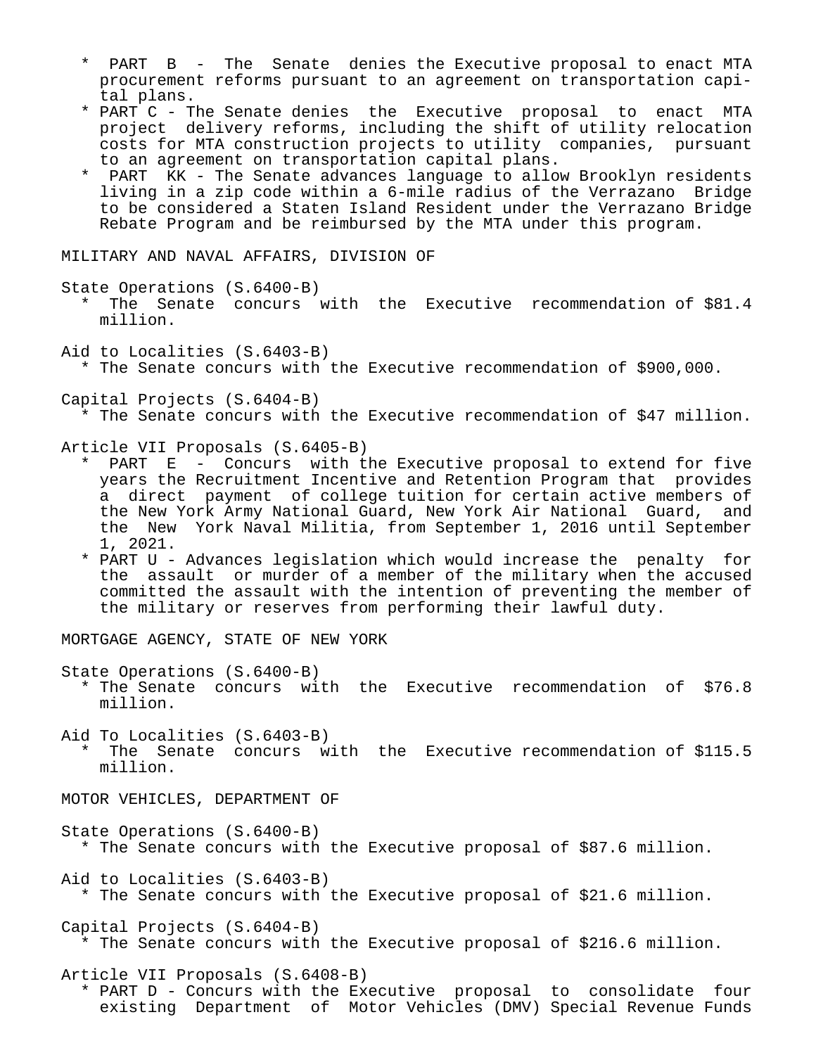* PART B - The Senate denies the Executive proposal to enact MTA procurement reforms pursuant to an agreement on transportation capital plans.
* PART C - The Senate denies the Executive proposal to enact MTA project delivery reforms, including the shift of utility relocation costs for MTA construction projects to utility companies, pursuant to an agreement on transportation capital plans.
* PART KK - The Senate advances language to allow Brooklyn residents living in a zip code within a 6-mile radius of the Verrazano Bridge to be considered a Staten Island Resident under the Verrazano Bridge Rebate Program and be reimbursed by the MTA under this program.

MILITARY AND NAVAL AFFAIRS, DIVISION OF

State Operations (S.6400-B)
* The Senate concurs with the Executive recommendation of $81.4 million.

Aid to Localities (S.6403-B)
* The Senate concurs with the Executive recommendation of $900,000.

Capital Projects (S.6404-B)
* The Senate concurs with the Executive recommendation of $47 million.

Article VII Proposals (S.6405-B)
* PART E - Concurs with the Executive proposal to extend for five years the Recruitment Incentive and Retention Program that provides a direct payment of college tuition for certain active members of the New York Army National Guard, New York Air National Guard, and the New York Naval Militia, from September 1, 2016 until September 1, 2021.
* PART U - Advances legislation which would increase the penalty for the assault or murder of a member of the military when the accused committed the assault with the intention of preventing the member of the military or reserves from performing their lawful duty.

MORTGAGE AGENCY, STATE OF NEW YORK

State Operations (S.6400-B)
* The Senate concurs with the Executive recommendation of $76.8 million.

Aid To Localities (S.6403-B)
* The Senate concurs with the Executive recommendation of $115.5 million.

MOTOR VEHICLES, DEPARTMENT OF

State Operations (S.6400-B)
* The Senate concurs with the Executive proposal of $87.6 million.

Aid to Localities (S.6403-B)
* The Senate concurs with the Executive proposal of $21.6 million.

Capital Projects (S.6404-B)
* The Senate concurs with the Executive proposal of $216.6 million.

Article VII Proposals (S.6408-B)
* PART D - Concurs with the Executive proposal to consolidate four existing Department of Motor Vehicles (DMV) Special Revenue Funds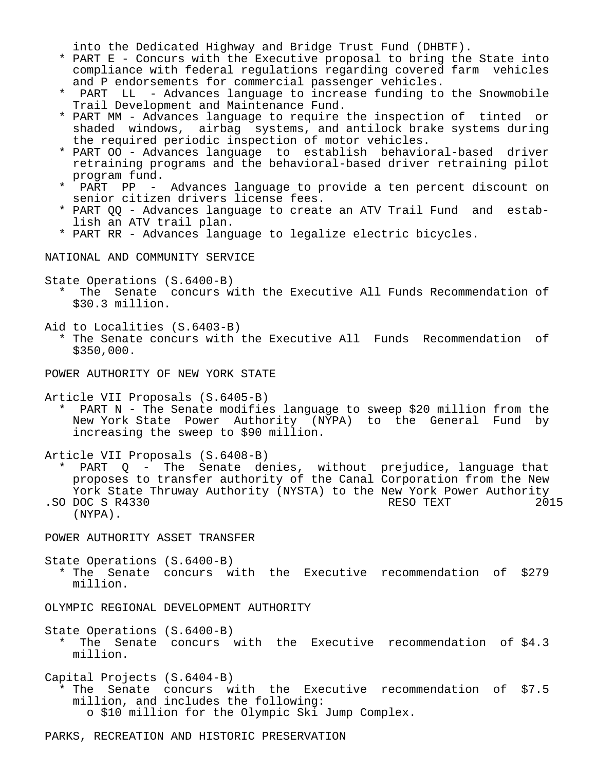into the Dedicated Highway and Bridge Trust Fund (DHBTF).

* PART E - Concurs with the Executive proposal to bring the State into compliance with federal regulations regarding covered farm vehicles and P endorsements for commercial passenger vehicles.
* PART LL - Advances language to increase funding to the Snowmobile Trail Development and Maintenance Fund.
* PART MM - Advances language to require the inspection of tinted or shaded windows, airbag systems, and antilock brake systems during the required periodic inspection of motor vehicles.
* PART OO - Advances language to establish behavioral-based driver retraining programs and the behavioral-based driver retraining pilot program fund.
* PART PP - Advances language to provide a ten percent discount on senior citizen drivers license fees.
* PART QQ - Advances language to create an ATV Trail Fund and establish an ATV trail plan.
* PART RR - Advances language to legalize electric bicycles.

NATIONAL AND COMMUNITY SERVICE

State Operations (S.6400-B)

* The Senate concurs with the Executive All Funds Recommendation of $30.3 million.

Aid to Localities (S.6403-B)

* The Senate concurs with the Executive All Funds Recommendation of $350,000.

POWER AUTHORITY OF NEW YORK STATE

Article VII Proposals (S.6405-B)

* PART N - The Senate modifies language to sweep $20 million from the New York State Power Authority (NYPA) to the General Fund by increasing the sweep to $90 million.

Article VII Proposals (S.6408-B)

* PART Q - The Senate denies, without prejudice, language that proposes to transfer authority of the Canal Corporation from the New York State Thruway Authority (NYSTA) to the New York Power Authority (NYPA).

POWER AUTHORITY ASSET TRANSFER

State Operations (S.6400-B)

* The Senate concurs with the Executive recommendation of $279 million.

OLYMPIC REGIONAL DEVELOPMENT AUTHORITY

State Operations (S.6400-B)

* The Senate concurs with the Executive recommendation of $4.3 million.

Capital Projects (S.6404-B)

* The Senate concurs with the Executive recommendation of $7.5 million, and includes the following:
  * o $10 million for the Olympic Ski Jump Complex.

PARKS, RECREATION AND HISTORIC PRESERVATION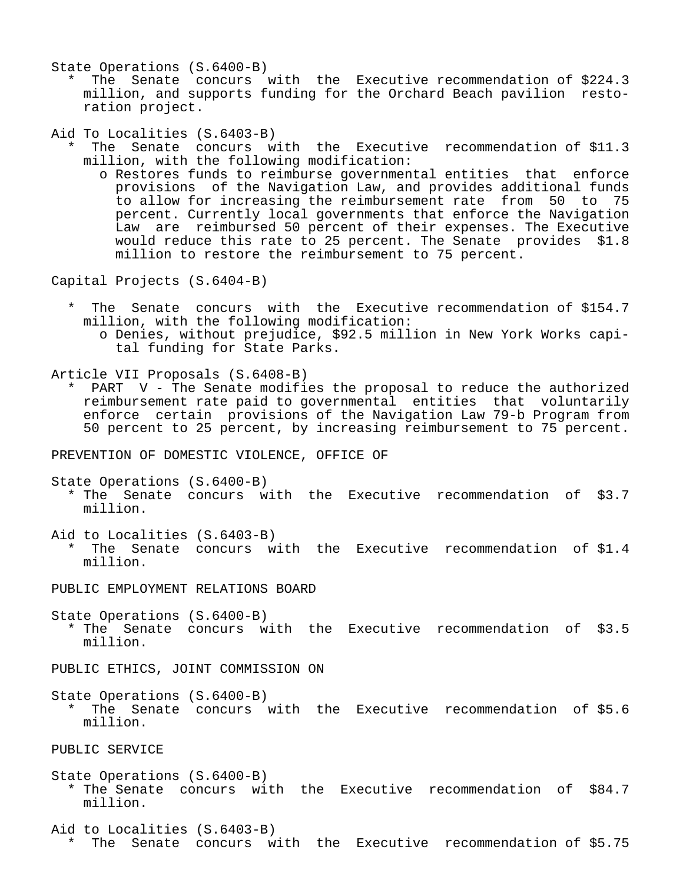State Operations (S.6400-B)

* The Senate concurs with the Executive recommendation of $224.3 million, and supports funding for the Orchard Beach pavilion restoration project.

Aid To Localities (S.6403-B)

* The Senate concurs with the Executive recommendation of $11.3 million, with the following modification:
  - o Restores funds to reimburse governmental entities that enforce provisions of the Navigation Law, and provides additional funds to allow for increasing the reimbursement rate from 50 to 75 percent. Currently local governments that enforce the Navigation Law are reimbursed 50 percent of their expenses. The Executive would reduce this rate to 25 percent. The Senate provides $1.8 million to restore the reimbursement to 75 percent.

Capital Projects (S.6404-B)

* The Senate concurs with the Executive recommendation of $154.7 million, with the following modification:
  - o Denies, without prejudice, $92.5 million in New York Works capital funding for State Parks.

Article VII Proposals (S.6408-B)

* PART V - The Senate modifies the proposal to reduce the authorized reimbursement rate paid to governmental entities that voluntarily enforce certain provisions of the Navigation Law 79-b Program from 50 percent to 25 percent, by increasing reimbursement to 75 percent.

PREVENTION OF DOMESTIC VIOLENCE, OFFICE OF

State Operations (S.6400-B)

* The Senate concurs with the Executive recommendation of $3.7 million.

Aid to Localities (S.6403-B)

* The Senate concurs with the Executive recommendation of $1.4 million.

PUBLIC EMPLOYMENT RELATIONS BOARD

State Operations (S.6400-B)

* The Senate concurs with the Executive recommendation of $3.5 million.

PUBLIC ETHICS, JOINT COMMISSION ON

State Operations (S.6400-B)

* The Senate concurs with the Executive recommendation of $5.6 million.

PUBLIC SERVICE

State Operations (S.6400-B)

* The Senate concurs with the Executive recommendation of $84.7 million.

Aid to Localities (S.6403-B)

* The Senate concurs with the Executive recommendation of $5.75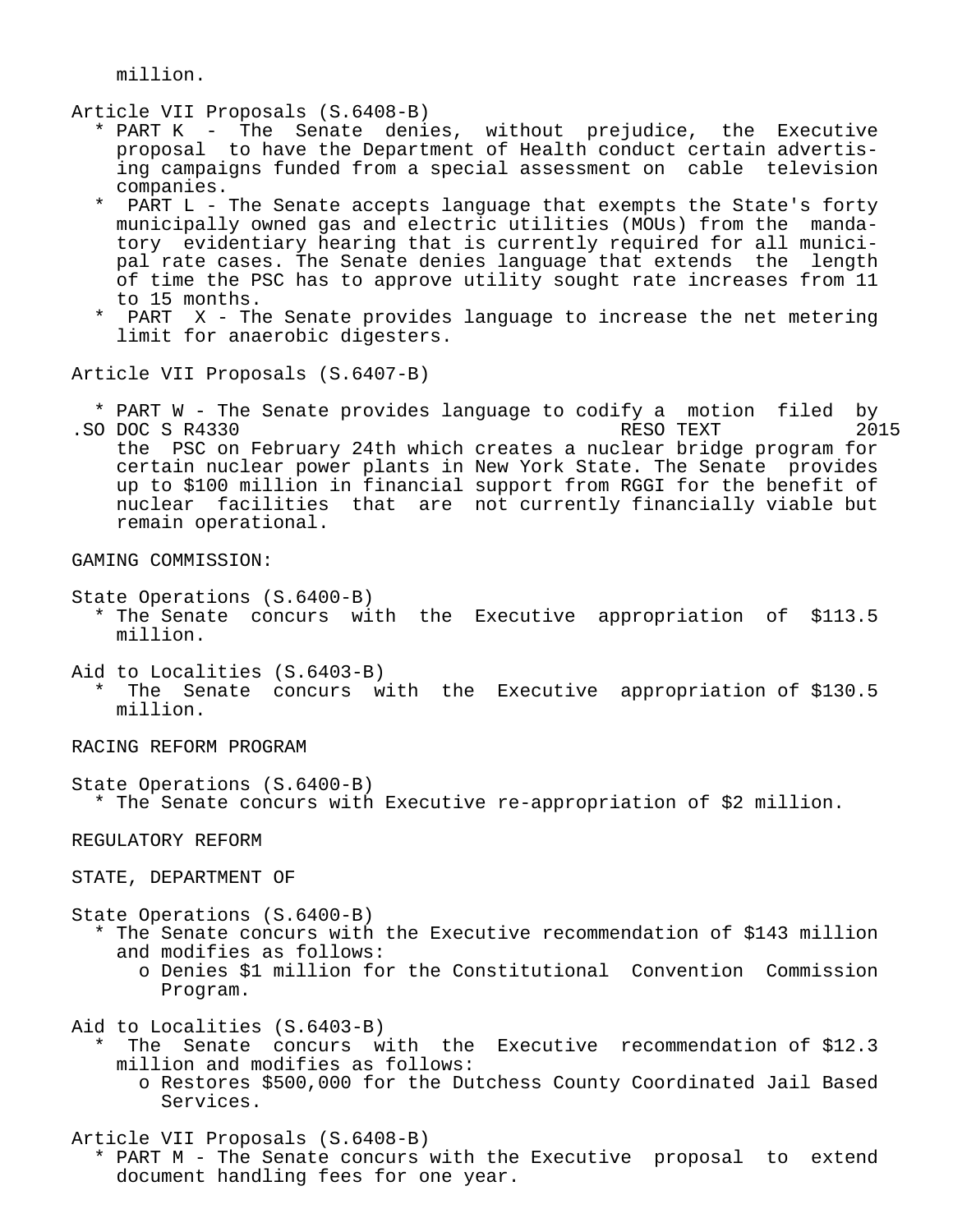million.

Article VII Proposals (S.6408-B)

* PART K - The Senate denies, without prejudice, the Executive proposal to have the Department of Health conduct certain advertising campaigns funded from a special assessment on cable television companies.
* PART L - The Senate accepts language that exempts the State's forty municipally owned gas and electric utilities (MOUs) from the mandatory evidentiary hearing that is currently required for all municipal rate cases. The Senate denies language that extends the length of time the PSC has to approve utility sought rate increases from 11 to 15 months.
* PART X - The Senate provides language to increase the net metering limit for anaerobic digesters.

Article VII Proposals (S.6407-B)

* PART W - The Senate provides language to codify a motion filed by the PSC on February 24th which creates a nuclear bridge program for certain nuclear power plants in New York State. The Senate provides up to $100 million in financial support from RGGI for the benefit of nuclear facilities that are not currently financially viable but remain operational.

GAMING COMMISSION:

State Operations (S.6400-B)

* The Senate concurs with the Executive appropriation of $113.5 million.

Aid to Localities (S.6403-B)

* The Senate concurs with the Executive appropriation of $130.5 million.

RACING REFORM PROGRAM

State Operations (S.6400-B)

* The Senate concurs with Executive re-appropriation of $2 million.

REGULATORY REFORM

STATE, DEPARTMENT OF

State Operations (S.6400-B)

* The Senate concurs with the Executive recommendation of $143 million and modifies as follows:
  - o Denies $1 million for the Constitutional Convention Commission Program.

Aid to Localities (S.6403-B)

* The Senate concurs with the Executive recommendation of $12.3 million and modifies as follows:
  - o Restores $500,000 for the Dutchess County Coordinated Jail Based Services.

Article VII Proposals (S.6408-B)

* PART M - The Senate concurs with the Executive proposal to extend document handling fees for one year.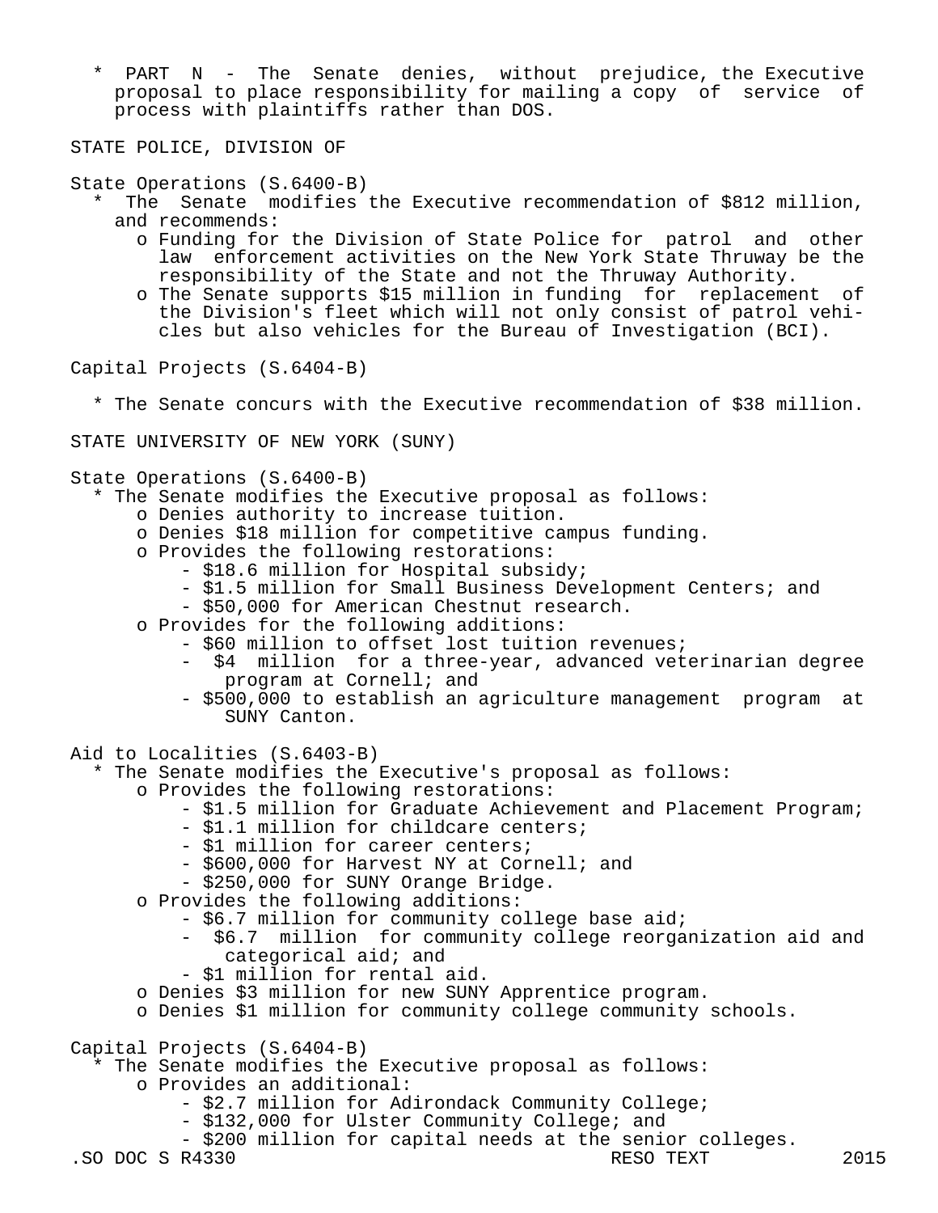* PART N - The Senate denies, without prejudice, the Executive proposal to place responsibility for mailing a copy of service of process with plaintiffs rather than DOS.

STATE POLICE, DIVISION OF

State Operations (S.6400-B)

* The Senate modifies the Executive recommendation of $812 million, and recommends:
  - o Funding for the Division of State Police for patrol and other law enforcement activities on the New York State Thruway be the responsibility of the State and not the Thruway Authority.
  - o The Senate supports $15 million in funding for replacement of the Division's fleet which will not only consist of patrol vehicles but also vehicles for the Bureau of Investigation (BCI).

Capital Projects (S.6404-B)

* The Senate concurs with the Executive recommendation of $38 million.

STATE UNIVERSITY OF NEW YORK (SUNY)

State Operations (S.6400-B)

* The Senate modifies the Executive proposal as follows:
  - o Denies authority to increase tuition.
  - o Denies $18 million for competitive campus funding.
  - o Provides the following restorations:
    - $18.6 million for Hospital subsidy;
    - $1.5 million for Small Business Development Centers; and
    - $50,000 for American Chestnut research.
  - o Provides for the following additions:
    - $60 million to offset lost tuition revenues;
    - $4 million for a three-year, advanced veterinarian degree program at Cornell; and
    - $500,000 to establish an agriculture management program at SUNY Canton.

Aid to Localities (S.6403-B)

* The Senate modifies the Executive's proposal as follows:
  - o Provides the following restorations:
    - $1.5 million for Graduate Achievement and Placement Program;
    - $1.1 million for childcare centers;
    - $1 million for career centers;
    - $600,000 for Harvest NY at Cornell; and
    - $250,000 for SUNY Orange Bridge.
  - o Provides the following additions:
    - $6.7 million for community college base aid;
    - $6.7 million for community college reorganization aid and categorical aid; and
    - $1 million for rental aid.
  - o Denies $3 million for new SUNY Apprentice program.
  - o Denies $1 million for community college community schools.

Capital Projects (S.6404-B)

* The Senate modifies the Executive proposal as follows:
  - o Provides an additional:
    - $2.7 million for Adirondack Community College;
    - $132,000 for Ulster Community College; and
    - $200 million for capital needs at the senior colleges.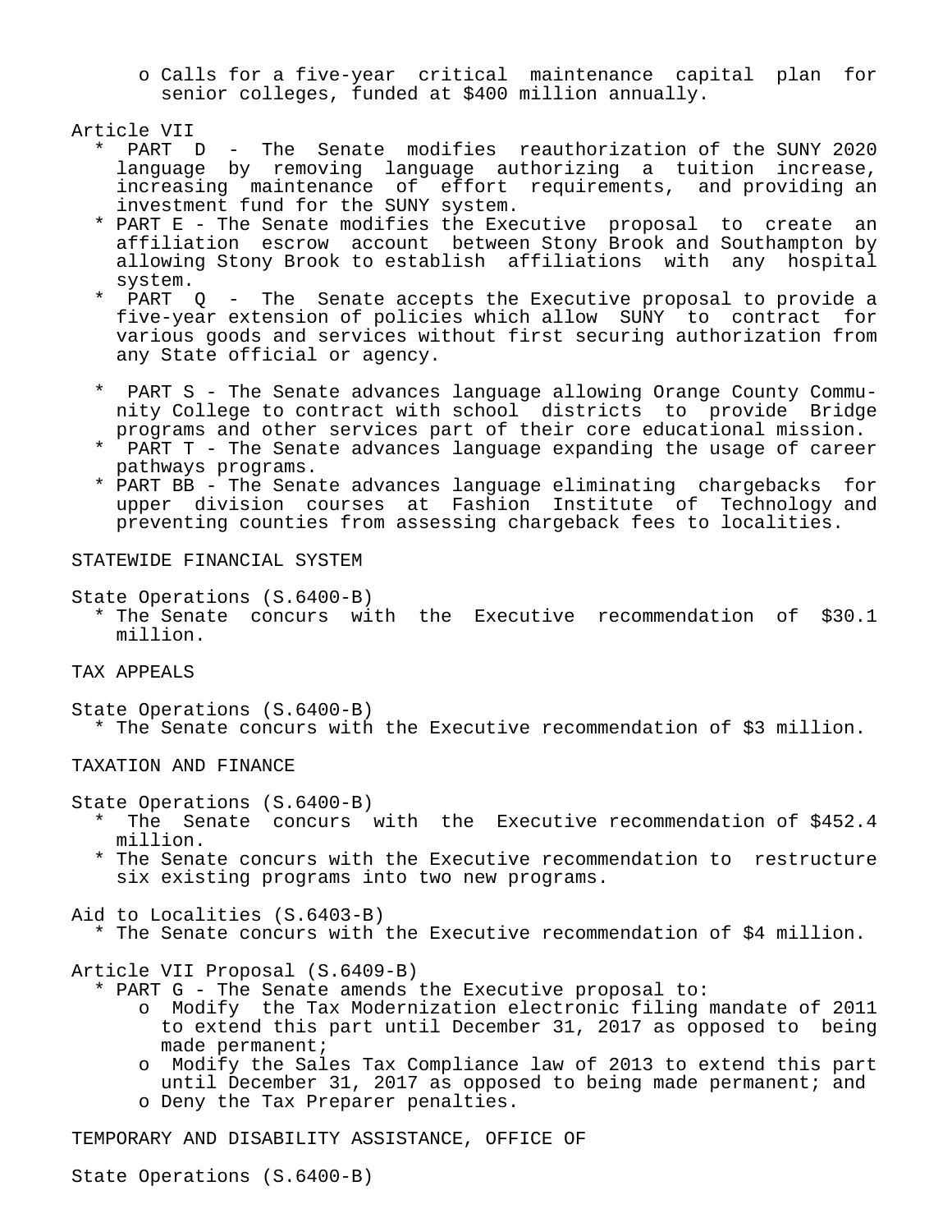- o Calls for a five-year critical maintenance capital plan for senior colleges, funded at $400 million annually.

Article VII

- * PART D - The Senate modifies reauthorization of the SUNY 2020 language by removing language authorizing a tuition increase, increasing maintenance of effort requirements, and providing an investment fund for the SUNY system.
- * PART E - The Senate modifies the Executive proposal to create an affiliation escrow account between Stony Brook and Southampton by allowing Stony Brook to establish affiliations with any hospital system.
- * PART Q - The Senate accepts the Executive proposal to provide a five-year extension of policies which allow SUNY to contract for various goods and services without first securing authorization from any State official or agency.

- * PART S - The Senate advances language allowing Orange County Community College to contract with school districts to provide Bridge programs and other services part of their core educational mission.
- * PART T - The Senate advances language expanding the usage of career pathways programs.
- * PART BB - The Senate advances language eliminating chargebacks for upper division courses at Fashion Institute of Technology and preventing counties from assessing chargeback fees to localities.

STATEWIDE FINANCIAL SYSTEM

State Operations (S.6400-B)

- * The Senate concurs with the Executive recommendation of $30.1 million.

TAX APPEALS

State Operations (S.6400-B)

- * The Senate concurs with the Executive recommendation of $3 million.

TAXATION AND FINANCE

State Operations (S.6400-B)

- * The Senate concurs with the Executive recommendation of $452.4 million.
- * The Senate concurs with the Executive recommendation to restructure six existing programs into two new programs.

Aid to Localities (S.6403-B)

- * The Senate concurs with the Executive recommendation of $4 million.

Article VII Proposal (S.6409-B)

- * PART G - The Senate amends the Executive proposal to:
  - o Modify the Tax Modernization electronic filing mandate of 2011 to extend this part until December 31, 2017 as opposed to being made permanent;
  - o Modify the Sales Tax Compliance law of 2013 to extend this part until December 31, 2017 as opposed to being made permanent; and
  - o Deny the Tax Preparer penalties.

TEMPORARY AND DISABILITY ASSISTANCE, OFFICE OF

State Operations (S.6400-B)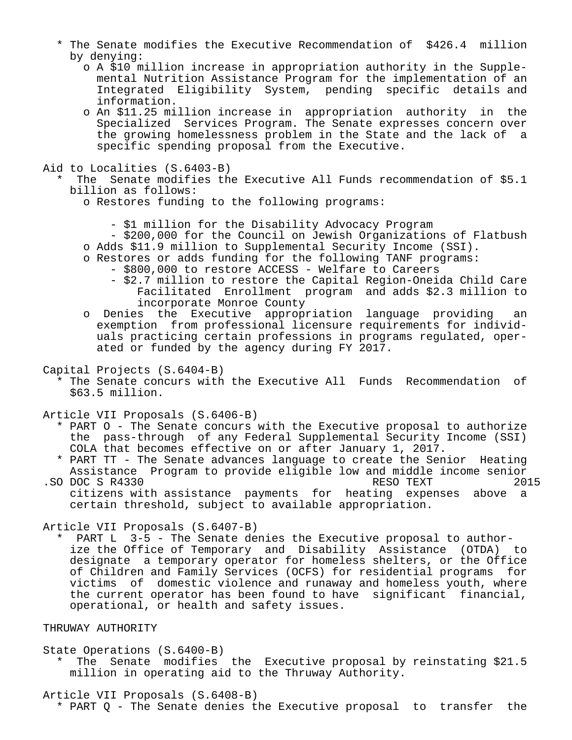* The Senate modifies the Executive Recommendation of $426.4 million by denying:
  - A $10 million increase in appropriation authority in the Supplemental Nutrition Assistance Program for the implementation of an Integrated Eligibility System, pending specific details and information.
  - An $11.25 million increase in appropriation authority in the Specialized Services Program. The Senate expresses concern over the growing homelessness problem in the State and the lack of a specific spending proposal from the Executive.

Aid to Localities (S.6403-B)

* The Senate modifies the Executive All Funds recommendation of $5.1 billion as follows:
  - Restores funding to the following programs:
    - $1 million for the Disability Advocacy Program
    - $200,000 for the Council on Jewish Organizations of Flatbush
  - Adds $11.9 million to Supplemental Security Income (SSI).
  - Restores or adds funding for the following TANF programs:
    - $800,000 to restore ACCESS - Welfare to Careers
    - $2.7 million to restore the Capital Region-Oneida Child Care Facilitated Enrollment program and adds $2.3 million to incorporate Monroe County
  - Denies the Executive appropriation language providing an exemption from professional licensure requirements for individuals practicing certain professions in programs regulated, operated or funded by the agency during FY 2017.

Capital Projects (S.6404-B)

* The Senate concurs with the Executive All Funds Recommendation of $63.5 million.

Article VII Proposals (S.6406-B)

* PART O - The Senate concurs with the Executive proposal to authorize the pass-through of any Federal Supplemental Security Income (SSI) COLA that becomes effective on or after January 1, 2017.
* PART TT - The Senate advances language to create the Senior Heating Assistance Program to provide eligible low and middle income senior citizens with assistance payments for heating expenses above a certain threshold, subject to available appropriation.

Article VII Proposals (S.6407-B)

* PART L 3-5 - The Senate denies the Executive proposal to authorize the Office of Temporary and Disability Assistance (OTDA) to designate a temporary operator for homeless shelters, or the Office of Children and Family Services (OCFS) for residential programs for victims of domestic violence and runaway and homeless youth, where the current operator has been found to have significant financial, operational, or health and safety issues.

THRUWAY AUTHORITY

State Operations (S.6400-B)

* The Senate modifies the Executive proposal by reinstating $21.5 million in operating aid to the Thruway Authority.

Article VII Proposals (S.6408-B)

* PART Q - The Senate denies the Executive proposal to transfer the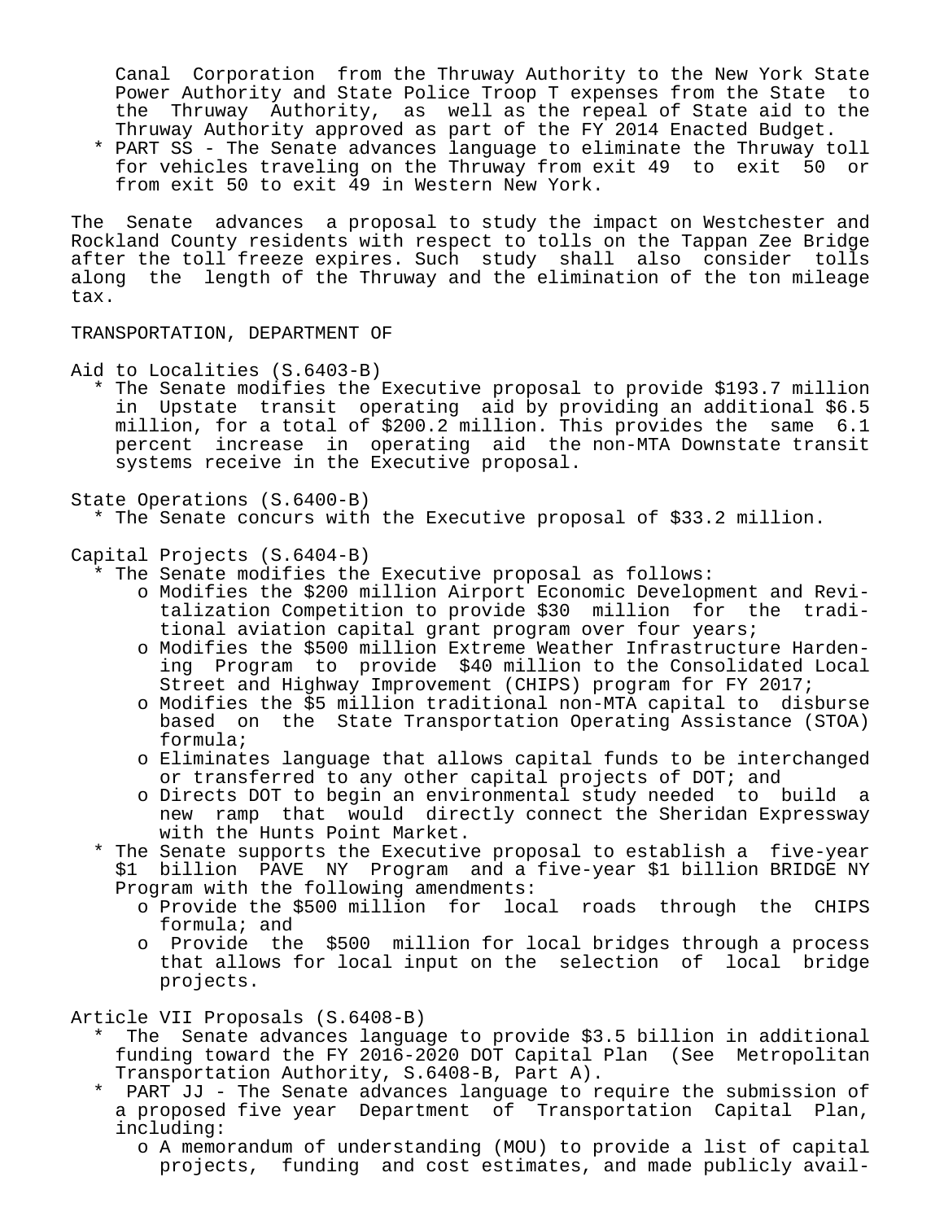Canal Corporation from the Thruway Authority to the New York State Power Authority and State Police Troop T expenses from the State to the Thruway Authority, as well as the repeal of State aid to the Thruway Authority approved as part of the FY 2014 Enacted Budget.

* PART SS - The Senate advances language to eliminate the Thruway toll for vehicles traveling on the Thruway from exit 49 to exit 50 or from exit 50 to exit 49 in Western New York.

The Senate advances a proposal to study the impact on Westchester and Rockland County residents with respect to tolls on the Tappan Zee Bridge after the toll freeze expires. Such study shall also consider tolls along the length of the Thruway and the elimination of the ton mileage tax.

TRANSPORTATION, DEPARTMENT OF

Aid to Localities (S.6403-B)

* The Senate modifies the Executive proposal to provide $193.7 million in Upstate transit operating aid by providing an additional $6.5 million, for a total of $200.2 million. This provides the same 6.1 percent increase in operating aid the non-MTA Downstate transit systems receive in the Executive proposal.

State Operations (S.6400-B)

* The Senate concurs with the Executive proposal of $33.2 million.

Capital Projects (S.6404-B)

* The Senate modifies the Executive proposal as follows:
  - o Modifies the $200 million Airport Economic Development and Revitalization Competition to provide $30 million for the traditional aviation capital grant program over four years;
  - o Modifies the $500 million Extreme Weather Infrastructure Hardening Program to provide $40 million to the Consolidated Local Street and Highway Improvement (CHIPS) program for FY 2017;
  - o Modifies the $5 million traditional non-MTA capital to disburse based on the State Transportation Operating Assistance (STOA) formula;
  - o Eliminates language that allows capital funds to be interchanged or transferred to any other capital projects of DOT; and
  - o Directs DOT to begin an environmental study needed to build a new ramp that would directly connect the Sheridan Expressway with the Hunts Point Market.
* The Senate supports the Executive proposal to establish a five-year $1 billion PAVE NY Program and a five-year $1 billion BRIDGE NY Program with the following amendments:
  - o Provide the $500 million for local roads through the CHIPS formula; and
  - o Provide the $500 million for local bridges through a process that allows for local input on the selection of local bridge projects.

Article VII Proposals (S.6408-B)

* The Senate advances language to provide $3.5 billion in additional funding toward the FY 2016-2020 DOT Capital Plan (See Metropolitan Transportation Authority, S.6408-B, Part A).
* PART JJ - The Senate advances language to require the submission of a proposed five year Department of Transportation Capital Plan, including:
  - o A memorandum of understanding (MOU) to provide a list of capital projects, funding and cost estimates, and made publicly avail-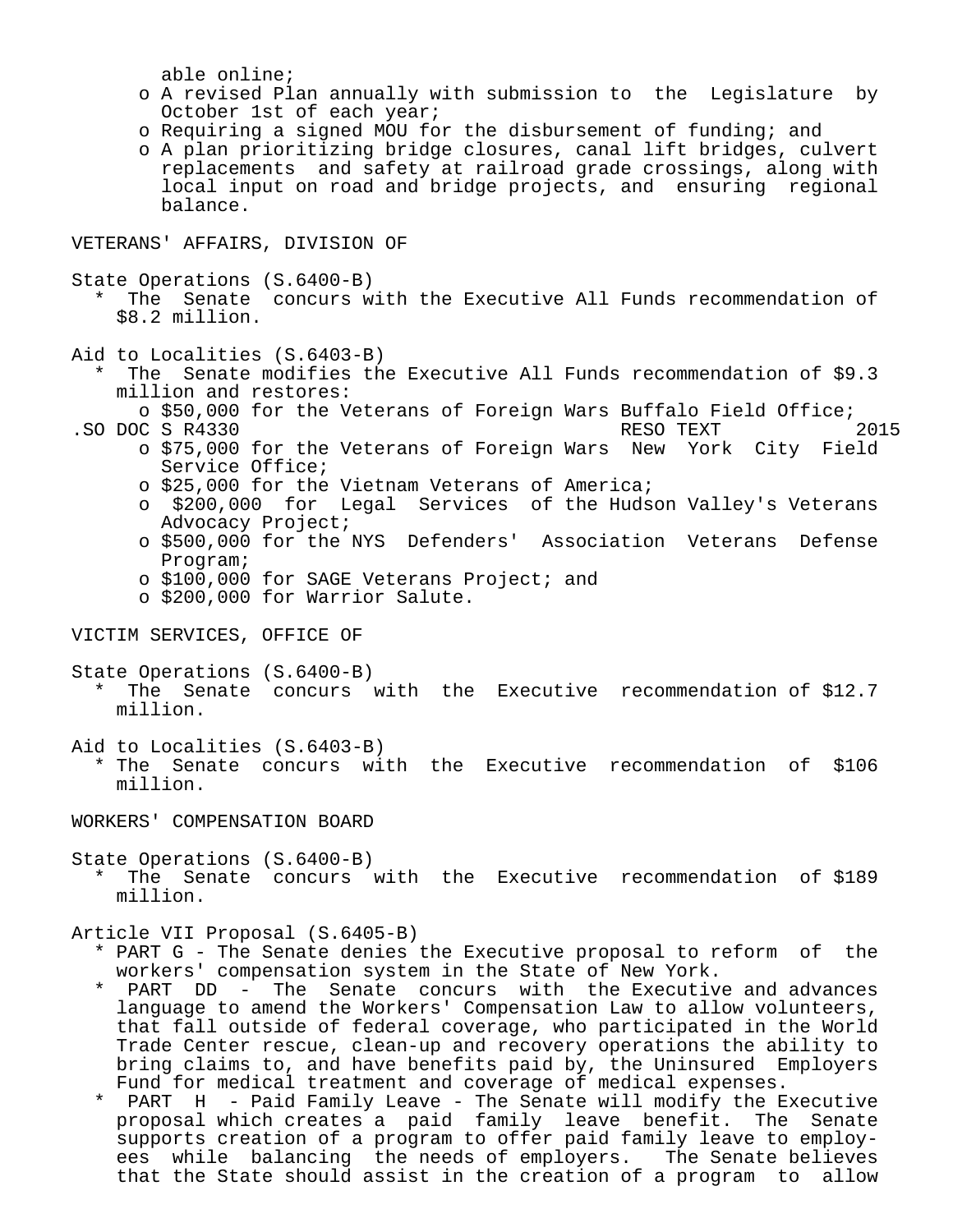able online;

- o A revised Plan annually with submission to the Legislature by October 1st of each year;
- o Requiring a signed MOU for the disbursement of funding; and
- o A plan prioritizing bridge closures, canal lift bridges, culvert replacements and safety at railroad grade crossings, along with local input on road and bridge projects, and ensuring regional balance.

## VETERANS' AFFAIRS, DIVISION OF

State Operations (S.6400-B)

- * The Senate concurs with the Executive All Funds recommendation of $8.2 million.

Aid to Localities (S.6403-B)

- * The Senate modifies the Executive All Funds recommendation of $9.3 million and restores:
  - o $50,000 for the Veterans of Foreign Wars Buffalo Field Office;
  - o $75,000 for the Veterans of Foreign Wars New York City Field Service Office;
  - o $25,000 for the Vietnam Veterans of America;
  - o $200,000 for Legal Services of the Hudson Valley's Veterans Advocacy Project;
  - o $500,000 for the NYS Defenders' Association Veterans Defense Program;
  - o $100,000 for SAGE Veterans Project; and
  - o $200,000 for Warrior Salute.

## VICTIM SERVICES, OFFICE OF

State Operations (S.6400-B)

- * The Senate concurs with the Executive recommendation of $12.7 million.

Aid to Localities (S.6403-B)

- * The Senate concurs with the Executive recommendation of $106 million.

## WORKERS' COMPENSATION BOARD

State Operations (S.6400-B)

- * The Senate concurs with the Executive recommendation of $189 million.

Article VII Proposal (S.6405-B)

- * PART G - The Senate denies the Executive proposal to reform of the workers' compensation system in the State of New York.
- * PART DD - The Senate concurs with the Executive and advances language to amend the Workers' Compensation Law to allow volunteers, that fall outside of federal coverage, who participated in the World Trade Center rescue, clean-up and recovery operations the ability to bring claims to, and have benefits paid by, the Uninsured Employers Fund for medical treatment and coverage of medical expenses.
- * PART H - Paid Family Leave - The Senate will modify the Executive proposal which creates a paid family leave benefit. The Senate supports creation of a program to offer paid family leave to employees while balancing the needs of employers. The Senate believes that the State should assist in the creation of a program to allow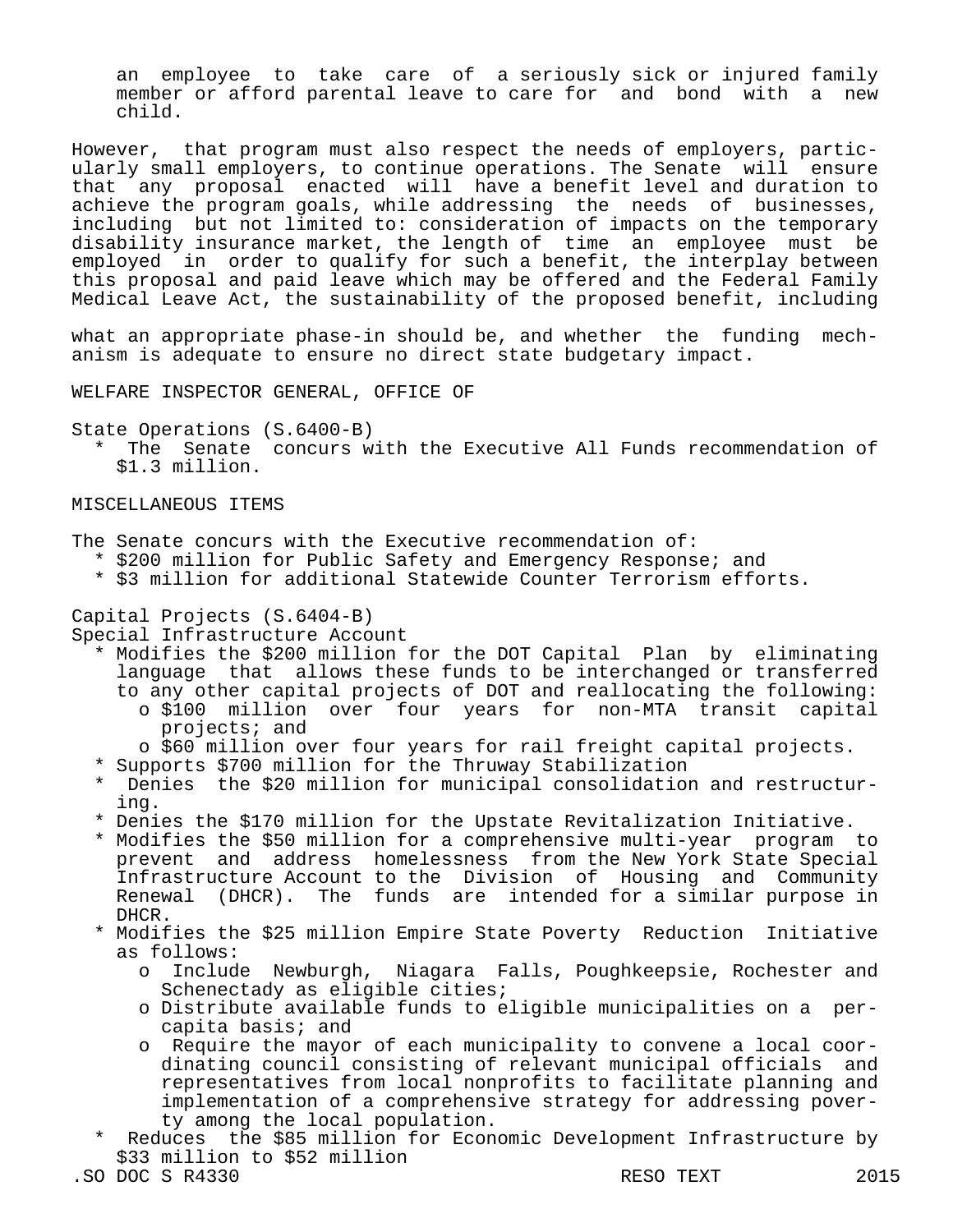an employee to take care of a seriously sick or injured family member or afford parental leave to care for and bond with a new child.

However, that program must also respect the needs of employers, particularly small employers, to continue operations. The Senate will ensure that any proposal enacted will have a benefit level and duration to achieve the program goals, while addressing the needs of businesses, including but not limited to: consideration of impacts on the temporary disability insurance market, the length of time an employee must be employed in order to qualify for such a benefit, the interplay between this proposal and paid leave which may be offered and the Federal Family Medical Leave Act, the sustainability of the proposed benefit, including what an appropriate phase-in should be, and whether the funding mechanism is adequate to ensure no direct state budgetary impact.

WELFARE INSPECTOR GENERAL, OFFICE OF

State Operations (S.6400-B)

* The Senate concurs with the Executive All Funds recommendation of $1.3 million.

MISCELLANEOUS ITEMS

The Senate concurs with the Executive recommendation of:

* $200 million for Public Safety and Emergency Response; and
* $3 million for additional Statewide Counter Terrorism efforts.

Capital Projects (S.6404-B)
Special Infrastructure Account

* Modifies the $200 million for the DOT Capital Plan by eliminating language that allows these funds to be interchanged or transferred to any other capital projects of DOT and reallocating the following:
  - o $100 million over four years for non-MTA transit capital projects; and
  - o $60 million over four years for rail freight capital projects.
* Supports $700 million for the Thruway Stabilization
* Denies the $20 million for municipal consolidation and restructuring.
* Denies the $170 million for the Upstate Revitalization Initiative.
* Modifies the $50 million for a comprehensive multi-year program to prevent and address homelessness from the New York State Special Infrastructure Account to the Division of Housing and Community Renewal (DHCR). The funds are intended for a similar purpose in DHCR.
* Modifies the $25 million Empire State Poverty Reduction Initiative as follows:
  - o Include Newburgh, Niagara Falls, Poughkeepsie, Rochester and Schenectady as eligible cities;
  - o Distribute available funds to eligible municipalities on a per-capita basis; and
  - o Require the mayor of each municipality to convene a local coordinating council consisting of relevant municipal officials and representatives from local nonprofits to facilitate planning and implementation of a comprehensive strategy for addressing poverty among the local population.
* Reduces the $85 million for Economic Development Infrastructure by $33 million to $52 million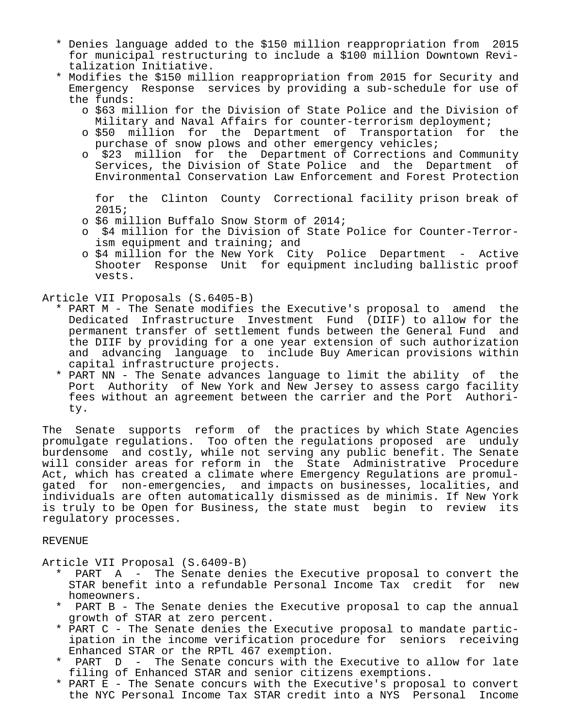- Denies language added to the $150 million reappropriation from 2015 for municipal restructuring to include a $100 million Downtown Revitalization Initiative.
- Modifies the $150 million reappropriation from 2015 for Security and Emergency Response services by providing a sub-schedule for use of the funds:
  - $63 million for the Division of State Police and the Division of Military and Naval Affairs for counter-terrorism deployment;
  - $50 million for the Department of Transportation for the purchase of snow plows and other emergency vehicles;
  - $23 million for the Department of Corrections and Community Services, the Division of State Police and the Department of Environmental Conservation Law Enforcement and Forest Protection for the Clinton County Correctional facility prison break of 2015;
  - $6 million Buffalo Snow Storm of 2014;
  - $4 million for the Division of State Police for Counter-Terrorism equipment and training; and
  - $4 million for the New York City Police Department - Active Shooter Response Unit for equipment including ballistic proof vests.

Article VII Proposals (S.6405-B)

- PART M - The Senate modifies the Executive's proposal to amend the Dedicated Infrastructure Investment Fund (DIIF) to allow for the permanent transfer of settlement funds between the General Fund and the DIIF by providing for a one year extension of such authorization and advancing language to include Buy American provisions within capital infrastructure projects.
- PART NN - The Senate advances language to limit the ability of the Port Authority of New York and New Jersey to assess cargo facility fees without an agreement between the carrier and the Port Authority.

The Senate supports reform of the practices by which State Agencies promulgate regulations. Too often the regulations proposed are unduly burdensome and costly, while not serving any public benefit. The Senate will consider areas for reform in the State Administrative Procedure Act, which has created a climate where Emergency Regulations are promulgated for non-emergencies, and impacts on businesses, localities, and individuals are often automatically dismissed as de minimis. If New York is truly to be Open for Business, the state must begin to review its regulatory processes.

REVENUE

Article VII Proposal (S.6409-B)

- PART A - The Senate denies the Executive proposal to convert the STAR benefit into a refundable Personal Income Tax credit for new homeowners.
- PART B - The Senate denies the Executive proposal to cap the annual growth of STAR at zero percent.
- PART C - The Senate denies the Executive proposal to mandate participation in the income verification procedure for seniors receiving Enhanced STAR or the RPTL 467 exemption.
- PART D - The Senate concurs with the Executive to allow for late filing of Enhanced STAR and senior citizens exemptions.
- PART E - The Senate concurs with the Executive's proposal to convert the NYC Personal Income Tax STAR credit into a NYS Personal Income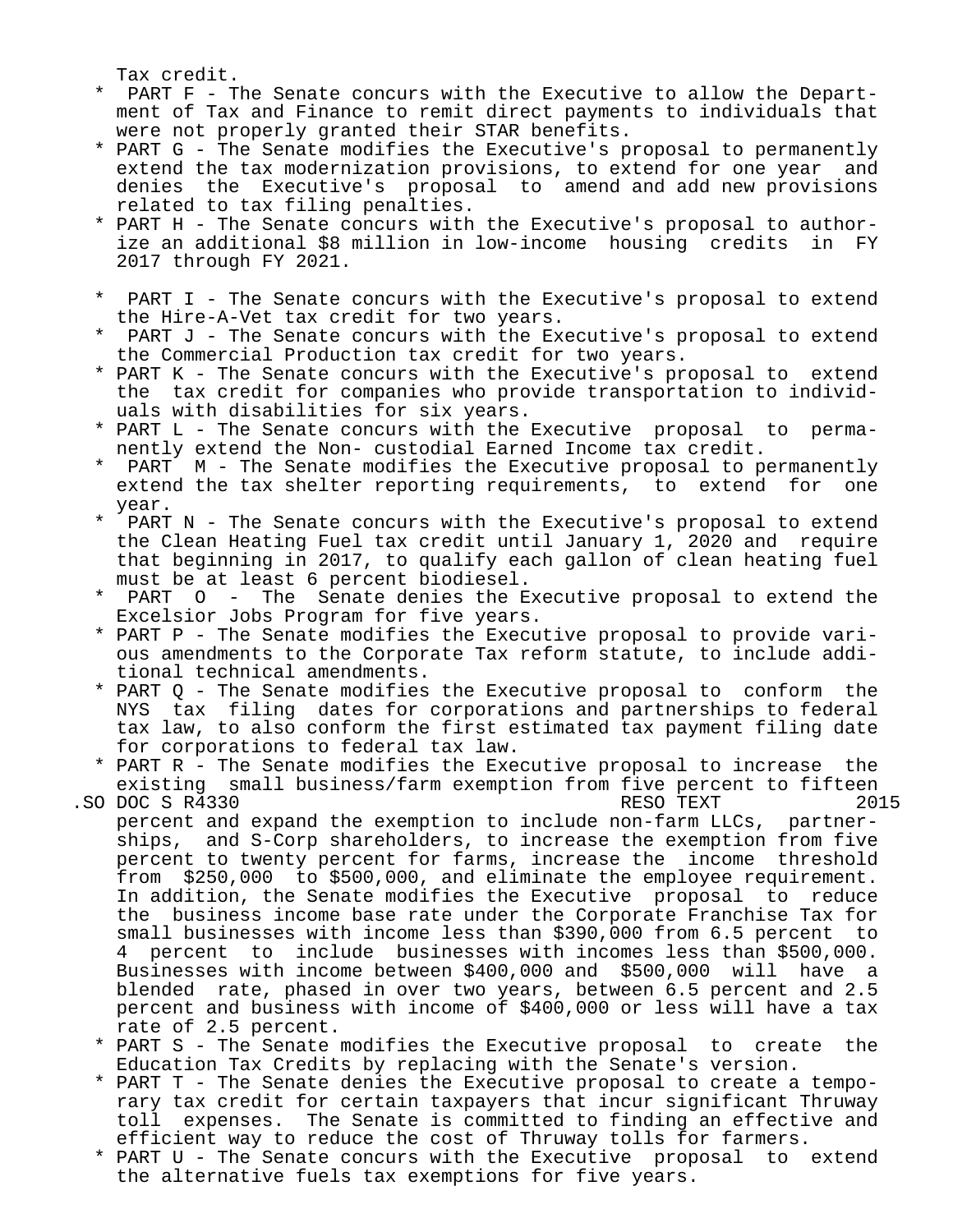Tax credit.

* PART F - The Senate concurs with the Executive to allow the Department of Tax and Finance to remit direct payments to individuals that were not properly granted their STAR benefits.
* PART G - The Senate modifies the Executive's proposal to permanently extend the tax modernization provisions, to extend for one year and denies the Executive's proposal to amend and add new provisions related to tax filing penalties.
* PART H - The Senate concurs with the Executive's proposal to authorize an additional $8 million in low-income housing credits in FY 2017 through FY 2021.

* PART I - The Senate concurs with the Executive's proposal to extend the Hire-A-Vet tax credit for two years.
* PART J - The Senate concurs with the Executive's proposal to extend the Commercial Production tax credit for two years.
* PART K - The Senate concurs with the Executive's proposal to extend the tax credit for companies who provide transportation to individuals with disabilities for six years.
* PART L - The Senate concurs with the Executive proposal to permanently extend the Non- custodial Earned Income tax credit.
* PART M - The Senate modifies the Executive proposal to permanently extend the tax shelter reporting requirements, to extend for one year.
* PART N - The Senate concurs with the Executive's proposal to extend the Clean Heating Fuel tax credit until January 1, 2020 and require that beginning in 2017, to qualify each gallon of clean heating fuel must be at least 6 percent biodiesel.
* PART O - The Senate denies the Executive proposal to extend the Excelsior Jobs Program for five years.
* PART P - The Senate modifies the Executive proposal to provide various amendments to the Corporate Tax reform statute, to include additional technical amendments.
* PART Q - The Senate modifies the Executive proposal to conform the NYS tax filing dates for corporations and partnerships to federal tax law, to also conform the first estimated tax payment filing date for corporations to federal tax law.
* PART R - The Senate modifies the Executive proposal to increase the existing small business/farm exemption from five percent to fifteen percent and expand the exemption to include non-farm LLCs, partnerships, and S-Corp shareholders, to increase the exemption from five percent to twenty percent for farms, increase the income threshold from $250,000 to $500,000, and eliminate the employee requirement. In addition, the Senate modifies the Executive proposal to reduce the business income base rate under the Corporate Franchise Tax for small businesses with income less than $390,000 from 6.5 percent to 4 percent to include businesses with incomes less than $500,000. Businesses with income between $400,000 and $500,000 will have a blended rate, phased in over two years, between 6.5 percent and 2.5 percent and business with income of $400,000 or less will have a tax rate of 2.5 percent.
* PART S - The Senate modifies the Executive proposal to create the Education Tax Credits by replacing with the Senate's version.
* PART T - The Senate denies the Executive proposal to create a temporary tax credit for certain taxpayers that incur significant Thruway toll expenses. The Senate is committed to finding an effective and efficient way to reduce the cost of Thruway tolls for farmers.
* PART U - The Senate concurs with the Executive proposal to extend the alternative fuels tax exemptions for five years.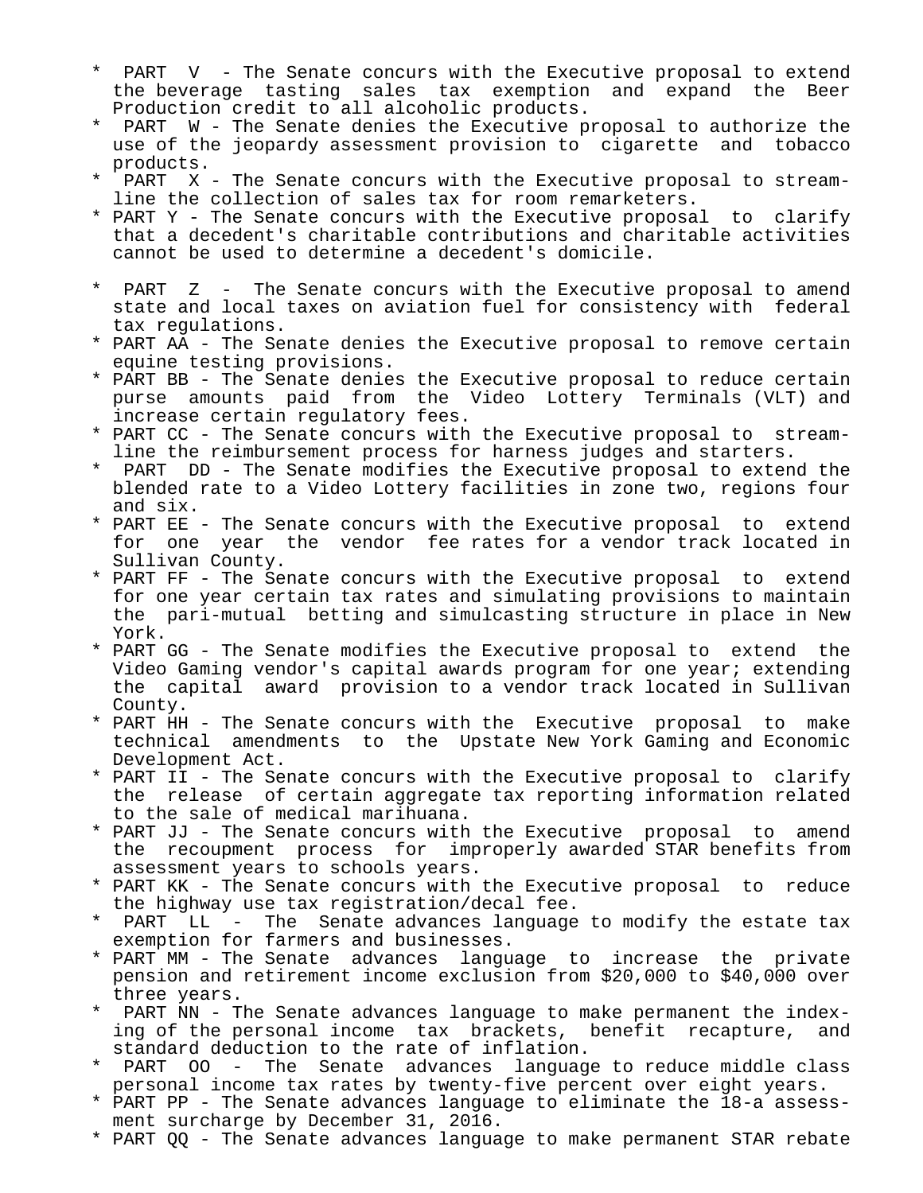* PART V - The Senate concurs with the Executive proposal to extend the beverage tasting sales tax exemption and expand the Beer Production credit to all alcoholic products.
* PART W - The Senate denies the Executive proposal to authorize the use of the jeopardy assessment provision to cigarette and tobacco products.
* PART X - The Senate concurs with the Executive proposal to streamline the collection of sales tax for room remarketers.
* PART Y - The Senate concurs with the Executive proposal to clarify that a decedent's charitable contributions and charitable activities cannot be used to determine a decedent's domicile.
* PART Z - The Senate concurs with the Executive proposal to amend state and local taxes on aviation fuel for consistency with federal tax regulations.
* PART AA - The Senate denies the Executive proposal to remove certain equine testing provisions.
* PART BB - The Senate denies the Executive proposal to reduce certain purse amounts paid from the Video Lottery Terminals (VLT) and increase certain regulatory fees.
* PART CC - The Senate concurs with the Executive proposal to streamline the reimbursement process for harness judges and starters.
* PART DD - The Senate modifies the Executive proposal to extend the blended rate to a Video Lottery facilities in zone two, regions four and six.
* PART EE - The Senate concurs with the Executive proposal to extend for one year the vendor fee rates for a vendor track located in Sullivan County.
* PART FF - The Senate concurs with the Executive proposal to extend for one year certain tax rates and simulating provisions to maintain the pari-mutual betting and simulcasting structure in place in New York.
* PART GG - The Senate modifies the Executive proposal to extend the Video Gaming vendor's capital awards program for one year; extending the capital award provision to a vendor track located in Sullivan County.
* PART HH - The Senate concurs with the Executive proposal to make technical amendments to the Upstate New York Gaming and Economic Development Act.
* PART II - The Senate concurs with the Executive proposal to clarify the release of certain aggregate tax reporting information related to the sale of medical marihuana.
* PART JJ - The Senate concurs with the Executive proposal to amend the recoupment process for improperly awarded STAR benefits from assessment years to schools years.
* PART KK - The Senate concurs with the Executive proposal to reduce the highway use tax registration/decal fee.
* PART LL - The Senate advances language to modify the estate tax exemption for farmers and businesses.
* PART MM - The Senate advances language to increase the private pension and retirement income exclusion from $20,000 to $40,000 over three years.
* PART NN - The Senate advances language to make permanent the indexing of the personal income tax brackets, benefit recapture, and standard deduction to the rate of inflation.
* PART OO - The Senate advances language to reduce middle class personal income tax rates by twenty-five percent over eight years.
* PART PP - The Senate advances language to eliminate the 18-a assessment surcharge by December 31, 2016.
* PART QQ - The Senate advances language to make permanent STAR rebate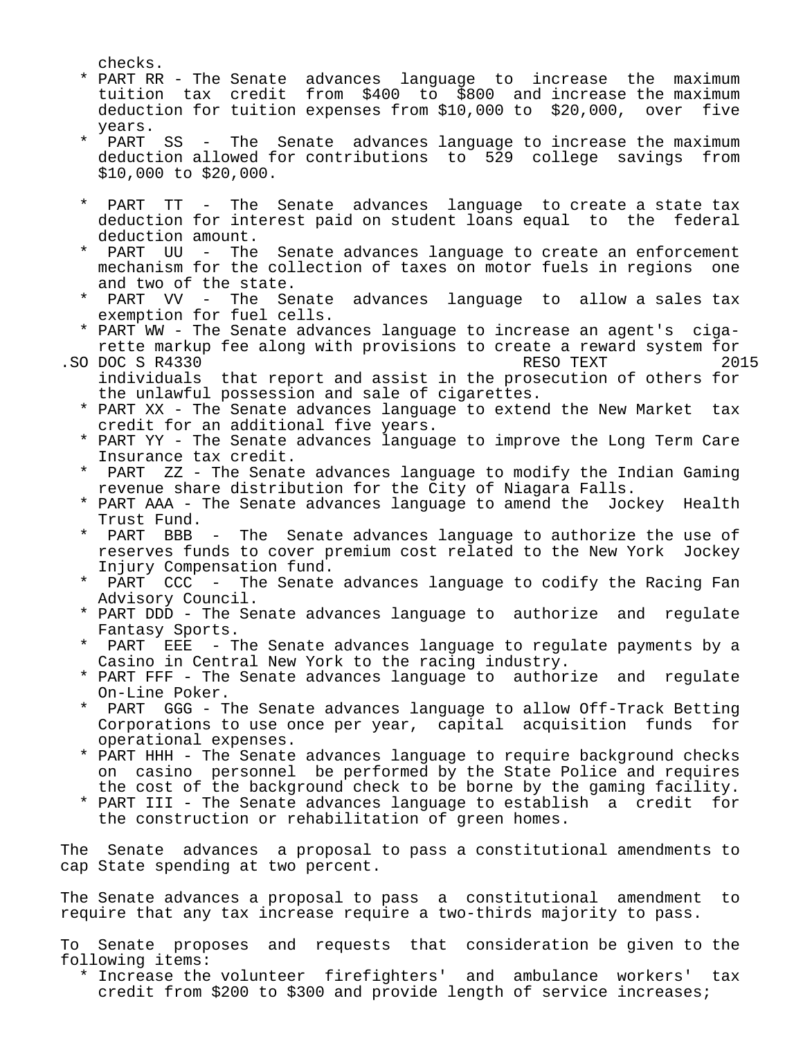checks.

* PART RR - The Senate advances language to increase the maximum tuition tax credit from $400 to $800 and increase the maximum deduction for tuition expenses from $10,000 to $20,000, over five years.
* PART SS - The Senate advances language to increase the maximum deduction allowed for contributions to 529 college savings from $10,000 to $20,000.

* PART TT - The Senate advances language to create a state tax deduction for interest paid on student loans equal to the federal deduction amount.
* PART UU - The Senate advances language to create an enforcement mechanism for the collection of taxes on motor fuels in regions one and two of the state.
* PART VV - The Senate advances language to allow a sales tax exemption for fuel cells.
* PART WW - The Senate advances language to increase an agent's cigarette markup fee along with provisions to create a reward system for individuals that report and assist in the prosecution of others for the unlawful possession and sale of cigarettes.
* PART XX - The Senate advances language to extend the New Market tax credit for an additional five years.
* PART YY - The Senate advances language to improve the Long Term Care Insurance tax credit.
* PART ZZ - The Senate advances language to modify the Indian Gaming revenue share distribution for the City of Niagara Falls.
* PART AAA - The Senate advances language to amend the Jockey Health Trust Fund.
* PART BBB - The Senate advances language to authorize the use of reserves funds to cover premium cost related to the New York Jockey Injury Compensation fund.
* PART CCC - The Senate advances language to codify the Racing Fan Advisory Council.
* PART DDD - The Senate advances language to authorize and regulate Fantasy Sports.
* PART EEE - The Senate advances language to regulate payments by a Casino in Central New York to the racing industry.
* PART FFF - The Senate advances language to authorize and regulate On-Line Poker.
* PART GGG - The Senate advances language to allow Off-Track Betting Corporations to use once per year, capital acquisition funds for operational expenses.
* PART HHH - The Senate advances language to require background checks on casino personnel be performed by the State Police and requires the cost of the background check to be borne by the gaming facility.
* PART III - The Senate advances language to establish a credit for the construction or rehabilitation of green homes.

The Senate advances a proposal to pass a constitutional amendments to cap State spending at two percent.

The Senate advances a proposal to pass a constitutional amendment to require that any tax increase require a two-thirds majority to pass.

To Senate proposes and requests that consideration be given to the following items:

* Increase the volunteer firefighters' and ambulance workers' tax credit from $200 to $300 and provide length of service increases;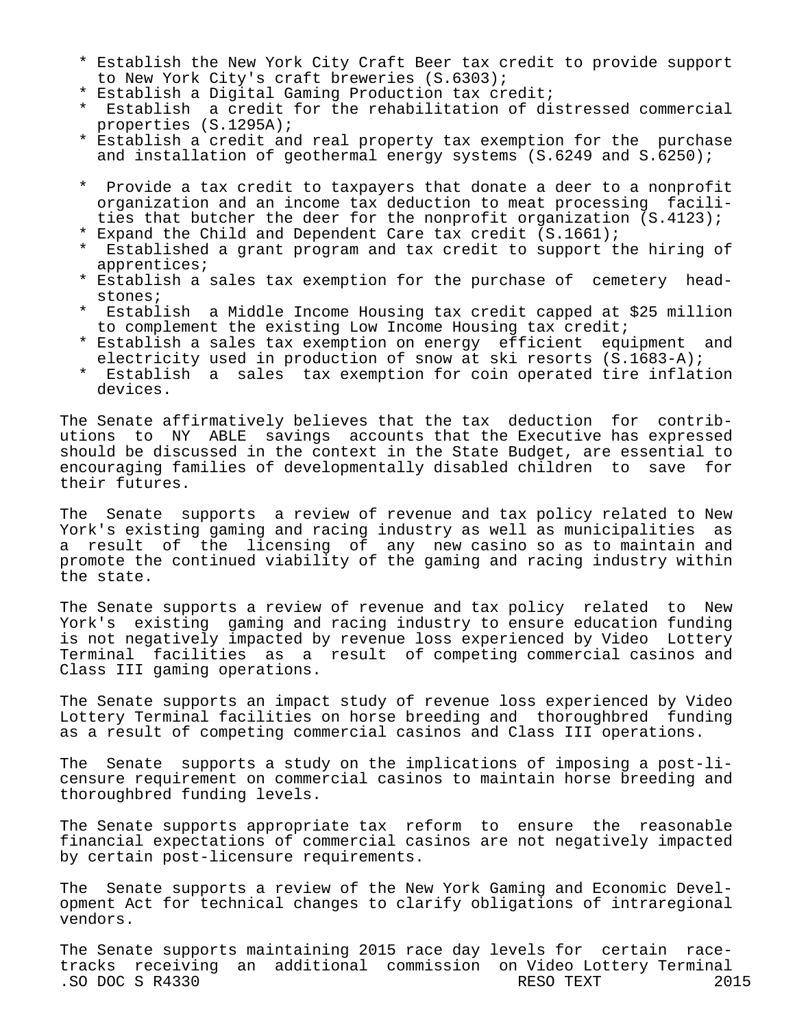* Establish the New York City Craft Beer tax credit to provide support to New York City's craft breweries (S.6303);
* Establish a Digital Gaming Production tax credit;
* Establish a credit for the rehabilitation of distressed commercial properties (S.1295A);
* Establish a credit and real property tax exemption for the purchase and installation of geothermal energy systems (S.6249 and S.6250);
* Provide a tax credit to taxpayers that donate a deer to a nonprofit organization and an income tax deduction to meat processing facilities that butcher the deer for the nonprofit organization (S.4123);
* Expand the Child and Dependent Care tax credit (S.1661);
* Established a grant program and tax credit to support the hiring of apprentices;
* Establish a sales tax exemption for the purchase of cemetery headstones;
* Establish a Middle Income Housing tax credit capped at $25 million to complement the existing Low Income Housing tax credit;
* Establish a sales tax exemption on energy efficient equipment and electricity used in production of snow at ski resorts (S.1683-A);
* Establish a sales tax exemption for coin operated tire inflation devices.

The Senate affirmatively believes that the tax deduction for contributions to NY ABLE savings accounts that the Executive has expressed should be discussed in the context in the State Budget, are essential to encouraging families of developmentally disabled children to save for their futures.

The Senate supports a review of revenue and tax policy related to New York's existing gaming and racing industry as well as municipalities as a result of the licensing of any new casino so as to maintain and promote the continued viability of the gaming and racing industry within the state.

The Senate supports a review of revenue and tax policy related to New York's existing gaming and racing industry to ensure education funding is not negatively impacted by revenue loss experienced by Video Lottery Terminal facilities as a result of competing commercial casinos and Class III gaming operations.

The Senate supports an impact study of revenue loss experienced by Video Lottery Terminal facilities on horse breeding and thoroughbred funding as a result of competing commercial casinos and Class III operations.

The Senate supports a study on the implications of imposing a post-licensure requirement on commercial casinos to maintain horse breeding and thoroughbred funding levels.

The Senate supports appropriate tax reform to ensure the reasonable financial expectations of commercial casinos are not negatively impacted by certain post-licensure requirements.

The Senate supports a review of the New York Gaming and Economic Development Act for technical changes to clarify obligations of intraregional vendors.

The Senate supports maintaining 2015 race day levels for certain racetracks receiving an additional commission on Video Lottery Terminal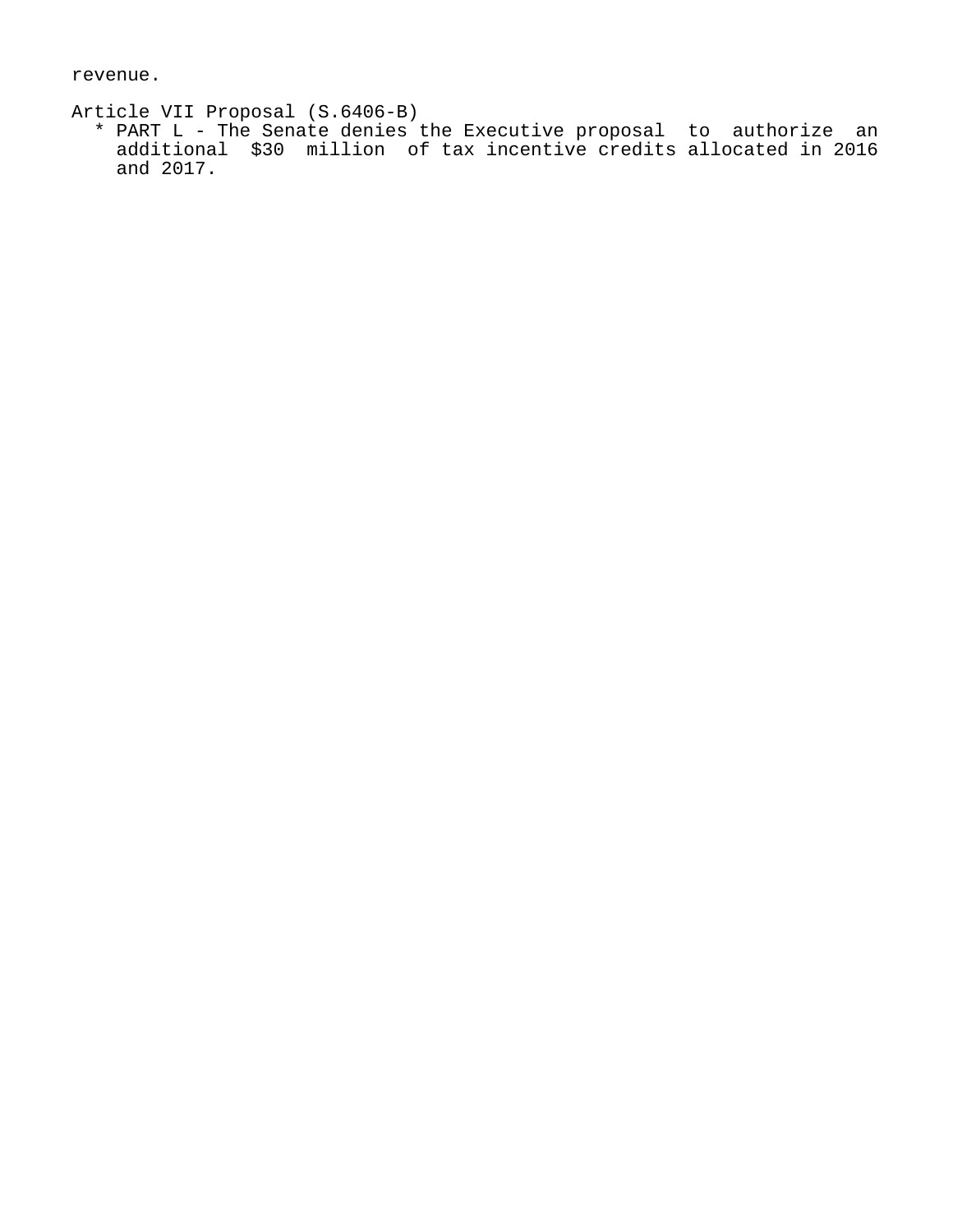revenue.

Article VII Proposal (S.6406-B)

* PART L - The Senate denies the Executive proposal to authorize an additional $30 million of tax incentive credits allocated in 2016 and 2017.